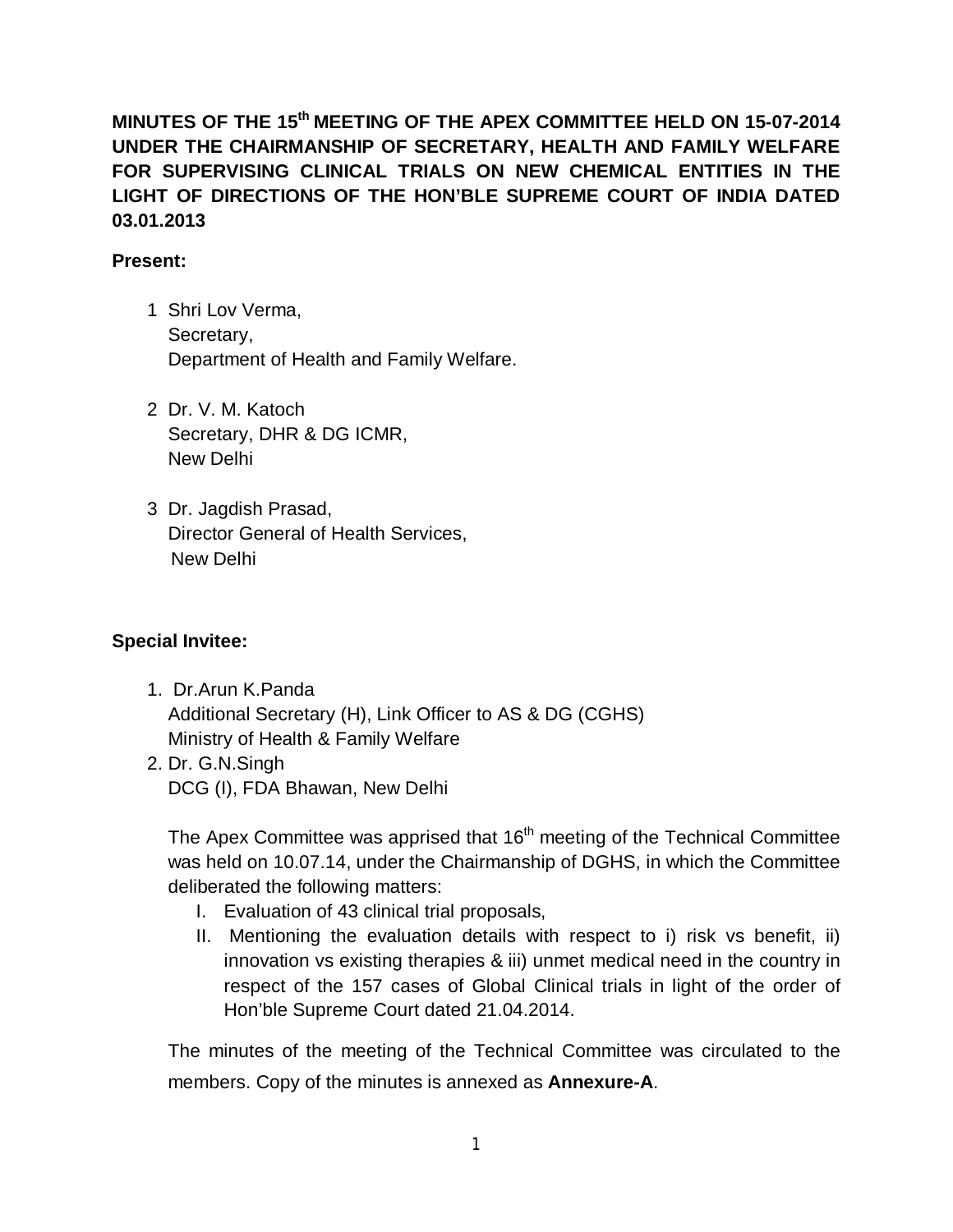**MINUTES OF THE 15th MEETING OF THE APEX COMMITTEE HELD ON 15-07-2014 UNDER THE CHAIRMANSHIP OF SECRETARY, HEALTH AND FAMILY WELFARE FOR SUPERVISING CLINICAL TRIALS ON NEW CHEMICAL ENTITIES IN THE LIGHT OF DIRECTIONS OF THE HON'BLE SUPREME COURT OF INDIA DATED 03.01.2013**

**Present:**

1. Shri Lov Verma,
   Secretary,
   Department of Health and Family Welfare.

2. Dr. V. M. Katoch
   Secretary, DHR & DG ICMR,
   New Delhi

3. Dr. Jagdish Prasad,
   Director General of Health Services,
   New Delhi

**Special Invitee:**

1. Dr.Arun K.Panda
   Additional Secretary (H), Link Officer to AS & DG (CGHS)
   Ministry of Health & Family Welfare
2. Dr. G.N.Singh
   DCG (I), FDA Bhawan, New Delhi

The Apex Committee was apprised that 16th meeting of the Technical Committee was held on 10.07.14, under the Chairmanship of DGHS, in which the Committee deliberated the following matters:

I. Evaluation of 43 clinical trial proposals,
II. Mentioning the evaluation details with respect to i) risk vs benefit, ii) innovation vs existing therapies & iii) unmet medical need in the country in respect of the 157 cases of Global Clinical trials in light of the order of Hon'ble Supreme Court dated 21.04.2014.

The minutes of the meeting of the Technical Committee was circulated to the members. Copy of the minutes is annexed as **Annexure-A**.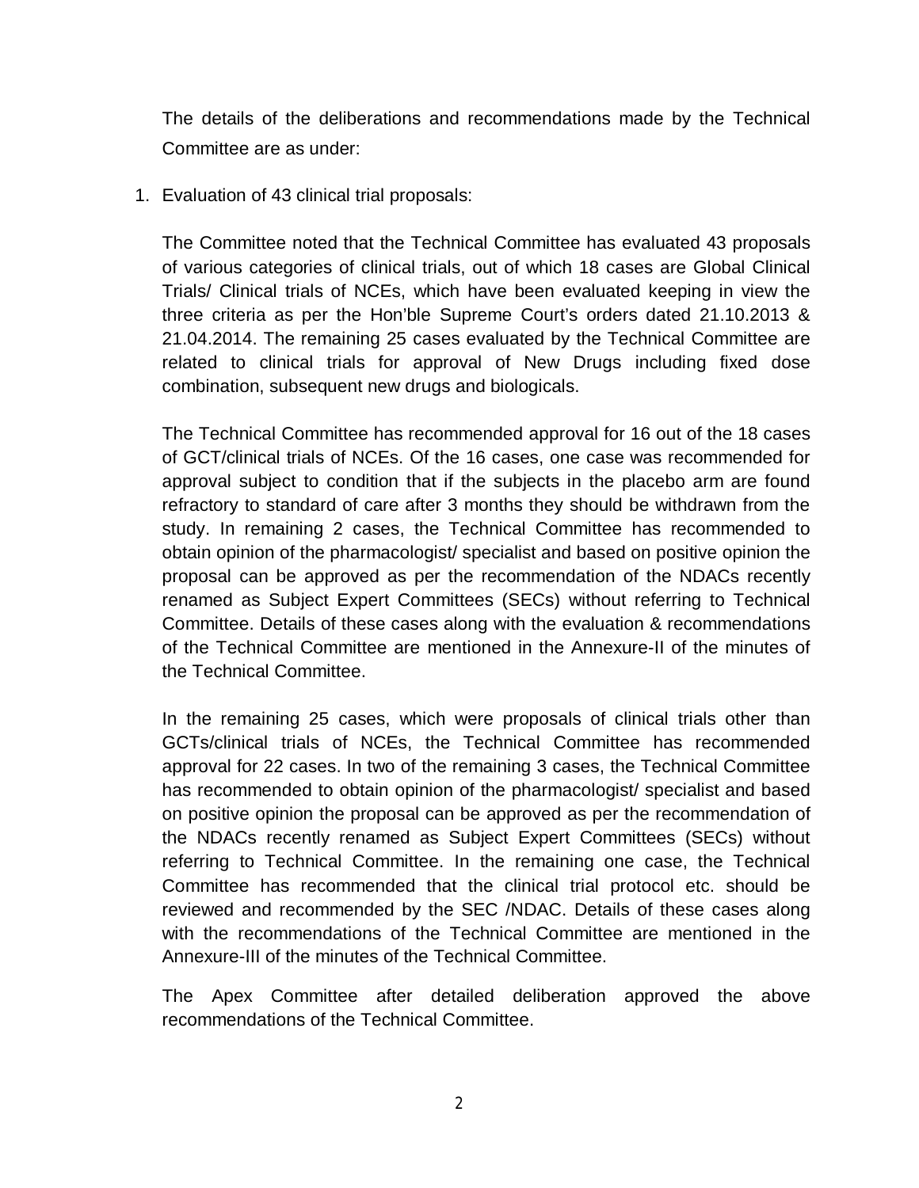The details of the deliberations and recommendations made by the Technical Committee are as under:

1. Evaluation of 43 clinical trial proposals:

   The Committee noted that the Technical Committee has evaluated 43 proposals of various categories of clinical trials, out of which 18 cases are Global Clinical Trials/ Clinical trials of NCEs, which have been evaluated keeping in view the three criteria as per the Hon'ble Supreme Court's orders dated 21.10.2013 & 21.04.2014. The remaining 25 cases evaluated by the Technical Committee are related to clinical trials for approval of New Drugs including fixed dose combination, subsequent new drugs and biologicals.

   The Technical Committee has recommended approval for 16 out of the 18 cases of GCT/clinical trials of NCEs. Of the 16 cases, one case was recommended for approval subject to condition that if the subjects in the placebo arm are found refractory to standard of care after 3 months they should be withdrawn from the study. In remaining 2 cases, the Technical Committee has recommended to obtain opinion of the pharmacologist/ specialist and based on positive opinion the proposal can be approved as per the recommendation of the NDACs recently renamed as Subject Expert Committees (SECs) without referring to Technical Committee. Details of these cases along with the evaluation & recommendations of the Technical Committee are mentioned in the Annexure-II of the minutes of the Technical Committee.

   In the remaining 25 cases, which were proposals of clinical trials other than GCTs/clinical trials of NCEs, the Technical Committee has recommended approval for 22 cases. In two of the remaining 3 cases, the Technical Committee has recommended to obtain opinion of the pharmacologist/ specialist and based on positive opinion the proposal can be approved as per the recommendation of the NDACs recently renamed as Subject Expert Committees (SECs) without referring to Technical Committee. In the remaining one case, the Technical Committee has recommended that the clinical trial protocol etc. should be reviewed and recommended by the SEC /NDAC. Details of these cases along with the recommendations of the Technical Committee are mentioned in the Annexure-III of the minutes of the Technical Committee.

   The Apex Committee after detailed deliberation approved the above recommendations of the Technical Committee.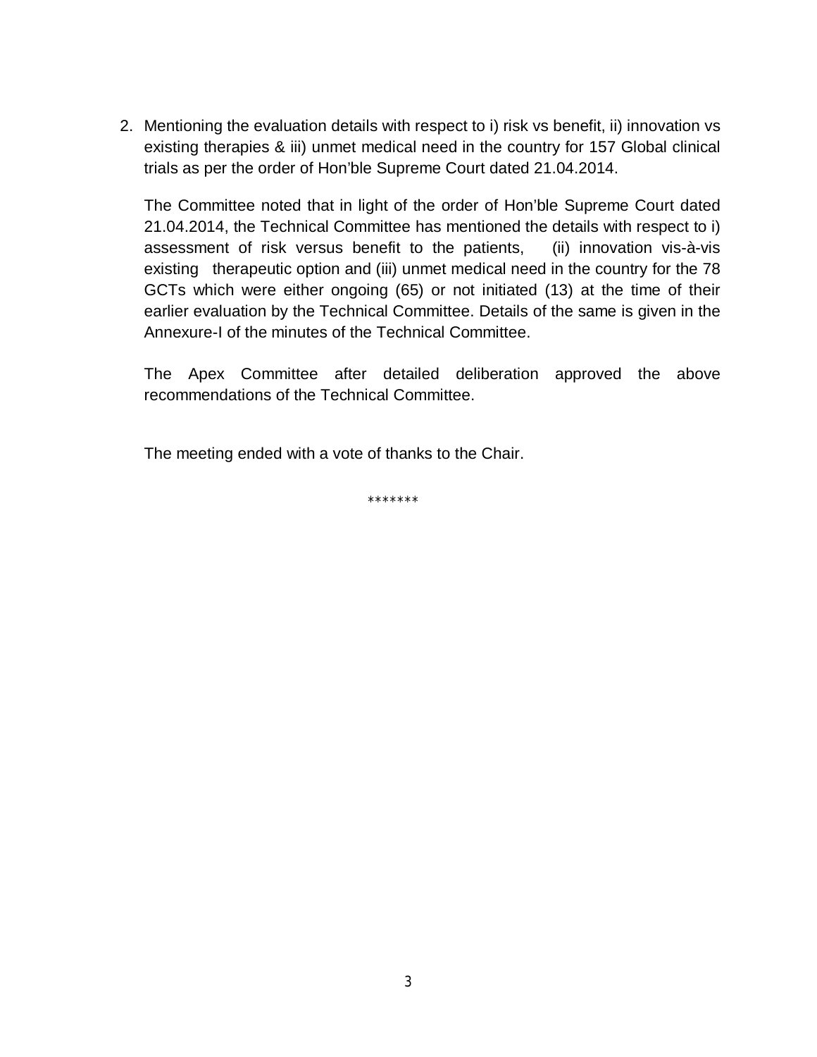2. Mentioning the evaluation details with respect to i) risk vs benefit, ii) innovation vs existing therapies & iii) unmet medical need in the country for 157 Global clinical trials as per the order of Hon'ble Supreme Court dated 21.04.2014.

   The Committee noted that in light of the order of Hon'ble Supreme Court dated 21.04.2014, the Technical Committee has mentioned the details with respect to i) assessment of risk versus benefit to the patients, (ii) innovation vis-à-vis existing therapeutic option and (iii) unmet medical need in the country for the 78 GCTs which were either ongoing (65) or not initiated (13) at the time of their earlier evaluation by the Technical Committee. Details of the same is given in the Annexure-I of the minutes of the Technical Committee.

   The Apex Committee after detailed deliberation approved the above recommendations of the Technical Committee.

   The meeting ended with a vote of thanks to the Chair.

*******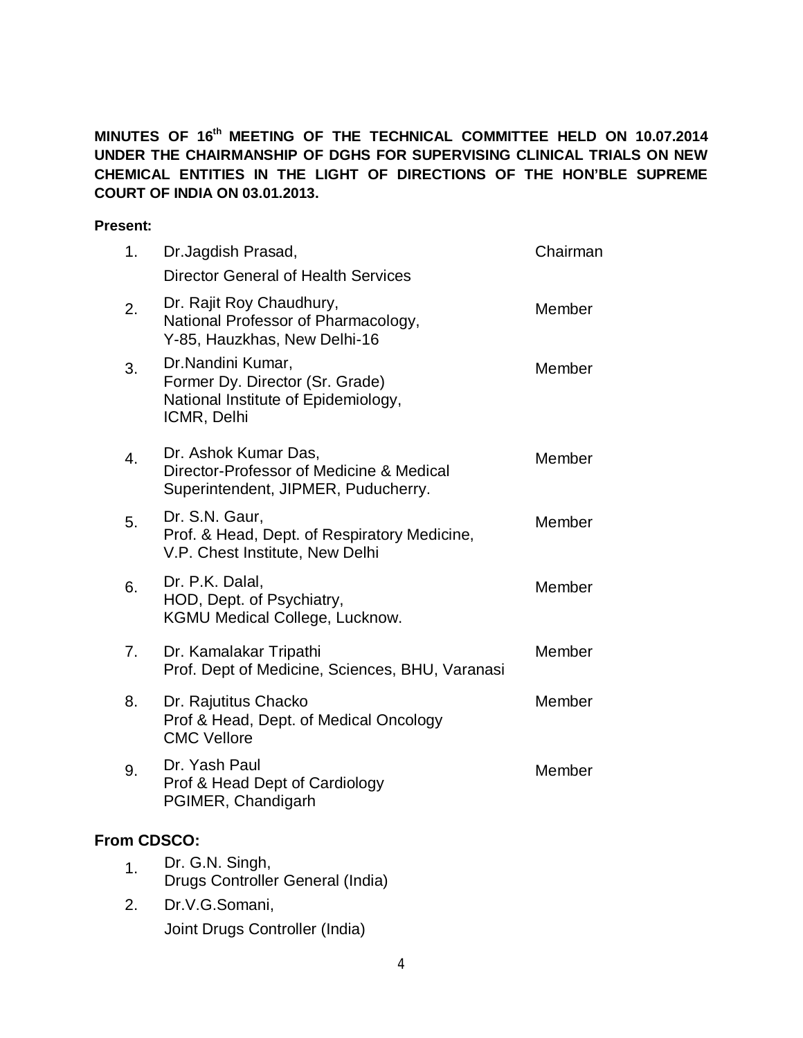**MINUTES OF 16th MEETING OF THE TECHNICAL COMMITTEE HELD ON 10.07.2014 UNDER THE CHAIRMANSHIP OF DGHS FOR SUPERVISING CLINICAL TRIALS ON NEW CHEMICAL ENTITIES IN THE LIGHT OF DIRECTIONS OF THE HON'BLE SUPREME COURT OF INDIA ON 03.01.2013.**

**Present:**

| | | |
|---|---|---|
| 1. | Dr.Jagdish Prasad, Director General of Health Services | Chairman |
| 2. | Dr. Rajit Roy Chaudhury, National Professor of Pharmacology, Y-85, Hauzkhas, New Delhi-16 | Member |
| 3. | Dr.Nandini Kumar, Former Dy. Director (Sr. Grade) National Institute of Epidemiology, ICMR, Delhi | Member |
| 4. | Dr. Ashok Kumar Das, Director-Professor of Medicine & Medical Superintendent, JIPMER, Puducherry. | Member |
| 5. | Dr. S.N. Gaur, Prof. & Head, Dept. of Respiratory Medicine, V.P. Chest Institute, New Delhi | Member |
| 6. | Dr. P.K. Dalal, HOD, Dept. of Psychiatry, KGMU Medical College, Lucknow. | Member |
| 7. | Dr. Kamalakar Tripathi Prof. Dept of Medicine, Sciences, BHU, Varanasi | Member |
| 8. | Dr. Rajutitus Chacko Prof & Head, Dept. of Medical Oncology CMC Vellore | Member |
| 9. | Dr. Yash Paul Prof & Head Dept of Cardiology PGIMER, Chandigarh | Member |

**From CDSCO:**

1. Dr. G.N. Singh, Drugs Controller General (India)
2. Dr.V.G.Somani, Joint Drugs Controller (India)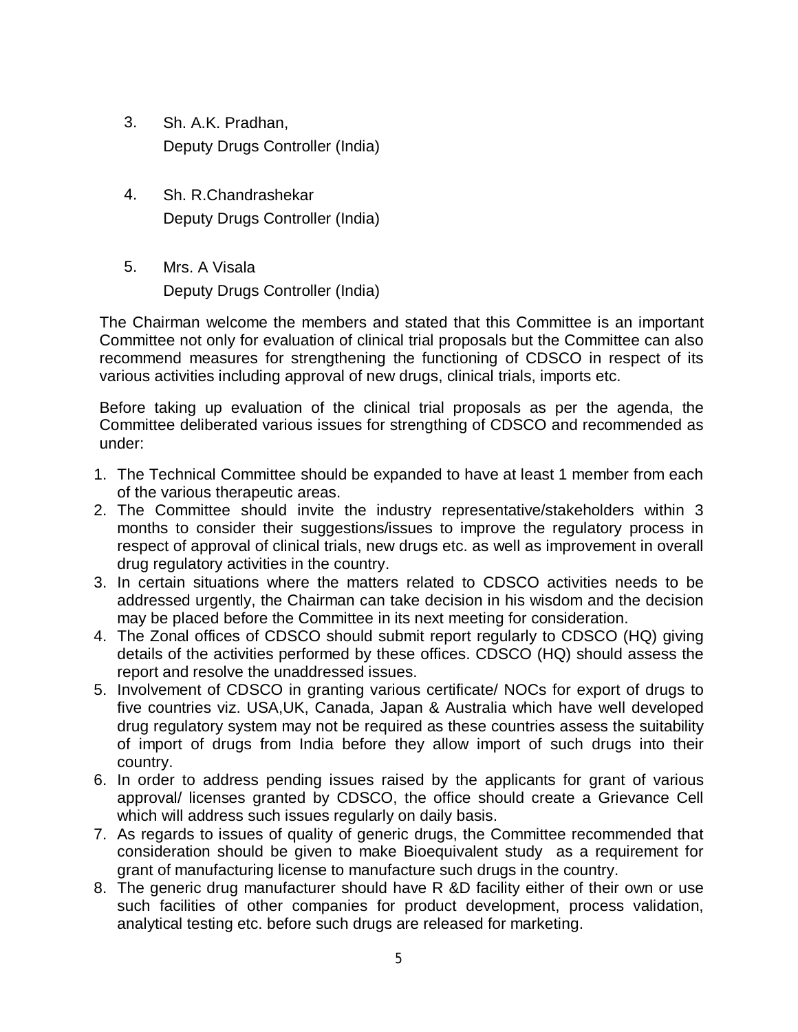3. Sh. A.K. Pradhan,
   Deputy Drugs Controller (India)

4. Sh. R.Chandrashekar
   Deputy Drugs Controller (India)

5. Mrs. A Visala
   Deputy Drugs Controller (India)

The Chairman welcome the members and stated that this Committee is an important Committee not only for evaluation of clinical trial proposals but the Committee can also recommend measures for strengthening the functioning of CDSCO in respect of its various activities including approval of new drugs, clinical trials, imports etc.

Before taking up evaluation of the clinical trial proposals as per the agenda, the Committee deliberated various issues for strengthing of CDSCO and recommended as under:

1. The Technical Committee should be expanded to have at least 1 member from each of the various therapeutic areas.
2. The Committee should invite the industry representative/stakeholders within 3 months to consider their suggestions/issues to improve the regulatory process in respect of approval of clinical trials, new drugs etc. as well as improvement in overall drug regulatory activities in the country.
3. In certain situations where the matters related to CDSCO activities needs to be addressed urgently, the Chairman can take decision in his wisdom and the decision may be placed before the Committee in its next meeting for consideration.
4. The Zonal offices of CDSCO should submit report regularly to CDSCO (HQ) giving details of the activities performed by these offices. CDSCO (HQ) should assess the report and resolve the unaddressed issues.
5. Involvement of CDSCO in granting various certificate/ NOCs for export of drugs to five countries viz. USA,UK, Canada, Japan & Australia which have well developed drug regulatory system may not be required as these countries assess the suitability of import of drugs from India before they allow import of such drugs into their country.
6. In order to address pending issues raised by the applicants for grant of various approval/ licenses granted by CDSCO, the office should create a Grievance Cell which will address such issues regularly on daily basis.
7. As regards to issues of quality of generic drugs, the Committee recommended that consideration should be given to make Bioequivalent study as a requirement for grant of manufacturing license to manufacture such drugs in the country.
8. The generic drug manufacturer should have R &D facility either of their own or use such facilities of other companies for product development, process validation, analytical testing etc. before such drugs are released for marketing.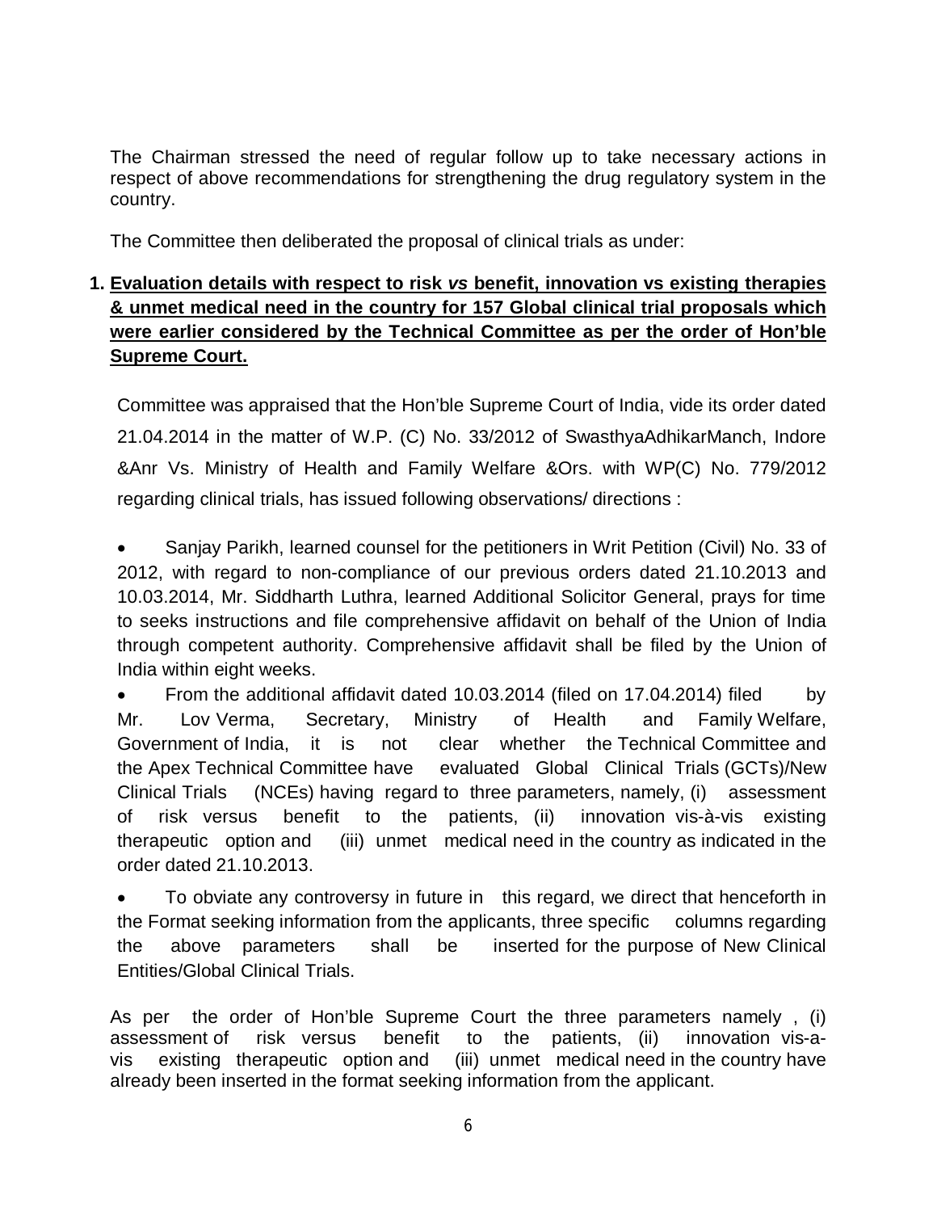The Chairman stressed the need of regular follow up to take necessary actions in respect of above recommendations for strengthening the drug regulatory system in the country.

The Committee then deliberated the proposal of clinical trials as under:

**1. <u>Evaluation details with respect to risk *vs* benefit, innovation vs existing therapies & unmet medical need in the country for 157 Global clinical trial proposals which were earlier considered by the Technical Committee as per the order of Hon'ble Supreme Court.</u>**

Committee was appraised that the Hon'ble Supreme Court of India, vide its order dated 21.04.2014 in the matter of W.P. (C) No. 33/2012 of SwasthyaAdhikarManch, Indore &Anr Vs. Ministry of Health and Family Welfare &Ors. with WP(C) No. 779/2012 regarding clinical trials, has issued following observations/ directions :

- Sanjay Parikh, learned counsel for the petitioners in Writ Petition (Civil) No. 33 of 2012, with regard to non-compliance of our previous orders dated 21.10.2013 and 10.03.2014, Mr. Siddharth Luthra, learned Additional Solicitor General, prays for time to seeks instructions and file comprehensive affidavit on behalf of the Union of India through competent authority. Comprehensive affidavit shall be filed by the Union of India within eight weeks.
- From the additional affidavit dated 10.03.2014 (filed on 17.04.2014) filed by Mr. Lov Verma, Secretary, Ministry of Health and Family Welfare, Government of India, it is not clear whether the Technical Committee and the Apex Technical Committee have evaluated Global Clinical Trials (GCTs)/New Clinical Trials (NCEs) having regard to three parameters, namely, (i) assessment of risk versus benefit to the patients, (ii) innovation vis-à-vis existing therapeutic option and (iii) unmet medical need in the country as indicated in the order dated 21.10.2013.
- To obviate any controversy in future in this regard, we direct that henceforth in the Format seeking information from the applicants, three specific columns regarding the above parameters shall be inserted for the purpose of New Clinical Entities/Global Clinical Trials.

As per the order of Hon'ble Supreme Court the three parameters namely , (i) assessment of risk versus benefit to the patients, (ii) innovation vis-a-vis existing therapeutic option and (iii) unmet medical need in the country have already been inserted in the format seeking information from the applicant.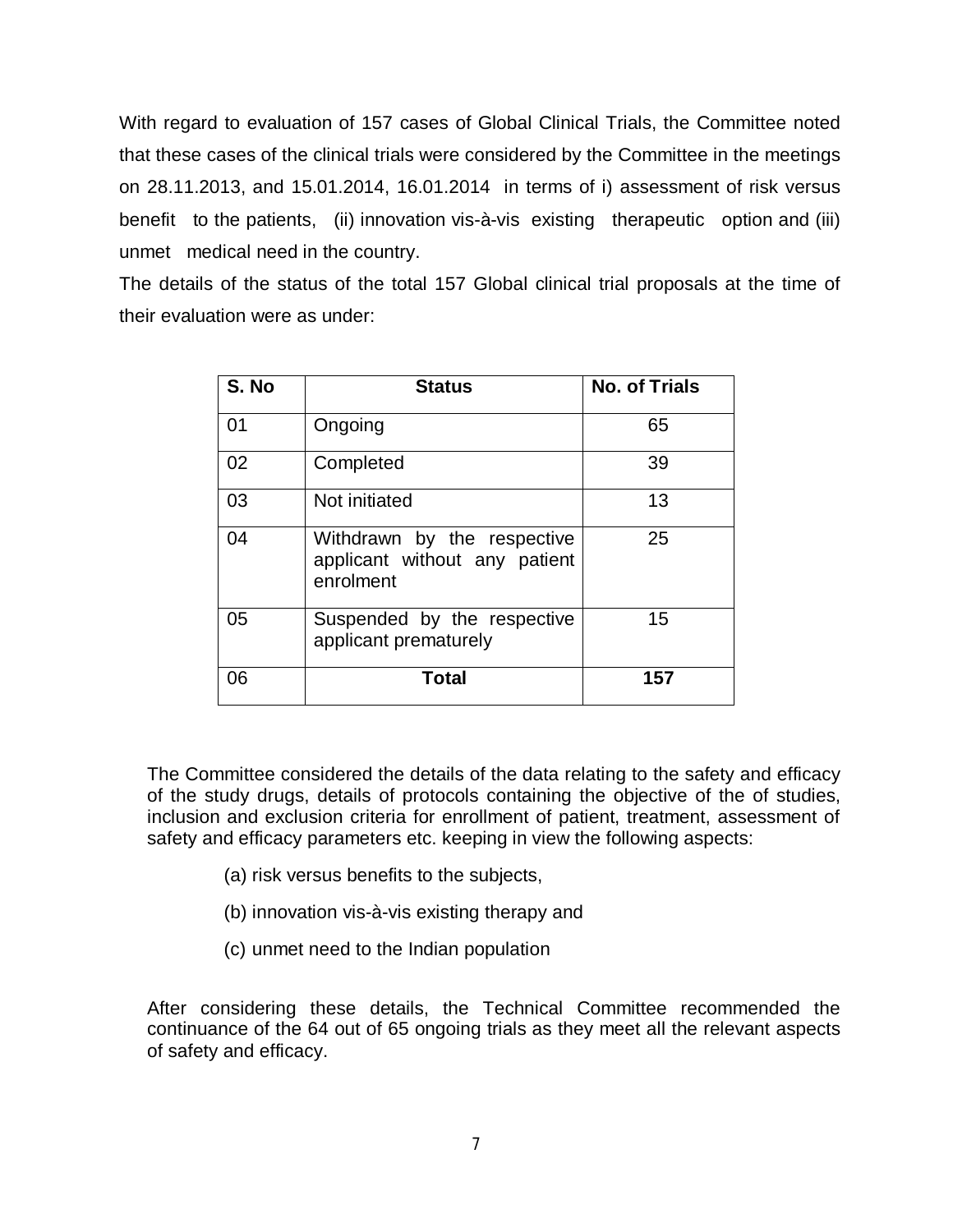With regard to evaluation of 157 cases of Global Clinical Trials, the Committee noted that these cases of the clinical trials were considered by the Committee in the meetings on 28.11.2013, and 15.01.2014, 16.01.2014 in terms of i) assessment of risk versus benefit to the patients, (ii) innovation vis-à-vis existing therapeutic option and (iii) unmet medical need in the country.

The details of the status of the total 157 Global clinical trial proposals at the time of their evaluation were as under:

| S. No | Status | No. of Trials |
|---|---|---|
| 01 | Ongoing | 65 |
| 02 | Completed | 39 |
| 03 | Not initiated | 13 |
| 04 | Withdrawn by the respective applicant without any patient enrolment | 25 |
| 05 | Suspended by the respective applicant prematurely | 15 |
| 06 | **Total** | **157** |

The Committee considered the details of the data relating to the safety and efficacy of the study drugs, details of protocols containing the objective of the of studies, inclusion and exclusion criteria for enrollment of patient, treatment, assessment of safety and efficacy parameters etc. keeping in view the following aspects:

(a) risk versus benefits to the subjects,

(b) innovation vis-à-vis existing therapy and

(c) unmet need to the Indian population

After considering these details, the Technical Committee recommended the continuance of the 64 out of 65 ongoing trials as they meet all the relevant aspects of safety and efficacy.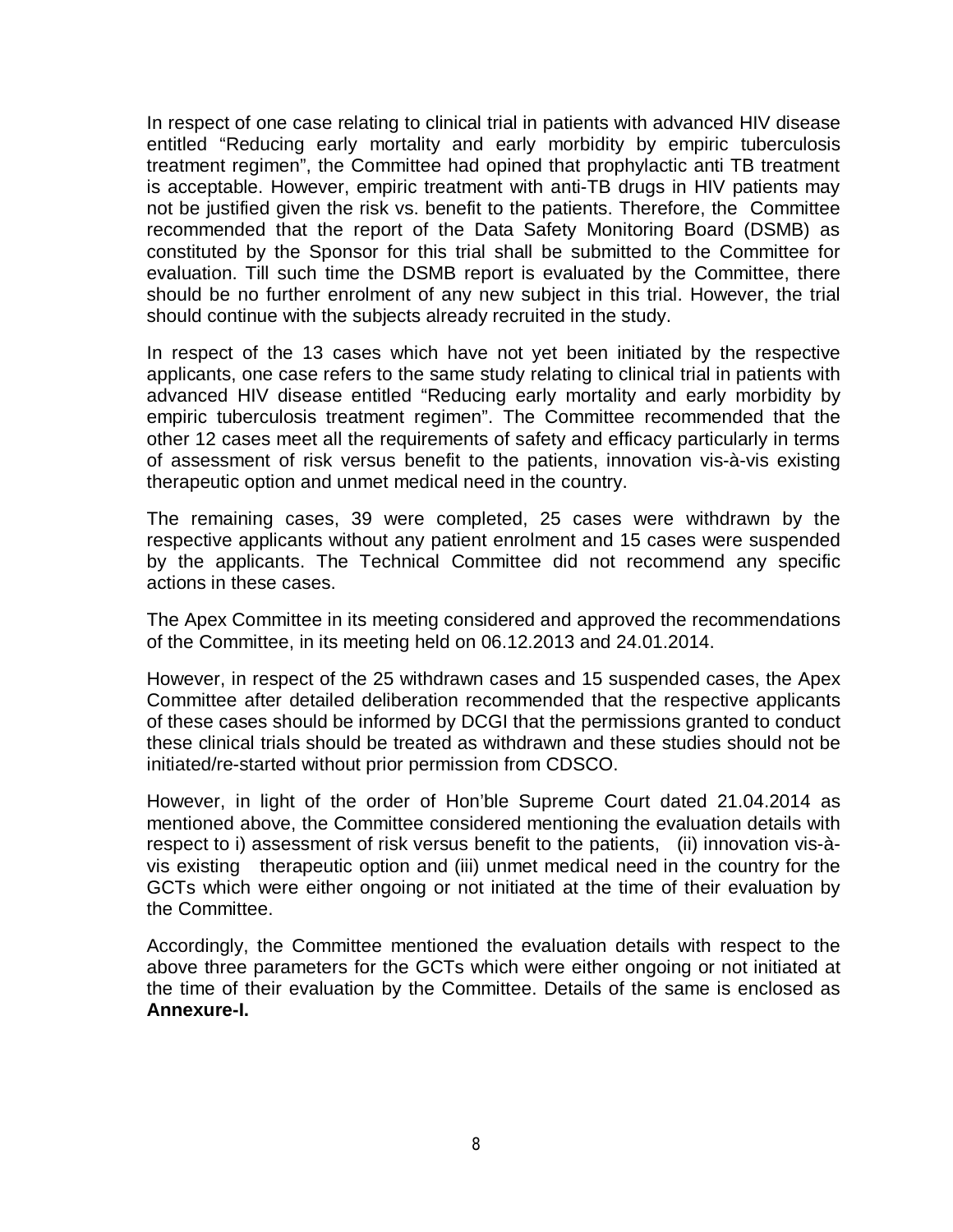In respect of one case relating to clinical trial in patients with advanced HIV disease entitled "Reducing early mortality and early morbidity by empiric tuberculosis treatment regimen", the Committee had opined that prophylactic anti TB treatment is acceptable. However, empiric treatment with anti-TB drugs in HIV patients may not be justified given the risk vs. benefit to the patients. Therefore, the Committee recommended that the report of the Data Safety Monitoring Board (DSMB) as constituted by the Sponsor for this trial shall be submitted to the Committee for evaluation. Till such time the DSMB report is evaluated by the Committee, there should be no further enrolment of any new subject in this trial. However, the trial should continue with the subjects already recruited in the study.

In respect of the 13 cases which have not yet been initiated by the respective applicants, one case refers to the same study relating to clinical trial in patients with advanced HIV disease entitled "Reducing early mortality and early morbidity by empiric tuberculosis treatment regimen". The Committee recommended that the other 12 cases meet all the requirements of safety and efficacy particularly in terms of assessment of risk versus benefit to the patients, innovation vis-à-vis existing therapeutic option and unmet medical need in the country.

The remaining cases, 39 were completed, 25 cases were withdrawn by the respective applicants without any patient enrolment and 15 cases were suspended by the applicants. The Technical Committee did not recommend any specific actions in these cases.

The Apex Committee in its meeting considered and approved the recommendations of the Committee, in its meeting held on 06.12.2013 and 24.01.2014.

However, in respect of the 25 withdrawn cases and 15 suspended cases, the Apex Committee after detailed deliberation recommended that the respective applicants of these cases should be informed by DCGI that the permissions granted to conduct these clinical trials should be treated as withdrawn and these studies should not be initiated/re-started without prior permission from CDSCO.

However, in light of the order of Hon'ble Supreme Court dated 21.04.2014 as mentioned above, the Committee considered mentioning the evaluation details with respect to i) assessment of risk versus benefit to the patients, (ii) innovation vis-à-vis existing therapeutic option and (iii) unmet medical need in the country for the GCTs which were either ongoing or not initiated at the time of their evaluation by the Committee.

Accordingly, the Committee mentioned the evaluation details with respect to the above three parameters for the GCTs which were either ongoing or not initiated at the time of their evaluation by the Committee. Details of the same is enclosed as **Annexure-I.**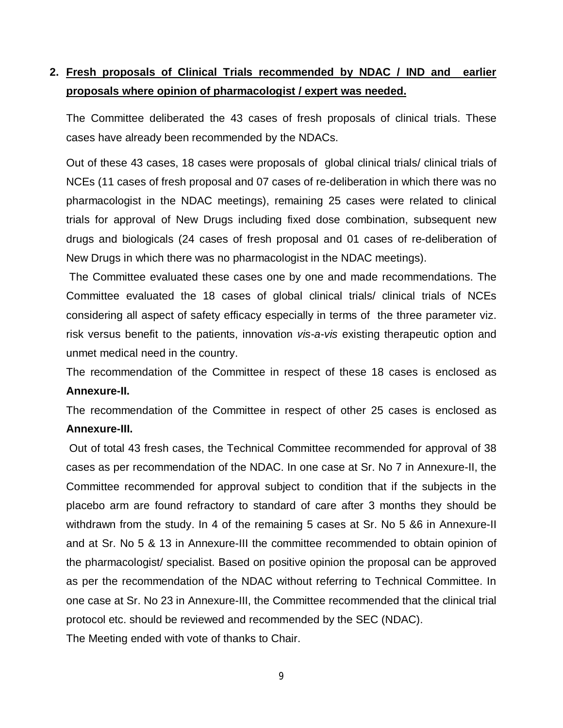2. **<u>Fresh proposals of Clinical Trials recommended by NDAC / IND and earlier proposals where opinion of pharmacologist / expert was needed.</u>**

The Committee deliberated the 43 cases of fresh proposals of clinical trials. These cases have already been recommended by the NDACs.

Out of these 43 cases, 18 cases were proposals of global clinical trials/ clinical trials of NCEs (11 cases of fresh proposal and 07 cases of re-deliberation in which there was no pharmacologist in the NDAC meetings), remaining 25 cases were related to clinical trials for approval of New Drugs including fixed dose combination, subsequent new drugs and biologicals (24 cases of fresh proposal and 01 cases of re-deliberation of New Drugs in which there was no pharmacologist in the NDAC meetings).

The Committee evaluated these cases one by one and made recommendations. The Committee evaluated the 18 cases of global clinical trials/ clinical trials of NCEs considering all aspect of safety efficacy especially in terms of the three parameter viz. risk versus benefit to the patients, innovation *vis-a-vis* existing therapeutic option and unmet medical need in the country.

The recommendation of the Committee in respect of these 18 cases is enclosed as **Annexure-II.**

The recommendation of the Committee in respect of other 25 cases is enclosed as **Annexure-III.**

Out of total 43 fresh cases, the Technical Committee recommended for approval of 38 cases as per recommendation of the NDAC. In one case at Sr. No 7 in Annexure-II, the Committee recommended for approval subject to condition that if the subjects in the placebo arm are found refractory to standard of care after 3 months they should be withdrawn from the study. In 4 of the remaining 5 cases at Sr. No 5 &6 in Annexure-II and at Sr. No 5 & 13 in Annexure-III the committee recommended to obtain opinion of the pharmacologist/ specialist. Based on positive opinion the proposal can be approved as per the recommendation of the NDAC without referring to Technical Committee. In one case at Sr. No 23 in Annexure-III, the Committee recommended that the clinical trial protocol etc. should be reviewed and recommended by the SEC (NDAC).

The Meeting ended with vote of thanks to Chair.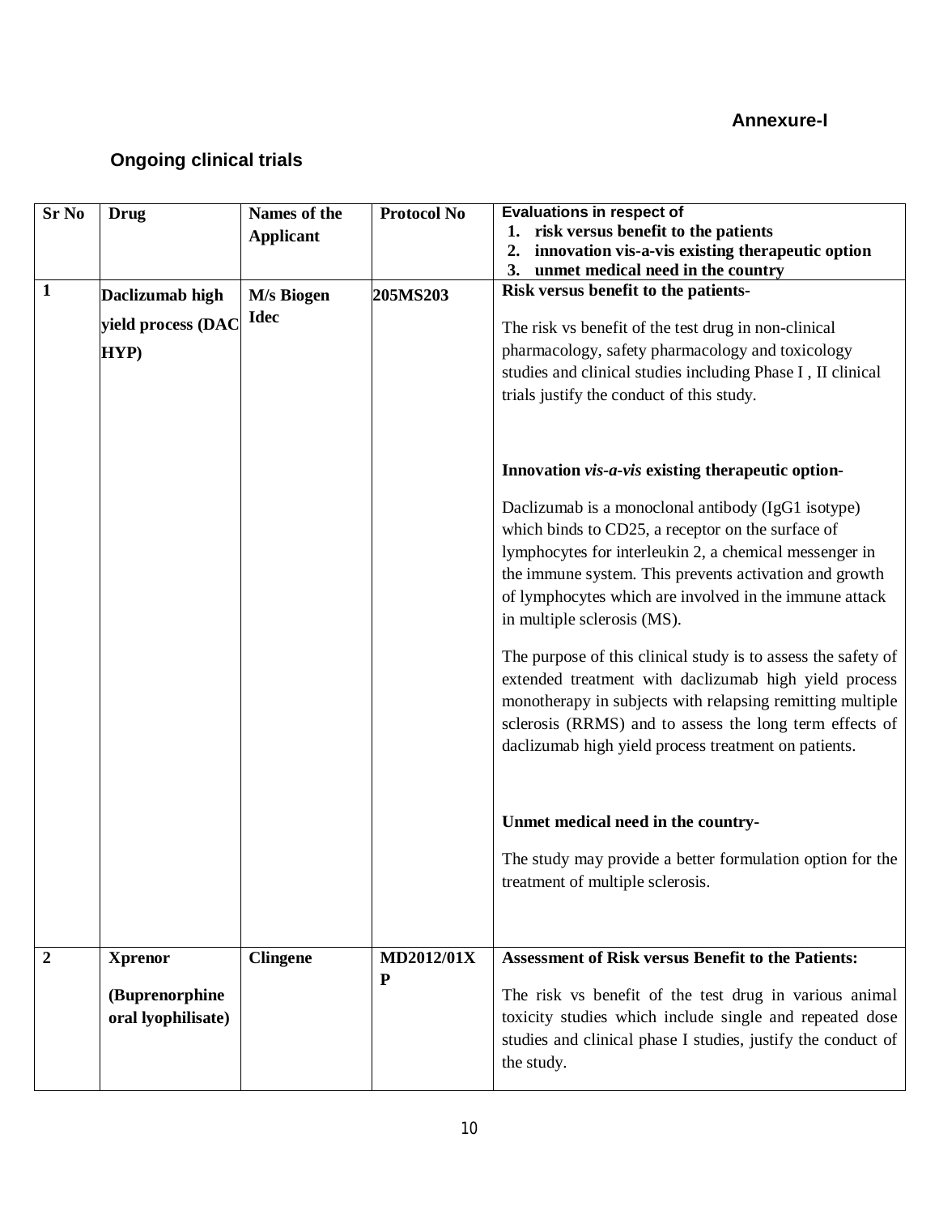**Annexure-I**

## Ongoing clinical trials

| Sr No | Drug | Names of the Applicant | Protocol No | Evaluations in respect of<br>1. risk versus benefit to the patients<br>2. innovation vis-a-vis existing therapeutic option<br>3. unmet medical need in the country |
|---|---|---|---|---|
| 1 | **Daclizumab high yield process (DAC HYP)** | **M/s Biogen Idec** | **205MS203** | **Risk versus benefit to the patients-**<br><br>The risk vs benefit of the test drug in non-clinical pharmacology, safety pharmacology and toxicology studies and clinical studies including Phase I , II clinical trials justify the conduct of this study.<br><br>**Innovation *vis-a-vis* existing therapeutic option-**<br><br>Daclizumab is a monoclonal antibody (IgG1 isotype) which binds to CD25, a receptor on the surface of lymphocytes for interleukin 2, a chemical messenger in the immune system. This prevents activation and growth of lymphocytes which are involved in the immune attack in multiple sclerosis (MS).<br><br>The purpose of this clinical study is to assess the safety of extended treatment with daclizumab high yield process monotherapy in subjects with relapsing remitting multiple sclerosis (RRMS) and to assess the long term effects of daclizumab high yield process treatment on patients.<br><br>**Unmet medical need in the country-**<br><br>The study may provide a better formulation option for the treatment of multiple sclerosis. |
| 2 | **Xprenor**<br><br>**(Buprenorphine oral lyophilisate)** | **Clingene** | **MD2012/01XP** | **Assessment of Risk versus Benefit to the Patients:**<br><br>The risk vs benefit of the test drug in various animal toxicity studies which include single and repeated dose studies and clinical phase I studies, justify the conduct of the study. |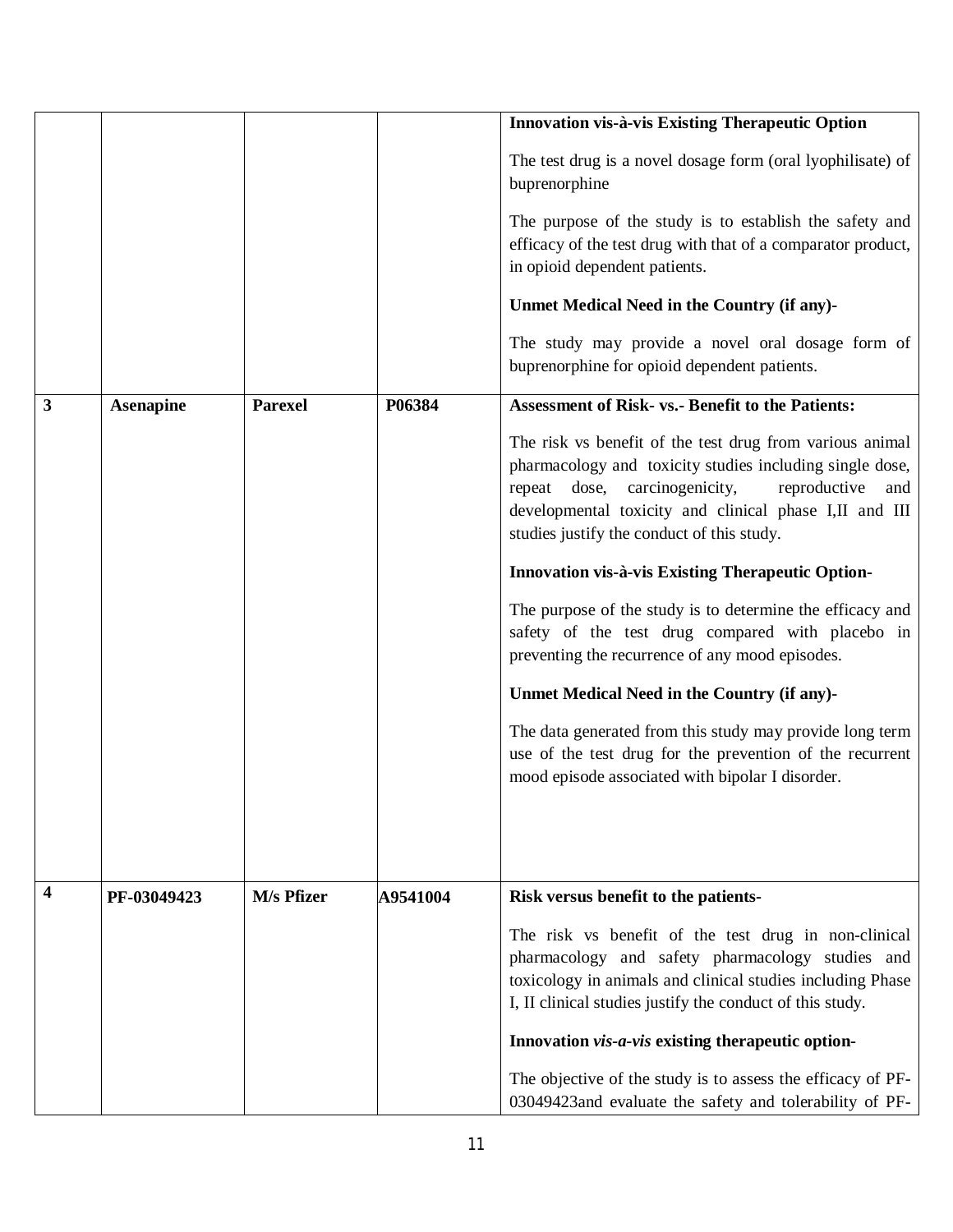| | | | | |
|---|---|---|---|---|
| | | | | **Innovation vis-à-vis Existing Therapeutic Option**<br><br>The test drug is a novel dosage form (oral lyophilisate) of buprenorphine<br><br>The purpose of the study is to establish the safety and efficacy of the test drug with that of a comparator product, in opioid dependent patients.<br><br>**Unmet Medical Need in the Country (if any)-**<br><br>The study may provide a novel oral dosage form of buprenorphine for opioid dependent patients. |
| **3** | **Asenapine** | **Parexel** | **P06384** | **Assessment of Risk- vs.- Benefit to the Patients:**<br><br>The risk vs benefit of the test drug from various animal pharmacology and toxicity studies including single dose, repeat dose, carcinogenicity, reproductive and developmental toxicity and clinical phase I,II and III studies justify the conduct of this study.<br><br>**Innovation vis-à-vis Existing Therapeutic Option-**<br><br>The purpose of the study is to determine the efficacy and safety of the test drug compared with placebo in preventing the recurrence of any mood episodes.<br><br>**Unmet Medical Need in the Country (if any)-**<br><br>The data generated from this study may provide long term use of the test drug for the prevention of the recurrent mood episode associated with bipolar I disorder. |
| **4** | **PF-03049423** | **M/s Pfizer** | **A9541004** | **Risk versus benefit to the patients-**<br><br>The risk vs benefit of the test drug in non-clinical pharmacology and safety pharmacology studies and toxicology in animals and clinical studies including Phase I, II clinical studies justify the conduct of this study.<br><br>**Innovation *vis-a-vis* existing therapeutic option-**<br><br>The objective of the study is to assess the efficacy of PF-03049423and evaluate the safety and tolerability of PF- |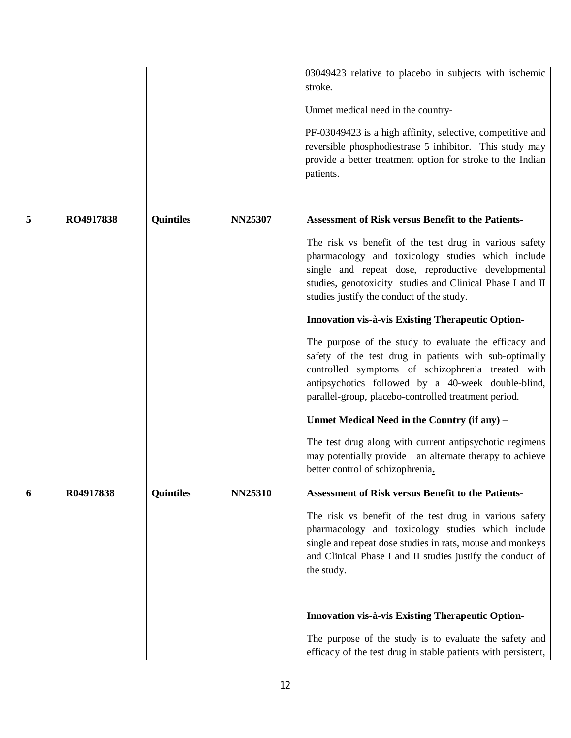| | | | | |
|---|---|---|---|---|
| | | | | 03049423 relative to placebo in subjects with ischemic stroke.<br><br>Unmet medical need in the country-<br><br>PF-03049423 is a high affinity, selective, competitive and reversible phosphodiestrase 5 inhibitor. This study may provide a better treatment option for stroke to the Indian patients. |
| **5** | **RO4917838** | **Quintiles** | **NN25307** | **Assessment of Risk versus Benefit to the Patients-**<br><br>The risk vs benefit of the test drug in various safety pharmacology and toxicology studies which include single and repeat dose, reproductive developmental studies, genotoxicity studies and Clinical Phase I and II studies justify the conduct of the study.<br><br>**Innovation vis-à-vis Existing Therapeutic Option-**<br><br>The purpose of the study to evaluate the efficacy and safety of the test drug in patients with sub-optimally controlled symptoms of schizophrenia treated with antipsychotics followed by a 40-week double-blind, parallel-group, placebo-controlled treatment period.<br><br>**Unmet Medical Need in the Country (if any) –**<br><br>The test drug along with current antipsychotic regimens may potentially provide an alternate therapy to achieve better control of schizophrenia. |
| **6** | **R04917838** | **Quintiles** | **NN25310** | **Assessment of Risk versus Benefit to the Patients-**<br><br>The risk vs benefit of the test drug in various safety pharmacology and toxicology studies which include single and repeat dose studies in rats, mouse and monkeys and Clinical Phase I and II studies justify the conduct of the study.<br><br>**Innovation vis-à-vis Existing Therapeutic Option-**<br><br>The purpose of the study is to evaluate the safety and efficacy of the test drug in stable patients with persistent, |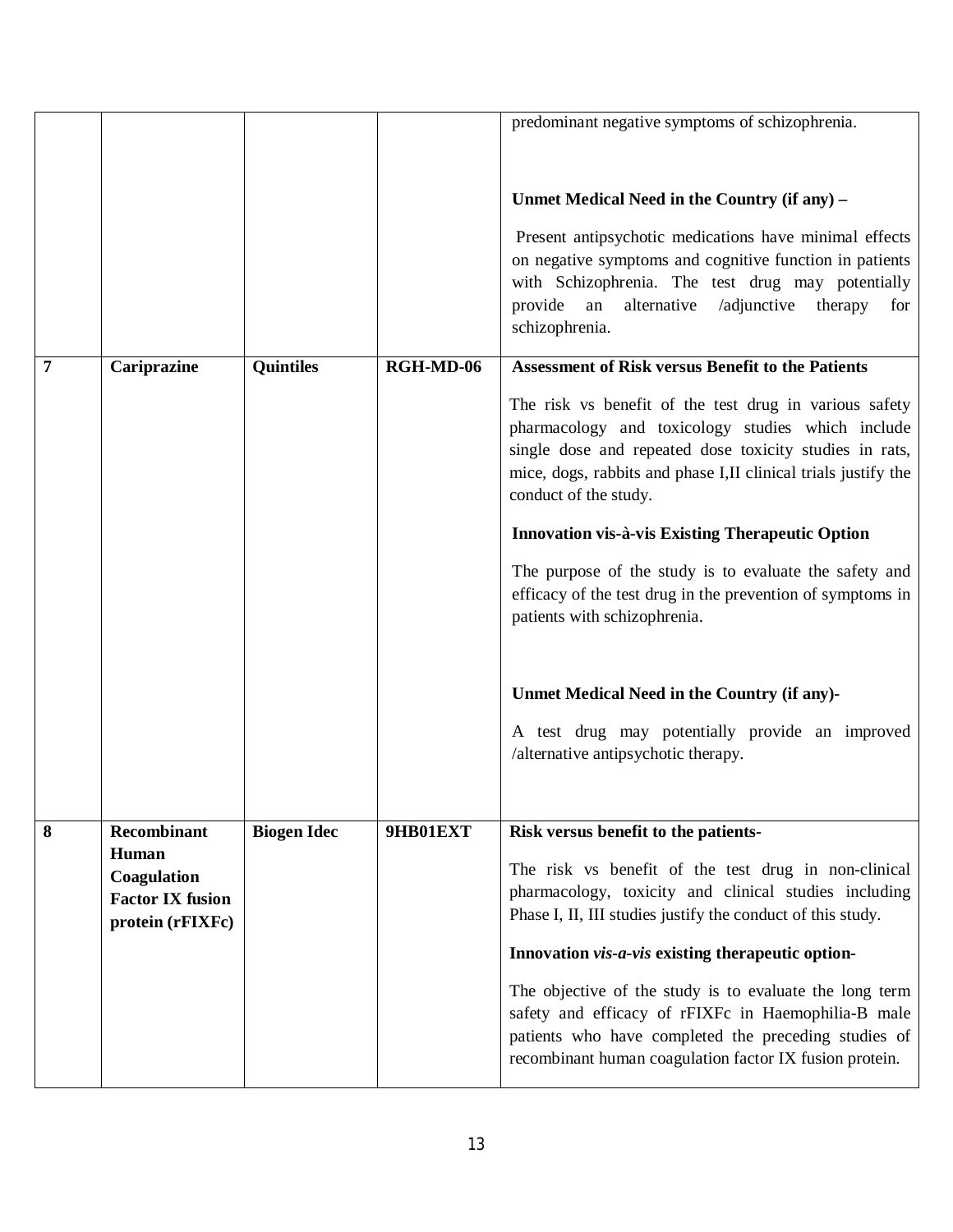| | | | | predominant negative symptoms of schizophrenia.<br><br>**Unmet Medical Need in the Country (if any) –**<br><br>Present antipsychotic medications have minimal effects on negative symptoms and cognitive function in patients with Schizophrenia. The test drug may potentially provide an alternative /adjunctive therapy for schizophrenia. |
|---|---|---|---|---|
| **7** | **Cariprazine** | **Quintiles** | **RGH-MD-06** | **Assessment of Risk versus Benefit to the Patients**<br><br>The risk vs benefit of the test drug in various safety pharmacology and toxicology studies which include single dose and repeated dose toxicity studies in rats, mice, dogs, rabbits and phase I,II clinical trials justify the conduct of the study.<br><br>**Innovation vis-à-vis Existing Therapeutic Option**<br><br>The purpose of the study is to evaluate the safety and efficacy of the test drug in the prevention of symptoms in patients with schizophrenia.<br><br>**Unmet Medical Need in the Country (if any)-**<br><br>A test drug may potentially provide an improved /alternative antipsychotic therapy. |
| **8** | **Recombinant Human Coagulation Factor IX fusion protein (rFIXFc)** | **Biogen Idec** | **9HB01EXT** | **Risk versus benefit to the patients-**<br><br>The risk vs benefit of the test drug in non-clinical pharmacology, toxicity and clinical studies including Phase I, II, III studies justify the conduct of this study.<br><br>**Innovation *vis-a-vis* existing therapeutic option-**<br><br>The objective of the study is to evaluate the long term safety and efficacy of rFIXFc in Haemophilia-B male patients who have completed the preceding studies of recombinant human coagulation factor IX fusion protein. |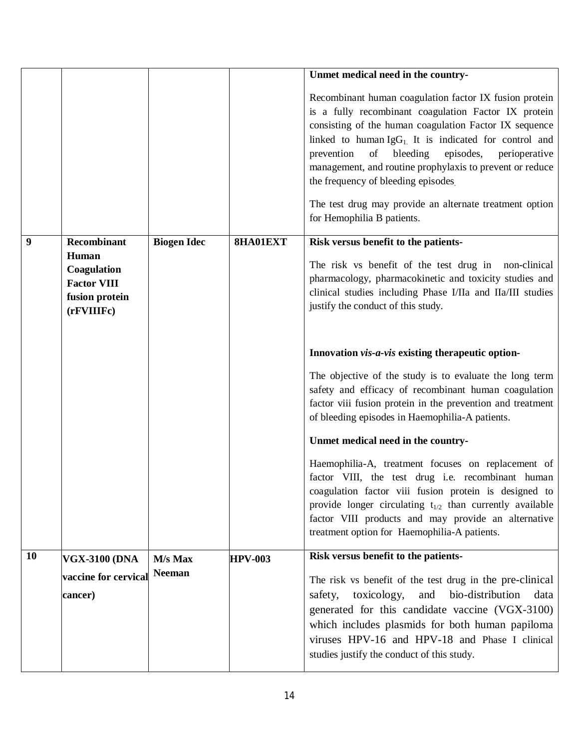| | | | | |
|---|---|---|---|---|
| | | | | **Unmet medical need in the country-**<br><br>Recombinant human coagulation factor IX fusion protein is a fully recombinant coagulation Factor IX protein consisting of the human coagulation Factor IX sequence linked to human $IgG_1$. It is indicated for control and prevention of bleeding episodes, perioperative management, and routine prophylaxis to prevent or reduce the frequency of bleeding episodes.<br><br>The test drug may provide an alternate treatment option for Hemophilia B patients. |
| **9** | **Recombinant Human Coagulation Factor VIII fusion protein (rFVIIIFc)** | **Biogen Idec** | **8HA01EXT** | **Risk versus benefit to the patients-**<br><br>The risk vs benefit of the test drug in non-clinical pharmacology, pharmacokinetic and toxicity studies and clinical studies including Phase I/IIa and IIa/III studies justify the conduct of this study.<br><br>**Innovation *vis-a-vis* existing therapeutic option-**<br><br>The objective of the study is to evaluate the long term safety and efficacy of recombinant human coagulation factor viii fusion protein in the prevention and treatment of bleeding episodes in Haemophilia-A patients.<br><br>**Unmet medical need in the country-**<br><br>Haemophilia-A, treatment focuses on replacement of factor VIII, the test drug i.e. recombinant human coagulation factor viii fusion protein is designed to provide longer circulating $t_{1/2}$ than currently available factor VIII products and may provide an alternative treatment option for Haemophilia-A patients. |
| **10** | **VGX-3100 (DNA vaccine for cervical cancer)** | **M/s Max Neeman** | **HPV-003** | **Risk versus benefit to the patients-**<br><br>The risk vs benefit of the test drug in the pre-clinical safety, toxicology, and bio-distribution data generated for this candidate vaccine (VGX-3100) which includes plasmids for both human papiloma viruses HPV-16 and HPV-18 and Phase I clinical studies justify the conduct of this study. |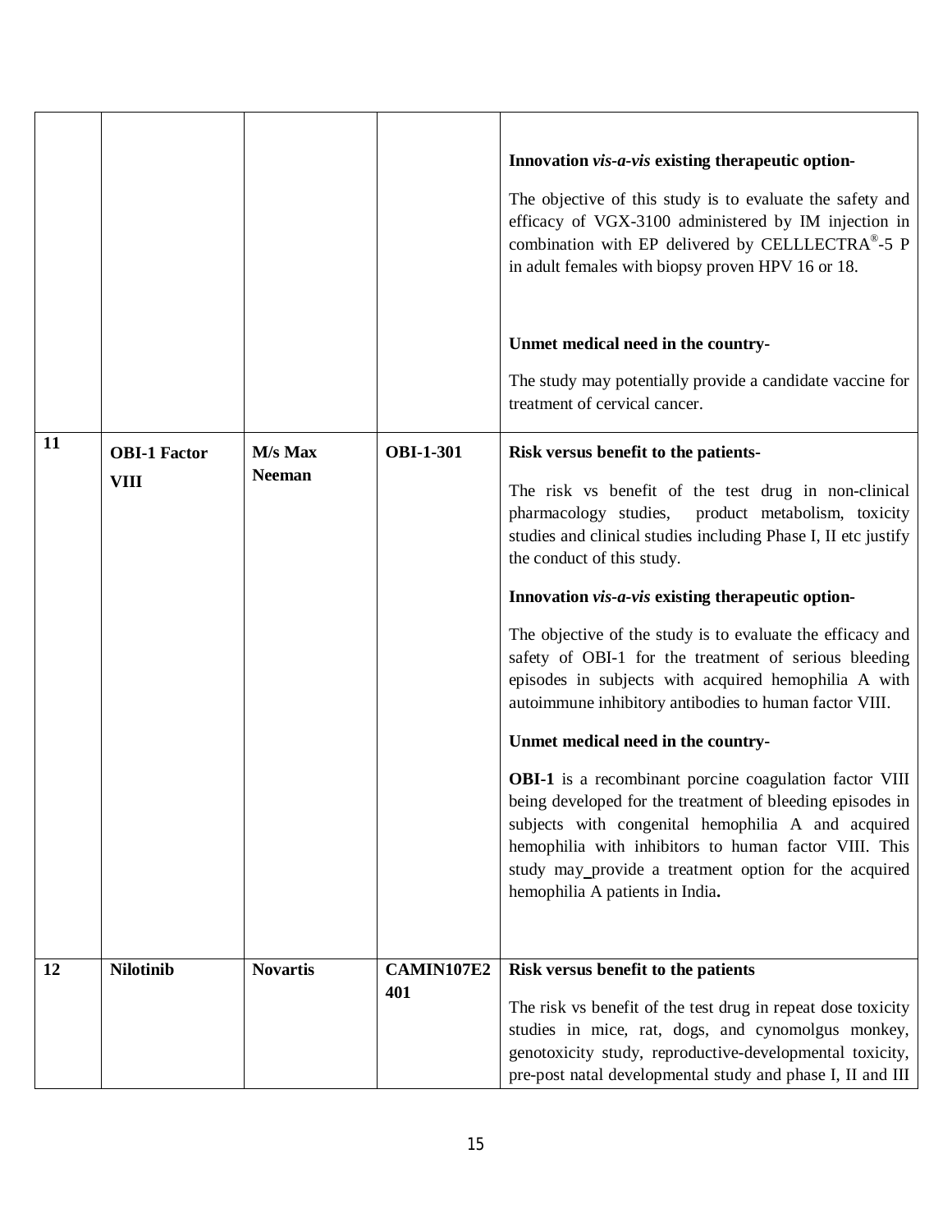| | | | | |
|---|---|---|---|---|
| | | | | **Innovation *vis-a-vis* existing therapeutic option-**<br><br>The objective of this study is to evaluate the safety and efficacy of VGX-3100 administered by IM injection in combination with EP delivered by CELLLECTRA®-5 P in adult females with biopsy proven HPV 16 or 18.<br><br>**Unmet medical need in the country-**<br><br>The study may potentially provide a candidate vaccine for treatment of cervical cancer. |
| **11** | **OBI-1 Factor VIII** | **M/s Max Neeman** | **OBI-1-301** | **Risk versus benefit to the patients-**<br><br>The risk vs benefit of the test drug in non-clinical pharmacology studies, product metabolism, toxicity studies and clinical studies including Phase I, II etc justify the conduct of this study.<br><br>**Innovation *vis-a-vis* existing therapeutic option-**<br><br>The objective of the study is to evaluate the efficacy and safety of OBI-1 for the treatment of serious bleeding episodes in subjects with acquired hemophilia A with autoimmune inhibitory antibodies to human factor VIII.<br><br>**Unmet medical need in the country-**<br><br>**OBI-1** is a recombinant porcine coagulation factor VIII being developed for the treatment of bleeding episodes in subjects with congenital hemophilia A and acquired hemophilia with inhibitors to human factor VIII. This study may provide a treatment option for the acquired hemophilia A patients in India**.** |
| **12** | **Nilotinib** | **Novartis** | **CAMIN107E2401** | **Risk versus benefit to the patients**<br><br>The risk vs benefit of the test drug in repeat dose toxicity studies in mice, rat, dogs, and cynomolgus monkey, genotoxicity study, reproductive-developmental toxicity, pre-post natal developmental study and phase I, II and III |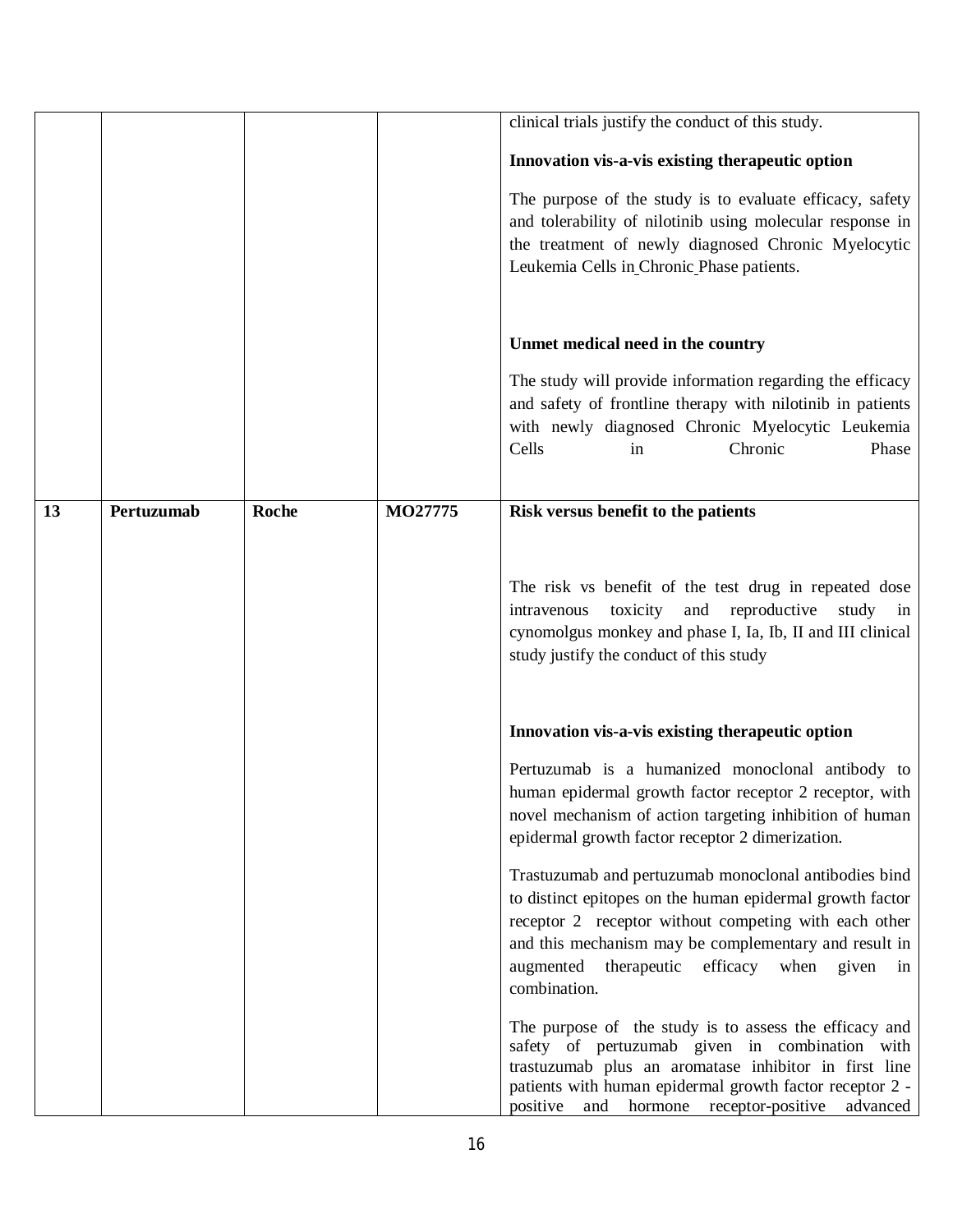| | | | | |
|---|---|---|---|---|
| | | | | clinical trials justify the conduct of this study.<br><br>**Innovation vis-a-vis existing therapeutic option**<br><br>The purpose of the study is to evaluate efficacy, safety and tolerability of nilotinib using molecular response in the treatment of newly diagnosed Chronic Myelocytic Leukemia Cells in Chronic Phase patients.<br><br>**Unmet medical need in the country**<br><br>The study will provide information regarding the efficacy and safety of frontline therapy with nilotinib in patients with newly diagnosed Chronic Myelocytic Leukemia Cells in Chronic Phase |
| **13** | **Pertuzumab** | **Roche** | **MO27775** | **Risk versus benefit to the patients**<br><br>The risk vs benefit of the test drug in repeated dose intravenous toxicity and reproductive study in cynomolgus monkey and phase I, Ia, Ib, II and III clinical study justify the conduct of this study<br><br>**Innovation vis-a-vis existing therapeutic option**<br><br>Pertuzumab is a humanized monoclonal antibody to human epidermal growth factor receptor 2 receptor, with novel mechanism of action targeting inhibition of human epidermal growth factor receptor 2 dimerization.<br><br>Trastuzumab and pertuzumab monoclonal antibodies bind to distinct epitopes on the human epidermal growth factor receptor 2 receptor without competing with each other and this mechanism may be complementary and result in augmented therapeutic efficacy when given in combination.<br><br>The purpose of the study is to assess the efficacy and safety of pertuzumab given in combination with trastuzumab plus an aromatase inhibitor in first line patients with human epidermal growth factor receptor 2 -positive and hormone receptor-positive advanced |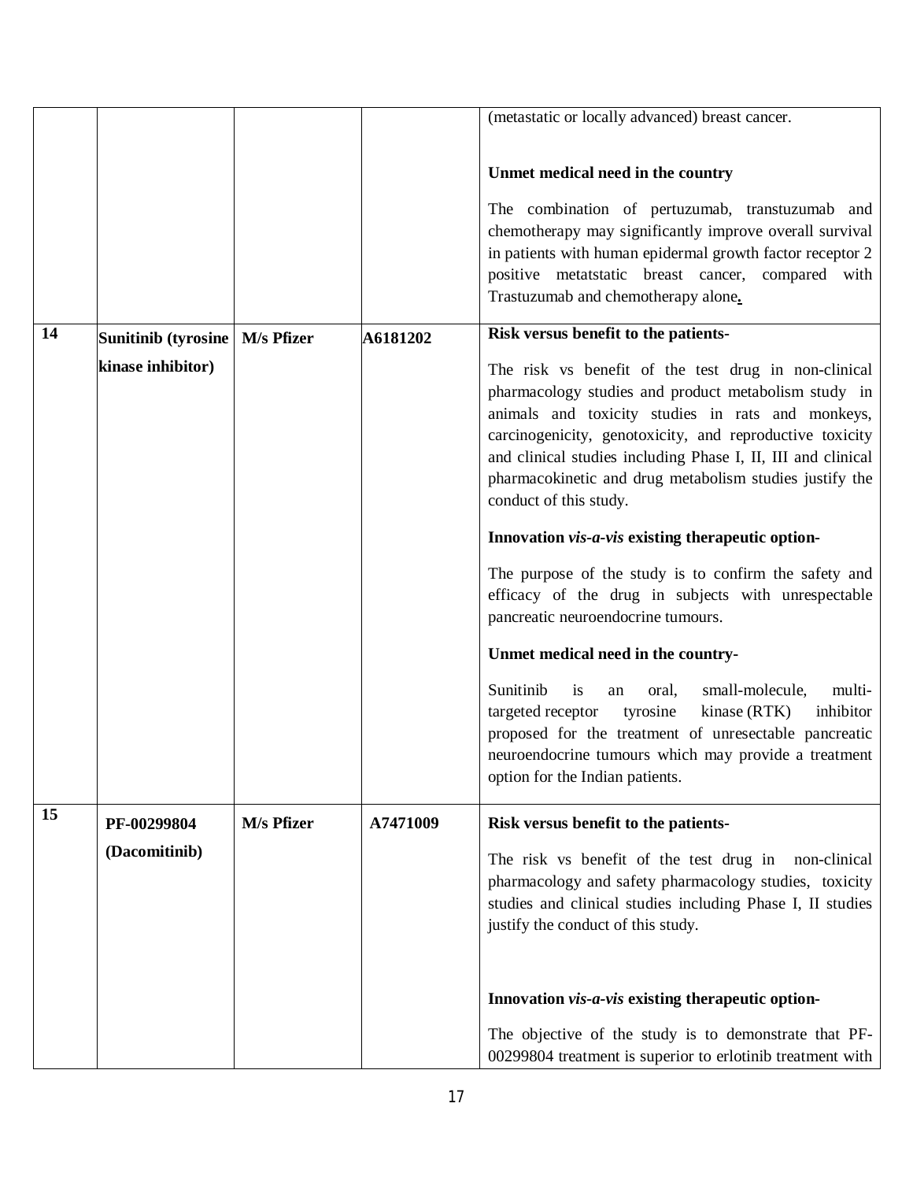| | | | | |
|---|---|---|---|---|
| | | | | (metastatic or locally advanced) breast cancer.<br><br>**Unmet medical need in the country**<br><br>The combination of pertuzumab, transtuzumab and chemotherapy may significantly improve overall survival in patients with human epidermal growth factor receptor 2 positive metatstatic breast cancer, compared with Trastuzumab and chemotherapy alone**.** |
| **14** | **Sunitinib (tyrosine kinase inhibitor)** | **M/s Pfizer** | **A6181202** | **Risk versus benefit to the patients-**<br><br>The risk vs benefit of the test drug in non-clinical pharmacology studies and product metabolism study in animals and toxicity studies in rats and monkeys, carcinogenicity, genotoxicity, and reproductive toxicity and clinical studies including Phase I, II, III and clinical pharmacokinetic and drug metabolism studies justify the conduct of this study.<br><br>**Innovation *vis-a-vis* existing therapeutic option-**<br><br>The purpose of the study is to confirm the safety and efficacy of the drug in subjects with unrespectable pancreatic neuroendocrine tumours.<br><br>**Unmet medical need in the country-**<br><br>Sunitinib is an oral, small-molecule, multi-targeted receptor tyrosine kinase (RTK) inhibitor proposed for the treatment of unresectable pancreatic neuroendocrine tumours which may provide a treatment option for the Indian patients. |
| **15** | **PF-00299804 (Dacomitinib)** | **M/s Pfizer** | **A7471009** | **Risk versus benefit to the patients-**<br><br>The risk vs benefit of the test drug in non-clinical pharmacology and safety pharmacology studies, toxicity studies and clinical studies including Phase I, II studies justify the conduct of this study.<br><br>**Innovation *vis-a-vis* existing therapeutic option-**<br><br>The objective of the study is to demonstrate that PF-00299804 treatment is superior to erlotinib treatment with |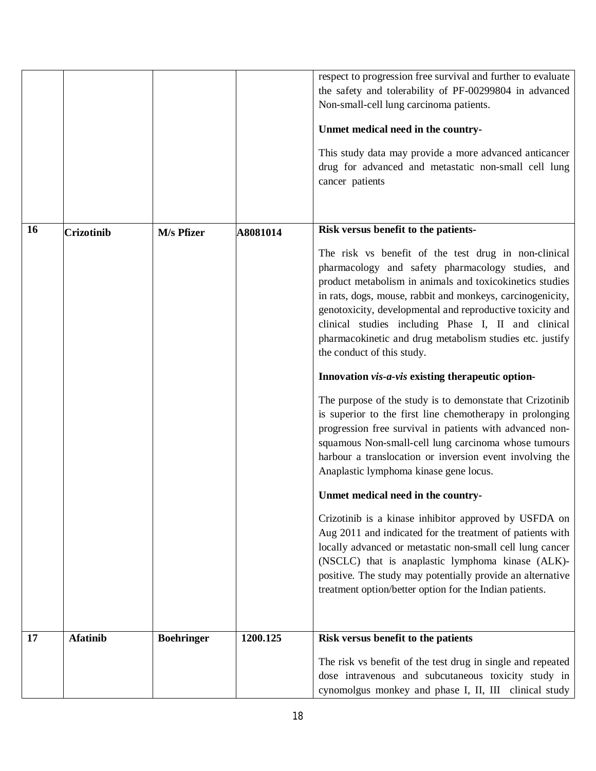| | | | | |
|---|---|---|---|---|
| | | | | respect to progression free survival and further to evaluate the safety and tolerability of PF-00299804 in advanced Non-small-cell lung carcinoma patients.<br><br>**Unmet medical need in the country-**<br><br>This study data may provide a more advanced anticancer drug for advanced and metastatic non-small cell lung cancer patients |
| **16** | **Crizotinib** | **M/s Pfizer** | **A8081014** | **Risk versus benefit to the patients-**<br><br>The risk vs benefit of the test drug in non-clinical pharmacology and safety pharmacology studies, and product metabolism in animals and toxicokinetics studies in rats, dogs, mouse, rabbit and monkeys, carcinogenicity, genotoxicity, developmental and reproductive toxicity and clinical studies including Phase I, II and clinical pharmacokinetic and drug metabolism studies etc. justify the conduct of this study.<br><br>**Innovation *vis-a-vis* existing therapeutic option-**<br><br>The purpose of the study is to demonstate that Crizotinib is superior to the first line chemotherapy in prolonging progression free survival in patients with advanced non-squamous Non-small-cell lung carcinoma whose tumours harbour a translocation or inversion event involving the Anaplastic lymphoma kinase gene locus.<br><br>**Unmet medical need in the country-**<br><br>Crizotinib is a kinase inhibitor approved by USFDA on Aug 2011 and indicated for the treatment of patients with locally advanced or metastatic non-small cell lung cancer (NSCLC) that is anaplastic lymphoma kinase (ALK)-positive. The study may potentially provide an alternative treatment option/better option for the Indian patients. |
| **17** | **Afatinib** | **Boehringer** | **1200.125** | **Risk versus benefit to the patients**<br><br>The risk vs benefit of the test drug in single and repeated dose intravenous and subcutaneous toxicity study in cynomolgus monkey and phase I, II, III clinical study |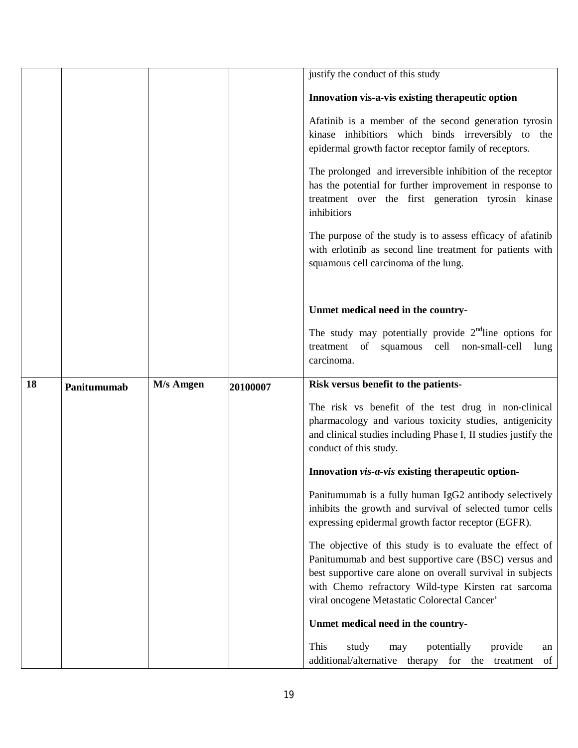| | | | | |
|---|---|---|---|---|
| | | | | justify the conduct of this study<br><br>**Innovation vis-a-vis existing therapeutic option**<br><br>Afatinib is a member of the second generation tyrosin kinase inhibitiors which binds irreversibly to the epidermal growth factor receptor family of receptors.<br><br>The prolonged and irreversible inhibition of the receptor has the potential for further improvement in response to treatment over the first generation tyrosin kinase inhibitiors<br><br>The purpose of the study is to assess efficacy of afatinib with erlotinib as second line treatment for patients with squamous cell carcinoma of the lung.<br><br>**Unmet medical need in the country-**<br><br>The study may potentially provide 2nd line options for treatment of squamous cell non-small-cell lung carcinoma. |
| **18** | **Panitumumab** | **M/s Amgen** | **20100007** | **Risk versus benefit to the patients-**<br><br>The risk vs benefit of the test drug in non-clinical pharmacology and various toxicity studies, antigenicity and clinical studies including Phase I, II studies justify the conduct of this study.<br><br>**Innovation *vis-a-vis* existing therapeutic option-**<br><br>Panitumumab is a fully human IgG2 antibody selectively inhibits the growth and survival of selected tumor cells expressing epidermal growth factor receptor (EGFR).<br><br>The objective of this study is to evaluate the effect of Panitumumab and best supportive care (BSC) versus and best supportive care alone on overall survival in subjects with Chemo refractory Wild-type Kirsten rat sarcoma viral oncogene Metastatic Colorectal Cancer'<br><br>**Unmet medical need in the country-**<br><br>This study may potentially provide an additional/alternative therapy for the treatment of |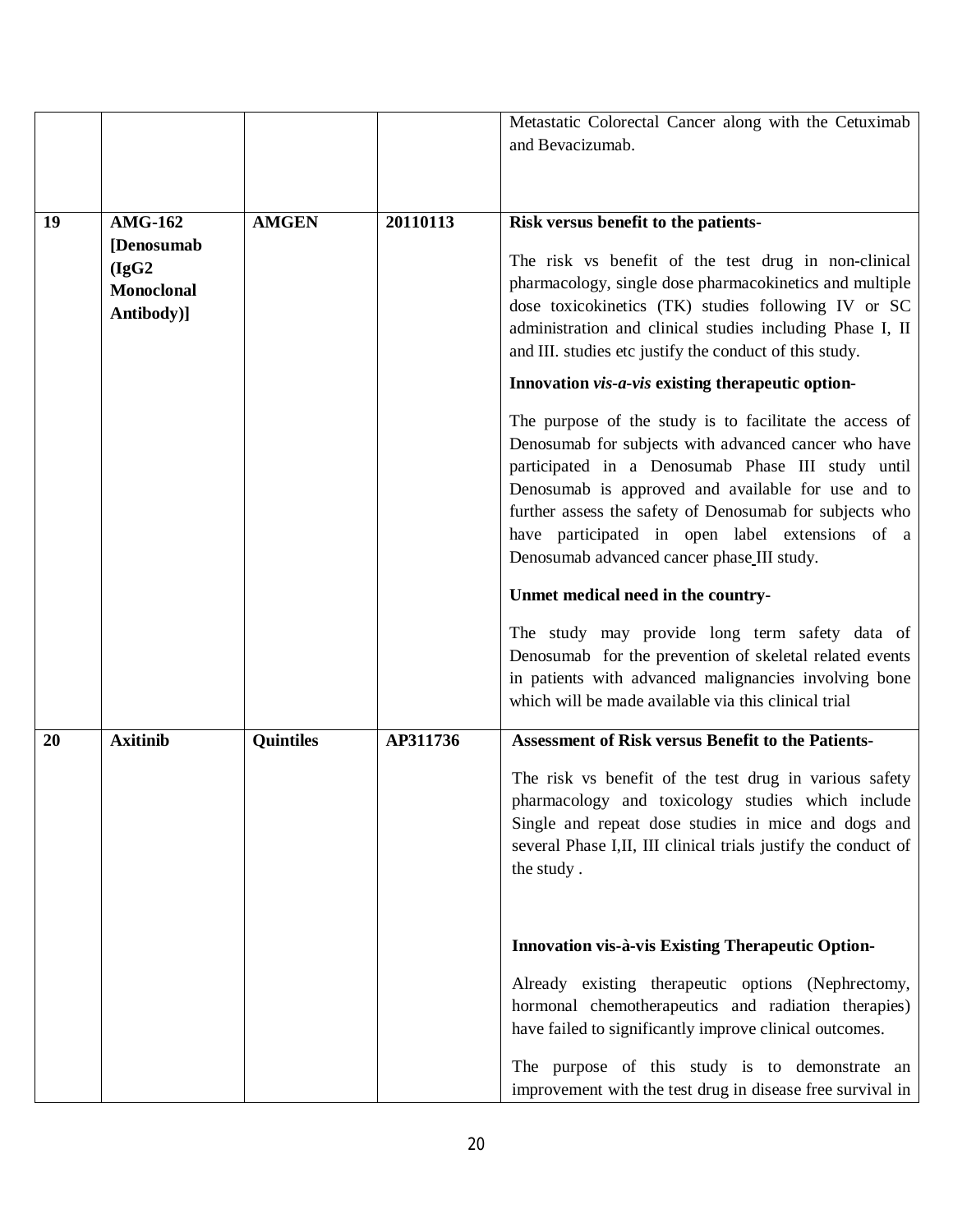| | | | | |
|---|---|---|---|---|
| | | | | Metastatic Colorectal Cancer along with the Cetuximab and Bevacizumab. |
| **19** | **AMG-162 [Denosumab (IgG2 Monoclonal Antibody)]** | **AMGEN** | **20110113** | **Risk versus benefit to the patients-**<br><br>The risk vs benefit of the test drug in non-clinical pharmacology, single dose pharmacokinetics and multiple dose toxicokinetics (TK) studies following IV or SC administration and clinical studies including Phase I, II and III. studies etc justify the conduct of this study.<br><br>**Innovation *vis-a-vis* existing therapeutic option-**<br><br>The purpose of the study is to facilitate the access of Denosumab for subjects with advanced cancer who have participated in a Denosumab Phase III study until Denosumab is approved and available for use and to further assess the safety of Denosumab for subjects who have participated in open label extensions of a Denosumab advanced cancer phase III study.<br><br>**Unmet medical need in the country-**<br><br>The study may provide long term safety data of Denosumab for the prevention of skeletal related events in patients with advanced malignancies involving bone which will be made available via this clinical trial |
| **20** | **Axitinib** | **Quintiles** | **AP311736** | **Assessment of Risk versus Benefit to the Patients-**<br><br>The risk vs benefit of the test drug in various safety pharmacology and toxicology studies which include Single and repeat dose studies in mice and dogs and several Phase I,II, III clinical trials justify the conduct of the study .<br><br>**Innovation vis-à-vis Existing Therapeutic Option-**<br><br>Already existing therapeutic options (Nephrectomy, hormonal chemotherapeutics and radiation therapies) have failed to significantly improve clinical outcomes.<br><br>The purpose of this study is to demonstrate an improvement with the test drug in disease free survival in |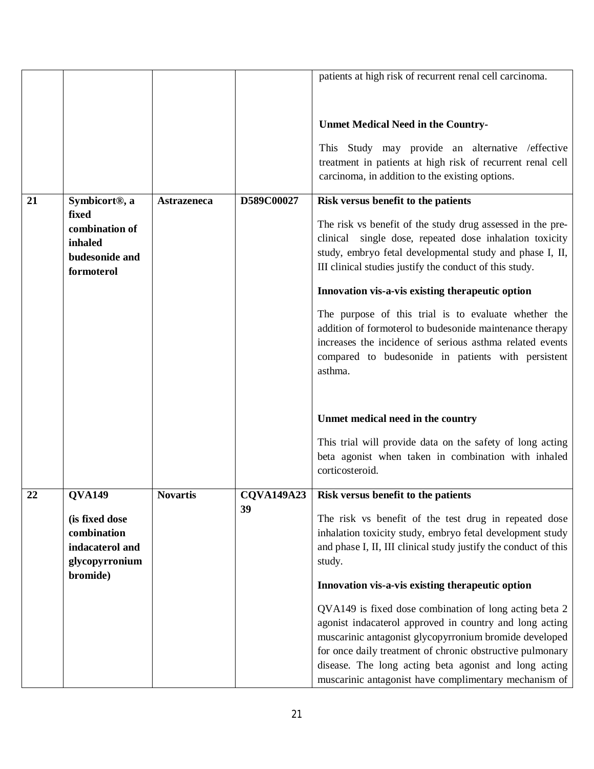| | | | | |
|---|---|---|---|---|
| | | | | patients at high risk of recurrent renal cell carcinoma.<br><br>**Unmet Medical Need in the Country-**<br><br>This Study may provide an alternative /effective treatment in patients at high risk of recurrent renal cell carcinoma, in addition to the existing options. |
| **21** | **Symbicort®, a fixed combination of inhaled budesonide and formoterol** | **Astrazeneca** | **D589C00027** | **Risk versus benefit to the patients**<br><br>The risk vs benefit of the study drug assessed in the pre-clinical single dose, repeated dose inhalation toxicity study, embryo fetal developmental study and phase I, II, III clinical studies justify the conduct of this study.<br><br>**Innovation vis-a-vis existing therapeutic option**<br><br>The purpose of this trial is to evaluate whether the addition of formoterol to budesonide maintenance therapy increases the incidence of serious asthma related events compared to budesonide in patients with persistent asthma.<br><br>**Unmet medical need in the country**<br><br>This trial will provide data on the safety of long acting beta agonist when taken in combination with inhaled corticosteroid. |
| **22** | **QVA149**<br><br>**(is fixed dose combination indacaterol and glycopyrronium bromide)** | **Novartis** | **CQVA149A2339** | **Risk versus benefit to the patients**<br><br>The risk vs benefit of the test drug in repeated dose inhalation toxicity study, embryo fetal development study and phase I, II, III clinical study justify the conduct of this study.<br><br>**Innovation vis-a-vis existing therapeutic option**<br><br>QVA149 is fixed dose combination of long acting beta 2 agonist indacaterol approved in country and long acting muscarinic antagonist glycopyrronium bromide developed for once daily treatment of chronic obstructive pulmonary disease. The long acting beta agonist and long acting muscarinic antagonist have complimentary mechanism of |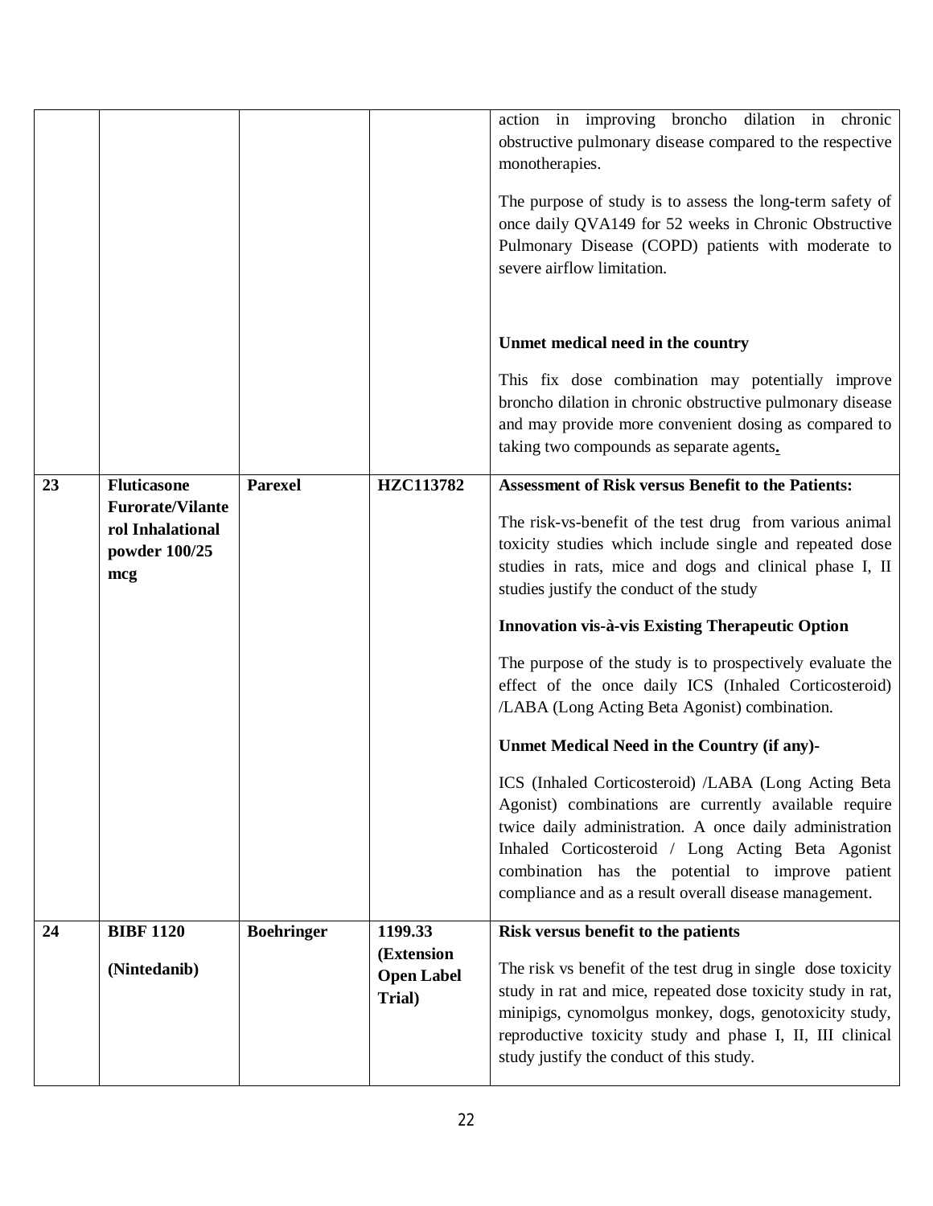| | | | | |
|---|---|---|---|---|
| | | | | action in improving broncho dilation in chronic obstructive pulmonary disease compared to the respective monotherapies.<br><br>The purpose of study is to assess the long-term safety of once daily QVA149 for 52 weeks in Chronic Obstructive Pulmonary Disease (COPD) patients with moderate to severe airflow limitation.<br><br>**Unmet medical need in the country**<br><br>This fix dose combination may potentially improve broncho dilation in chronic obstructive pulmonary disease and may provide more convenient dosing as compared to taking two compounds as separate agents**.** |
| **23** | **Fluticasone Furorate/Vilanterol Inhalational powder 100/25 mcg** | **Parexel** | **HZC113782** | **Assessment of Risk versus Benefit to the Patients:**<br><br>The risk-vs-benefit of the test drug from various animal toxicity studies which include single and repeated dose studies in rats, mice and dogs and clinical phase I, II studies justify the conduct of the study<br><br>**Innovation vis-à-vis Existing Therapeutic Option**<br><br>The purpose of the study is to prospectively evaluate the effect of the once daily ICS (Inhaled Corticosteroid) /LABA (Long Acting Beta Agonist) combination.<br><br>**Unmet Medical Need in the Country (if any)-**<br><br>ICS (Inhaled Corticosteroid) /LABA (Long Acting Beta Agonist) combinations are currently available require twice daily administration. A once daily administration Inhaled Corticosteroid / Long Acting Beta Agonist combination has the potential to improve patient compliance and as a result overall disease management. |
| **24** | **BIBF 1120**<br><br>**(Nintedanib)** | **Boehringer** | **1199.33 (Extension Open Label Trial)** | **Risk versus benefit to the patients**<br><br>The risk vs benefit of the test drug in single dose toxicity study in rat and mice, repeated dose toxicity study in rat, minipigs, cynomolgus monkey, dogs, genotoxicity study, reproductive toxicity study and phase I, II, III clinical study justify the conduct of this study. |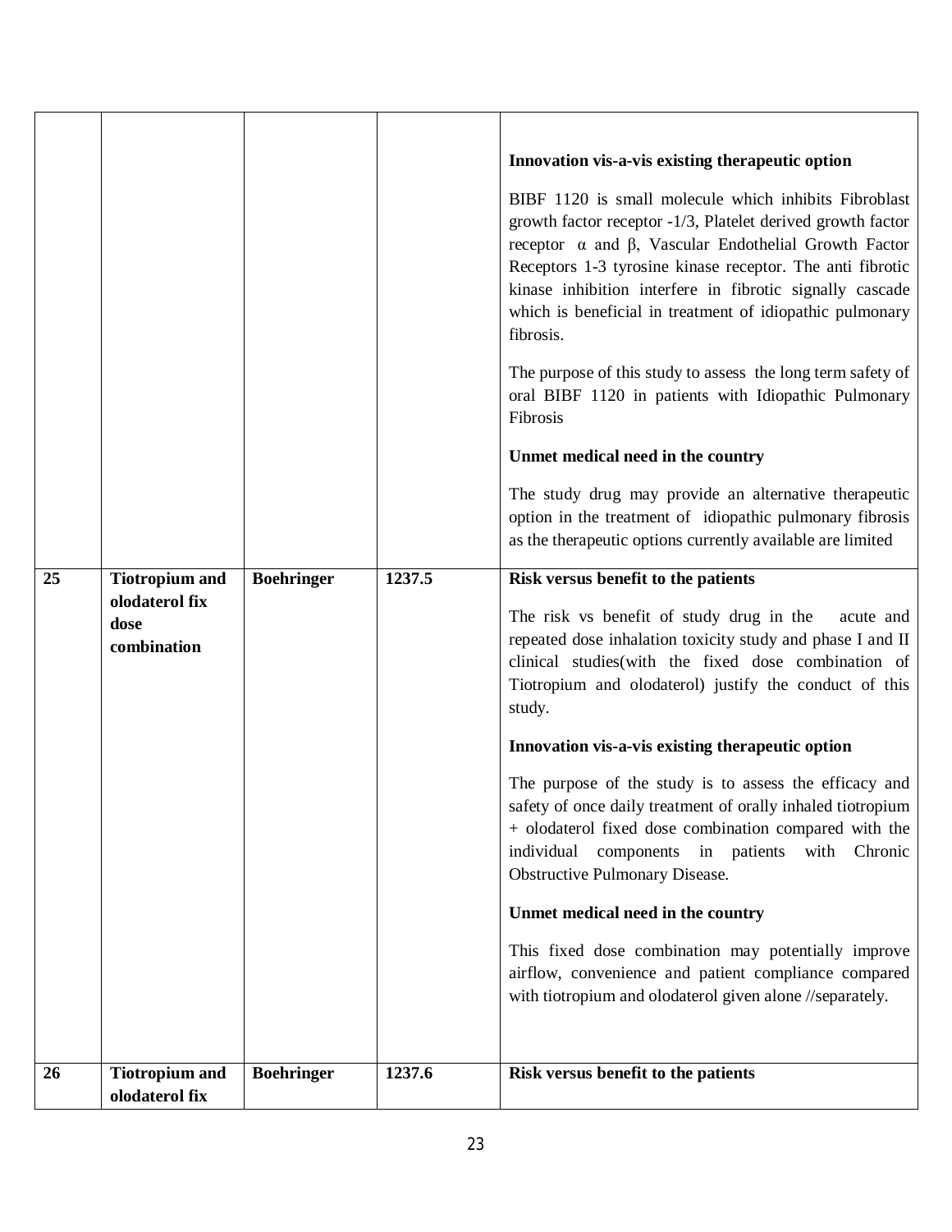| | | | | |
|---|---|---|---|---|
| | | | | **Innovation vis-a-vis existing therapeutic option**<br><br>BIBF 1120 is small molecule which inhibits Fibroblast growth factor receptor -1/3, Platelet derived growth factor receptor α and β, Vascular Endothelial Growth Factor Receptors 1-3 tyrosine kinase receptor. The anti fibrotic kinase inhibition interfere in fibrotic signally cascade which is beneficial in treatment of idiopathic pulmonary fibrosis.<br><br>The purpose of this study to assess the long term safety of oral BIBF 1120 in patients with Idiopathic Pulmonary Fibrosis<br><br>**Unmet medical need in the country**<br><br>The study drug may provide an alternative therapeutic option in the treatment of idiopathic pulmonary fibrosis as the therapeutic options currently available are limited |
| **25** | **Tiotropium and olodaterol fix dose combination** | **Boehringer** | **1237.5** | **Risk versus benefit to the patients**<br><br>The risk vs benefit of study drug in the acute and repeated dose inhalation toxicity study and phase I and II clinical studies(with the fixed dose combination of Tiotropium and olodaterol) justify the conduct of this study.<br><br>**Innovation vis-a-vis existing therapeutic option**<br><br>The purpose of the study is to assess the efficacy and safety of once daily treatment of orally inhaled tiotropium + olodaterol fixed dose combination compared with the individual components in patients with Chronic Obstructive Pulmonary Disease.<br><br>**Unmet medical need in the country**<br><br>This fixed dose combination may potentially improve airflow, convenience and patient compliance compared with tiotropium and olodaterol given alone //separately. |
| **26** | **Tiotropium and olodaterol fix** | **Boehringer** | **1237.6** | **Risk versus benefit to the patients** |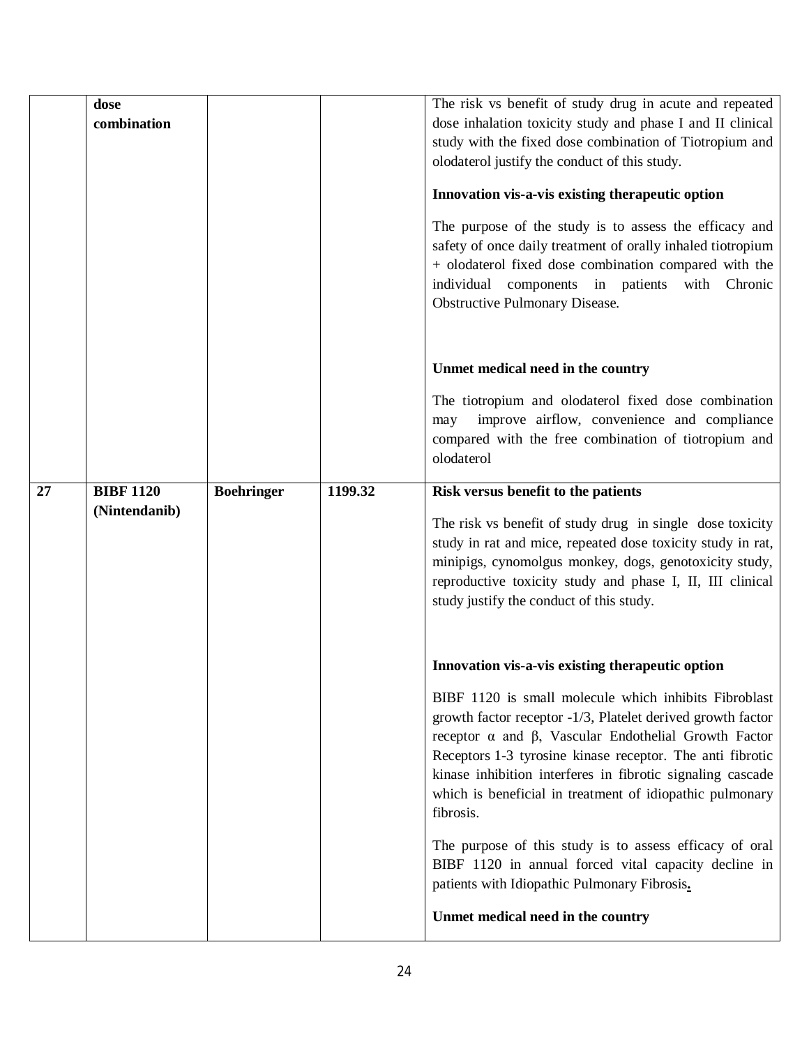| | | | | |
|---|---|---|---|---|
| | **dose combination** | | | The risk vs benefit of study drug in acute and repeated dose inhalation toxicity study and phase I and II clinical study with the fixed dose combination of Tiotropium and olodaterol justify the conduct of this study.<br><br>**Innovation vis-a-vis existing therapeutic option**<br><br>The purpose of the study is to assess the efficacy and safety of once daily treatment of orally inhaled tiotropium + olodaterol fixed dose combination compared with the individual components in patients with Chronic Obstructive Pulmonary Disease.<br><br>**Unmet medical need in the country**<br><br>The tiotropium and olodaterol fixed dose combination may improve airflow, convenience and compliance compared with the free combination of tiotropium and olodaterol |
| **27** | **BIBF 1120 (Nintendanib)** | **Boehringer** | **1199.32** | **Risk versus benefit to the patients**<br><br>The risk vs benefit of study drug in single dose toxicity study in rat and mice, repeated dose toxicity study in rat, minipigs, cynomolgus monkey, dogs, genotoxicity study, reproductive toxicity study and phase I, II, III clinical study justify the conduct of this study.<br><br>**Innovation vis-a-vis existing therapeutic option**<br><br>BIBF 1120 is small molecule which inhibits Fibroblast growth factor receptor -1/3, Platelet derived growth factor receptor α and β, Vascular Endothelial Growth Factor Receptors 1-3 tyrosine kinase receptor. The anti fibrotic kinase inhibition interferes in fibrotic signaling cascade which is beneficial in treatment of idiopathic pulmonary fibrosis.<br><br>The purpose of this study is to assess efficacy of oral BIBF 1120 in annual forced vital capacity decline in patients with Idiopathic Pulmonary Fibrosis.<br><br>**Unmet medical need in the country** |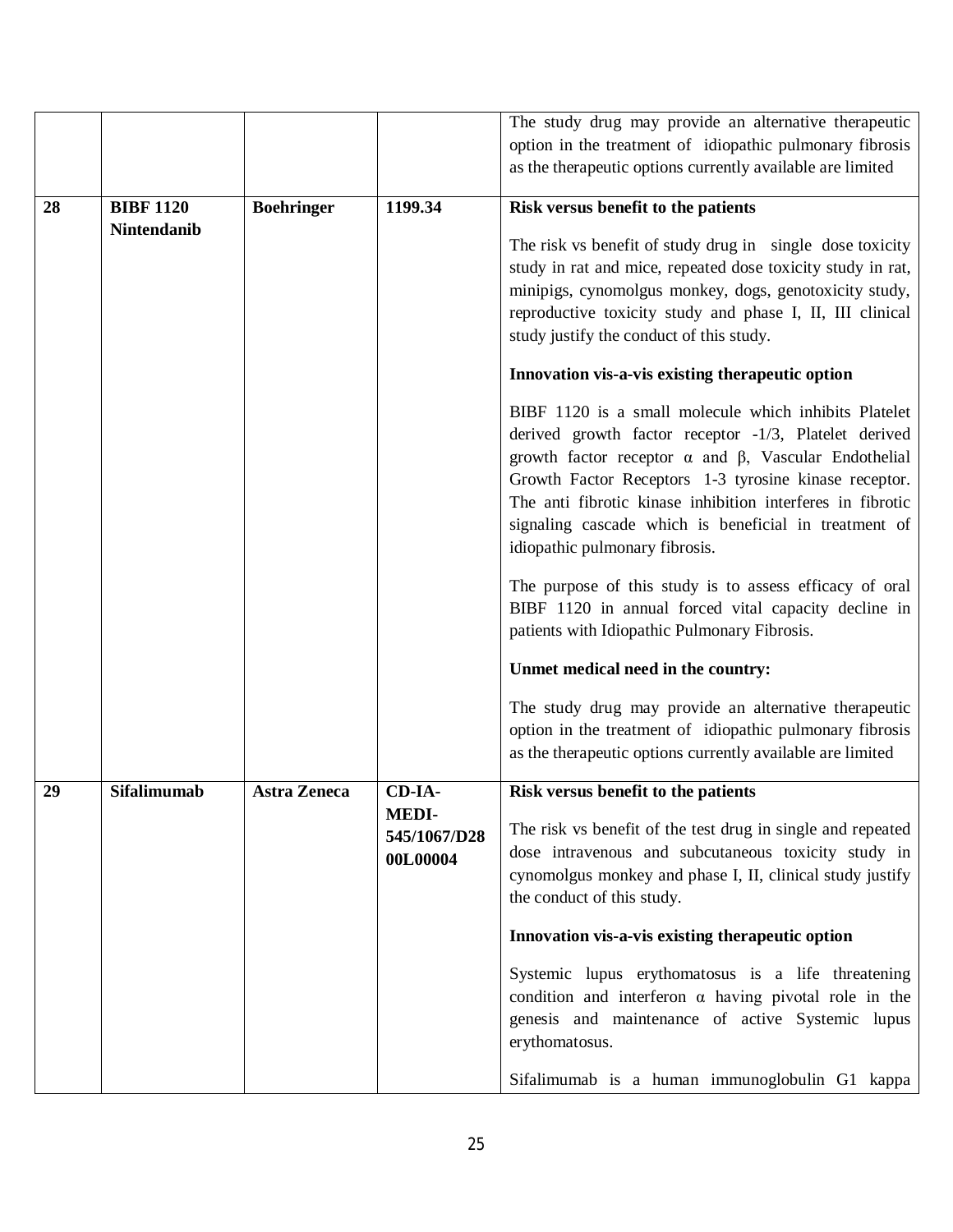| | | | | |
|---|---|---|---|---|
| | | | | The study drug may provide an alternative therapeutic option in the treatment of idiopathic pulmonary fibrosis as the therapeutic options currently available are limited |
| **28** | **BIBF 1120 Nintendanib** | **Boehringer** | **1199.34** | **Risk versus benefit to the patients**<br><br>The risk vs benefit of study drug in single dose toxicity study in rat and mice, repeated dose toxicity study in rat, minipigs, cynomolgus monkey, dogs, genotoxicity study, reproductive toxicity study and phase I, II, III clinical study justify the conduct of this study.<br><br>**Innovation vis-a-vis existing therapeutic option**<br><br>BIBF 1120 is a small molecule which inhibits Platelet derived growth factor receptor -1/3, Platelet derived growth factor receptor α and β, Vascular Endothelial Growth Factor Receptors 1-3 tyrosine kinase receptor. The anti fibrotic kinase inhibition interferes in fibrotic signaling cascade which is beneficial in treatment of idiopathic pulmonary fibrosis.<br><br>The purpose of this study is to assess efficacy of oral BIBF 1120 in annual forced vital capacity decline in patients with Idiopathic Pulmonary Fibrosis.<br><br>**Unmet medical need in the country:**<br><br>The study drug may provide an alternative therapeutic option in the treatment of idiopathic pulmonary fibrosis as the therapeutic options currently available are limited |
| **29** | **Sifalimumab** | **Astra Zeneca** | **CD-IA-MEDI-545/1067/D2800L00004** | **Risk versus benefit to the patients**<br><br>The risk vs benefit of the test drug in single and repeated dose intravenous and subcutaneous toxicity study in cynomolgus monkey and phase I, II, clinical study justify the conduct of this study.<br><br>**Innovation vis-a-vis existing therapeutic option**<br><br>Systemic lupus erythomatosus is a life threatening condition and interferon α having pivotal role in the genesis and maintenance of active Systemic lupus erythomatosus.<br><br>Sifalimumab is a human immunoglobulin G1 kappa |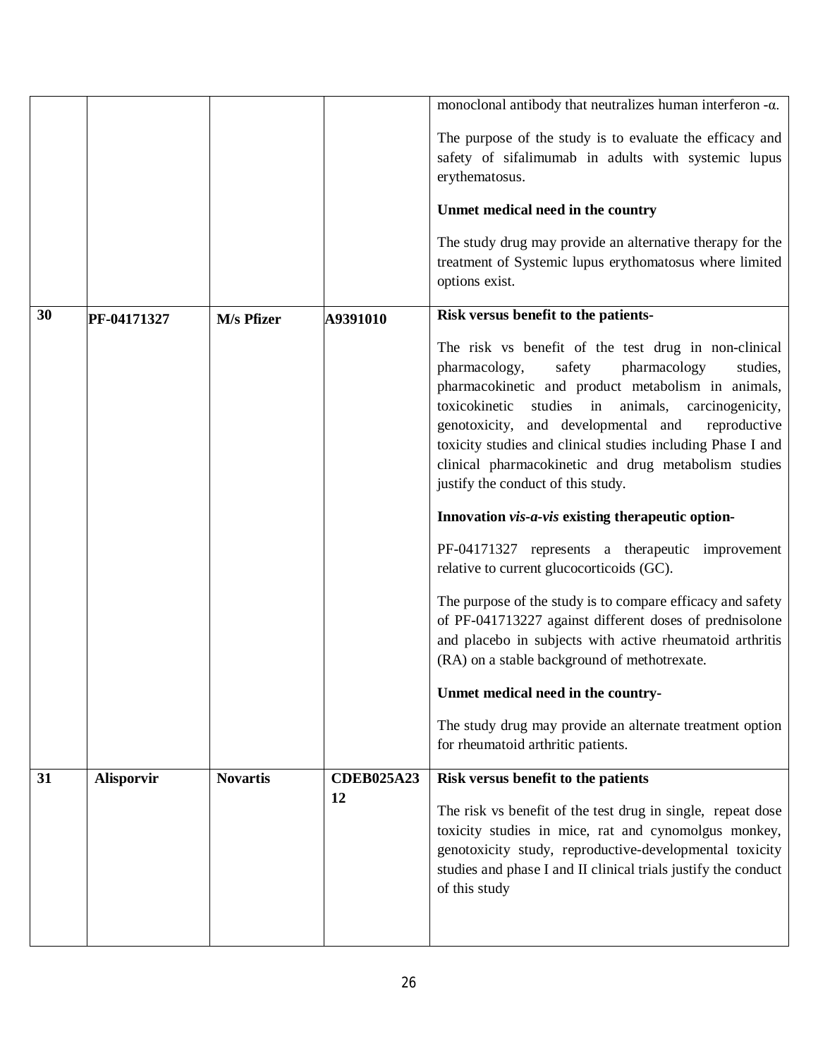| | | | | monoclonal antibody that neutralizes human interferon -α.<br><br>The purpose of the study is to evaluate the efficacy and safety of sifalimumab in adults with systemic lupus erythematosus.<br><br>**Unmet medical need in the country**<br><br>The study drug may provide an alternative therapy for the treatment of Systemic lupus erythomatosus where limited options exist. |
|---|---|---|---|---|
| **30** | **PF-04171327** | **M/s Pfizer** | **A9391010** | **Risk versus benefit to the patients-**<br><br>The risk vs benefit of the test drug in non-clinical pharmacology, safety pharmacology studies, pharmacokinetic and product metabolism in animals, toxicokinetic studies in animals, carcinogenicity, genotoxicity, and developmental and reproductive toxicity studies and clinical studies including Phase I and clinical pharmacokinetic and drug metabolism studies justify the conduct of this study.<br><br>**Innovation *vis-a-vis* existing therapeutic option-**<br><br>PF-04171327 represents a therapeutic improvement relative to current glucocorticoids (GC).<br><br>The purpose of the study is to compare efficacy and safety of PF-041713227 against different doses of prednisolone and placebo in subjects with active rheumatoid arthritis (RA) on a stable background of methotrexate.<br><br>**Unmet medical need in the country-**<br><br>The study drug may provide an alternate treatment option for rheumatoid arthritic patients. |
| **31** | **Alisporvir** | **Novartis** | **CDEB025A2312** | **Risk versus benefit to the patients**<br><br>The risk vs benefit of the test drug in single, repeat dose toxicity studies in mice, rat and cynomolgus monkey, genotoxicity study, reproductive-developmental toxicity studies and phase I and II clinical trials justify the conduct of this study |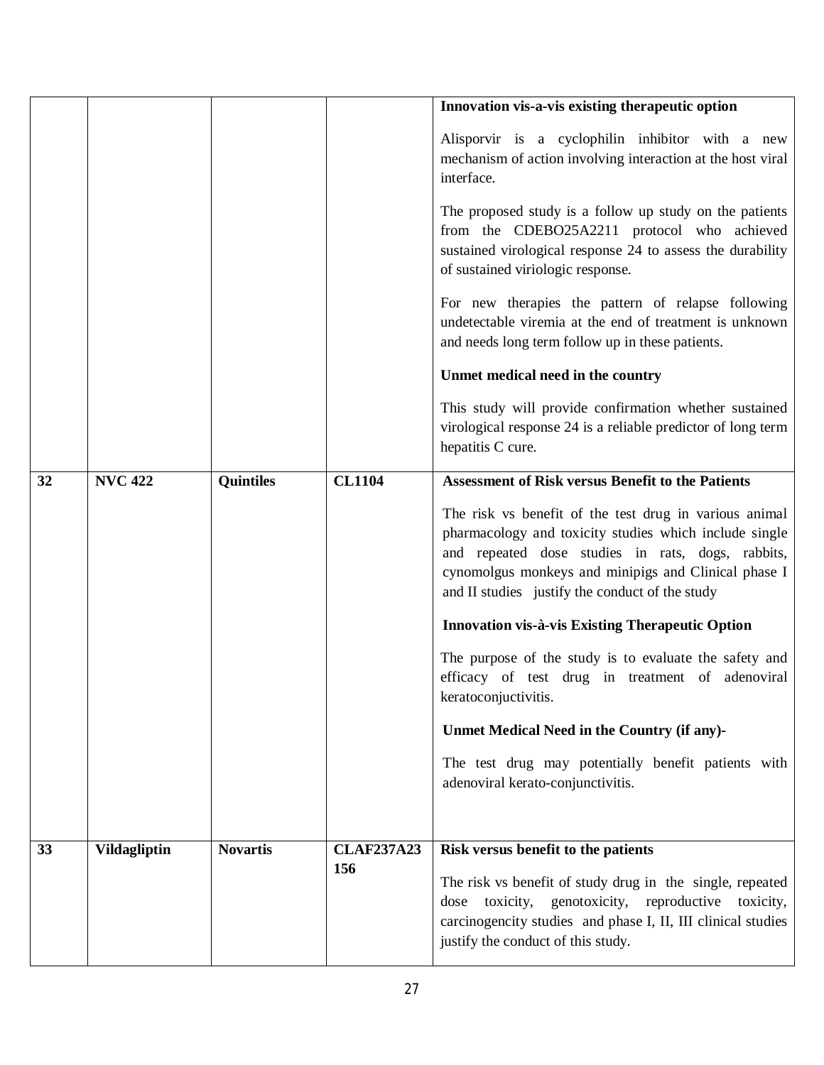| | | | | |
|---|---|---|---|---|
| | | | | **Innovation vis-a-vis existing therapeutic option**<br><br>Alisporvir is a cyclophilin inhibitor with a new mechanism of action involving interaction at the host viral interface.<br><br>The proposed study is a follow up study on the patients from the CDEBO25A2211 protocol who achieved sustained virological response 24 to assess the durability of sustained viriologic response.<br><br>For new therapies the pattern of relapse following undetectable viremia at the end of treatment is unknown and needs long term follow up in these patients.<br><br>**Unmet medical need in the country**<br><br>This study will provide confirmation whether sustained virological response 24 is a reliable predictor of long term hepatitis C cure. |
| **32** | **NVC 422** | **Quintiles** | **CL1104** | **Assessment of Risk versus Benefit to the Patients**<br><br>The risk vs benefit of the test drug in various animal pharmacology and toxicity studies which include single and repeated dose studies in rats, dogs, rabbits, cynomolgus monkeys and minipigs and Clinical phase I and II studies justify the conduct of the study<br><br>**Innovation vis-à-vis Existing Therapeutic Option**<br><br>The purpose of the study is to evaluate the safety and efficacy of test drug in treatment of adenoviral keratoconjuctivitis.<br><br>**Unmet Medical Need in the Country (if any)-**<br><br>The test drug may potentially benefit patients with adenoviral kerato-conjunctivitis. |
| **33** | **Vildagliptin** | **Novartis** | **CLAF237A23 156** | **Risk versus benefit to the patients**<br><br>The risk vs benefit of study drug in the single, repeated dose toxicity, genotoxicity, reproductive toxicity, carcinogencity studies and phase I, II, III clinical studies justify the conduct of this study. |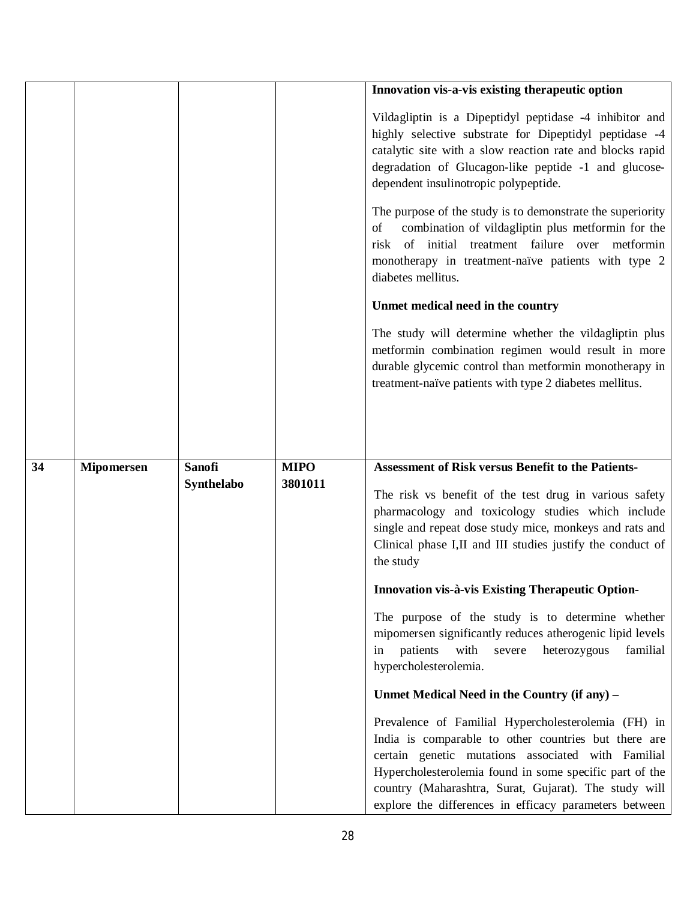| | | | | |
|---|---|---|---|---|
| | | | | **Innovation vis-a-vis existing therapeutic option**<br><br>Vildagliptin is a Dipeptidyl peptidase -4 inhibitor and highly selective substrate for Dipeptidyl peptidase -4 catalytic site with a slow reaction rate and blocks rapid degradation of Glucagon-like peptide -1 and glucose-dependent insulinotropic polypeptide.<br><br>The purpose of the study is to demonstrate the superiority of combination of vildagliptin plus metformin for the risk of initial treatment failure over metformin monotherapy in treatment-naïve patients with type 2 diabetes mellitus.<br><br>**Unmet medical need in the country**<br><br>The study will determine whether the vildagliptin plus metformin combination regimen would result in more durable glycemic control than metformin monotherapy in treatment-naïve patients with type 2 diabetes mellitus. |
| **34** | **Mipomersen** | **Sanofi Synthelabo** | **MIPO 3801011** | **Assessment of Risk versus Benefit to the Patients-**<br><br>The risk vs benefit of the test drug in various safety pharmacology and toxicology studies which include single and repeat dose study mice, monkeys and rats and Clinical phase I,II and III studies justify the conduct of the study<br><br>**Innovation vis-à-vis Existing Therapeutic Option-**<br><br>The purpose of the study is to determine whether mipomersen significantly reduces atherogenic lipid levels in patients with severe heterozygous familial hypercholesterolemia.<br><br>**Unmet Medical Need in the Country (if any) –**<br><br>Prevalence of Familial Hypercholesterolemia (FH) in India is comparable to other countries but there are certain genetic mutations associated with Familial Hypercholesterolemia found in some specific part of the country (Maharashtra, Surat, Gujarat). The study will explore the differences in efficacy parameters between |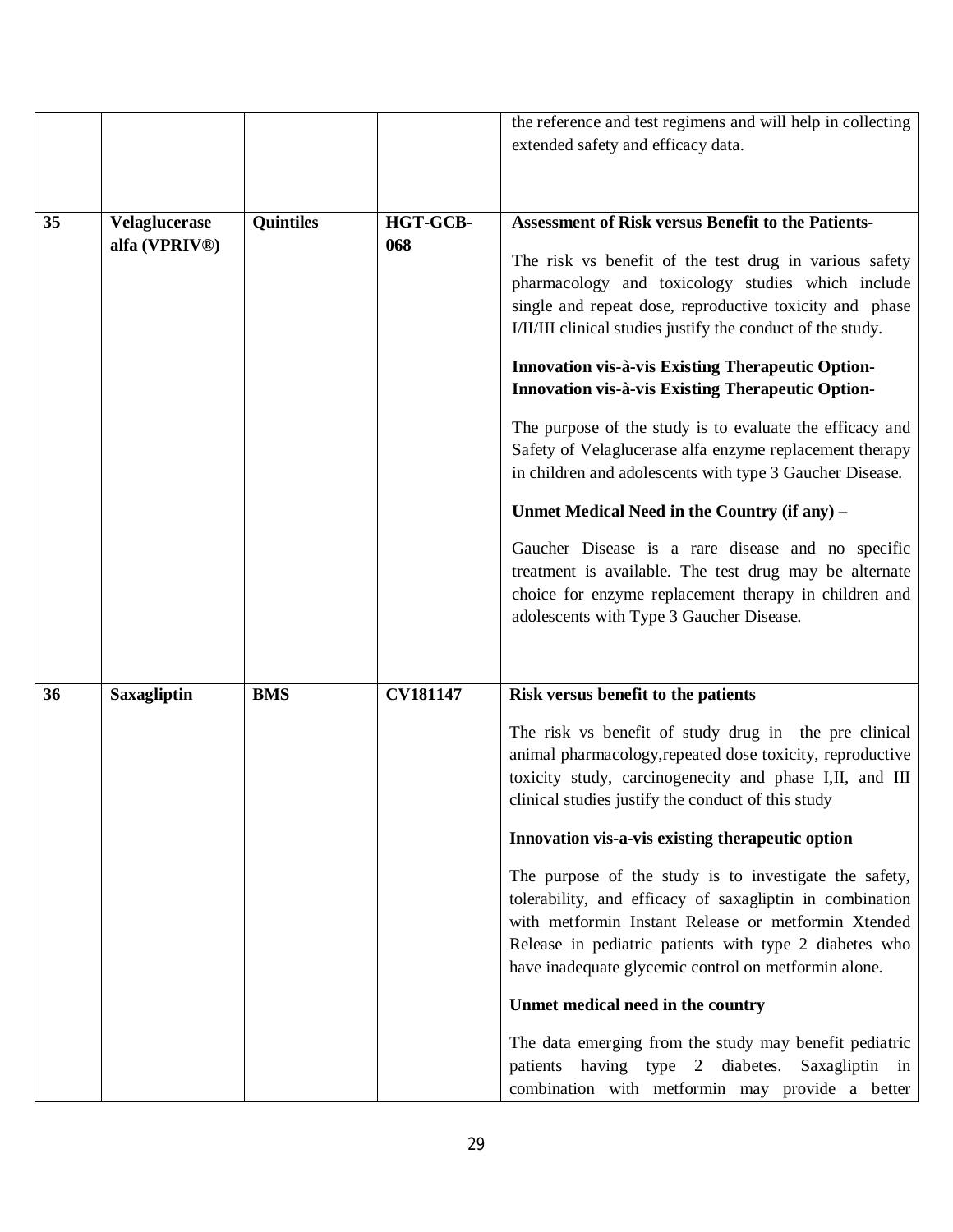| | | | | |
|---|---|---|---|---|
| | | | | the reference and test regimens and will help in collecting extended safety and efficacy data. |
| **35** | **Velaglucerase alfa (VPRIV®)** | **Quintiles** | **HGT-GCB-068** | **Assessment of Risk versus Benefit to the Patients-**<br><br>The risk vs benefit of the test drug in various safety pharmacology and toxicology studies which include single and repeat dose, reproductive toxicity and phase I/II/III clinical studies justify the conduct of the study.<br><br>**Innovation vis-à-vis Existing Therapeutic Option-**<br>**Innovation vis-à-vis Existing Therapeutic Option-**<br><br>The purpose of the study is to evaluate the efficacy and Safety of Velaglucerase alfa enzyme replacement therapy in children and adolescents with type 3 Gaucher Disease.<br><br>**Unmet Medical Need in the Country (if any) –**<br><br>Gaucher Disease is a rare disease and no specific treatment is available. The test drug may be alternate choice for enzyme replacement therapy in children and adolescents with Type 3 Gaucher Disease. |
| **36** | **Saxagliptin** | **BMS** | **CV181147** | **Risk versus benefit to the patients**<br><br>The risk vs benefit of study drug in the pre clinical animal pharmacology,repeated dose toxicity, reproductive toxicity study, carcinogenecity and phase I,II, and III clinical studies justify the conduct of this study<br><br>**Innovation vis-a-vis existing therapeutic option**<br><br>The purpose of the study is to investigate the safety, tolerability, and efficacy of saxagliptin in combination with metformin Instant Release or metformin Xtended Release in pediatric patients with type 2 diabetes who have inadequate glycemic control on metformin alone.<br><br>**Unmet medical need in the country**<br><br>The data emerging from the study may benefit pediatric patients having type 2 diabetes. Saxagliptin in combination with metformin may provide a better |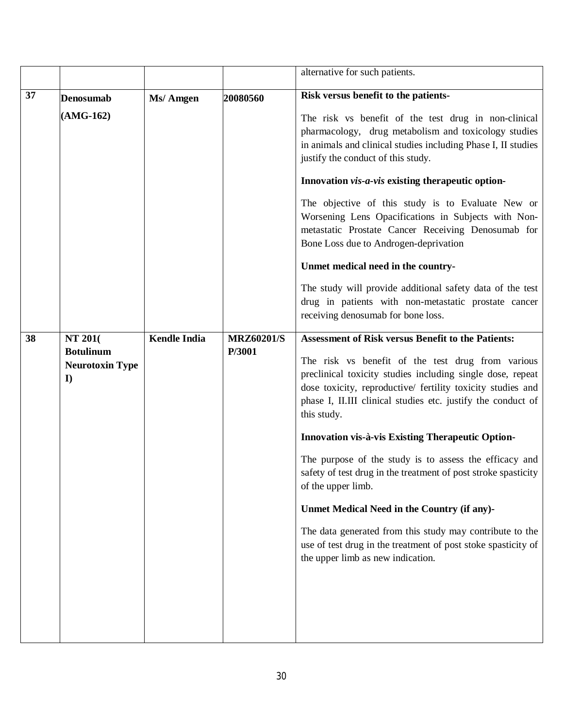| | | | | |
|---|---|---|---|---|
| | | | | alternative for such patients. |
| **37** | **Denosumab** **(AMG-162)** | **Ms/ Amgen** | **20080560** | **Risk versus benefit to the patients-** The risk vs benefit of the test drug in non-clinical pharmacology, drug metabolism and toxicology studies in animals and clinical studies including Phase I, II studies justify the conduct of this study. **Innovation *vis-a-vis* existing therapeutic option-** The objective of this study is to Evaluate New or Worsening Lens Opacifications in Subjects with Non-metastatic Prostate Cancer Receiving Denosumab for Bone Loss due to Androgen-deprivation **Unmet medical need in the country-** The study will provide additional safety data of the test drug in patients with non-metastatic prostate cancer receiving denosumab for bone loss. |
| **38** | **NT 201( Botulinum Neurotoxin Type I)** | **Kendle India** | **MRZ60201/SP/3001** | **Assessment of Risk versus Benefit to the Patients:** The risk vs benefit of the test drug from various preclinical toxicity studies including single dose, repeat dose toxicity, reproductive/ fertility toxicity studies and phase I, II.III clinical studies etc. justify the conduct of this study. **Innovation vis-à-vis Existing Therapeutic Option-** The purpose of the study is to assess the efficacy and safety of test drug in the treatment of post stroke spasticity of the upper limb. **Unmet Medical Need in the Country (if any)-** The data generated from this study may contribute to the use of test drug in the treatment of post stoke spasticity of the upper limb as new indication. |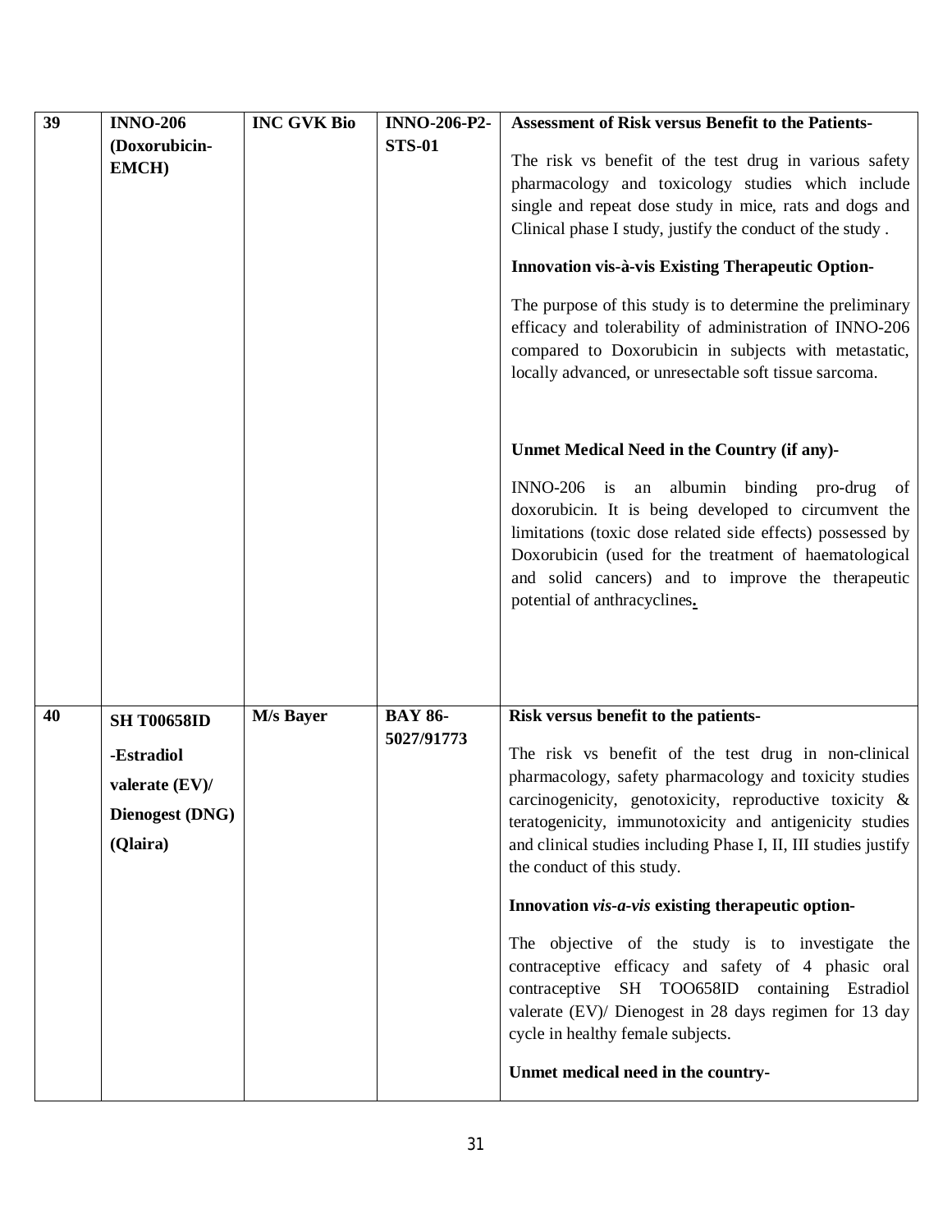| 39 | **INNO-206 (Doxorubicin-EMCH)** | **INC GVK Bio** | **INNO-206-P2-STS-01** | **Assessment of Risk versus Benefit to the Patients-**<br><br>The risk vs benefit of the test drug in various safety pharmacology and toxicology studies which include single and repeat dose study in mice, rats and dogs and Clinical phase I study, justify the conduct of the study .<br><br>**Innovation vis-à-vis Existing Therapeutic Option-**<br><br>The purpose of this study is to determine the preliminary efficacy and tolerability of administration of INNO-206 compared to Doxorubicin in subjects with metastatic, locally advanced, or unresectable soft tissue sarcoma.<br><br>**Unmet Medical Need in the Country (if any)-**<br><br>INNO-206 is an albumin binding pro-drug of doxorubicin. It is being developed to circumvent the limitations (toxic dose related side effects) possessed by Doxorubicin (used for the treatment of haematological and solid cancers) and to improve the therapeutic potential of anthracyclines**.** |
|---|---|---|---|---|
| 40 | **SH T00658ID -Estradiol valerate (EV)/ Dienogest (DNG) (Qlaira)** | **M/s Bayer** | **BAY 86-5027/91773** | **Risk versus benefit to the patients-**<br><br>The risk vs benefit of the test drug in non-clinical pharmacology, safety pharmacology and toxicity studies carcinogenicity, genotoxicity, reproductive toxicity & teratogenicity, immunotoxicity and antigenicity studies and clinical studies including Phase I, II, III studies justify the conduct of this study.<br><br>**Innovation *vis-a-vis* existing therapeutic option-**<br><br>The objective of the study is to investigate the contraceptive efficacy and safety of 4 phasic oral contraceptive SH TOO658ID containing Estradiol valerate (EV)/ Dienogest in 28 days regimen for 13 day cycle in healthy female subjects.<br><br>**Unmet medical need in the country-** |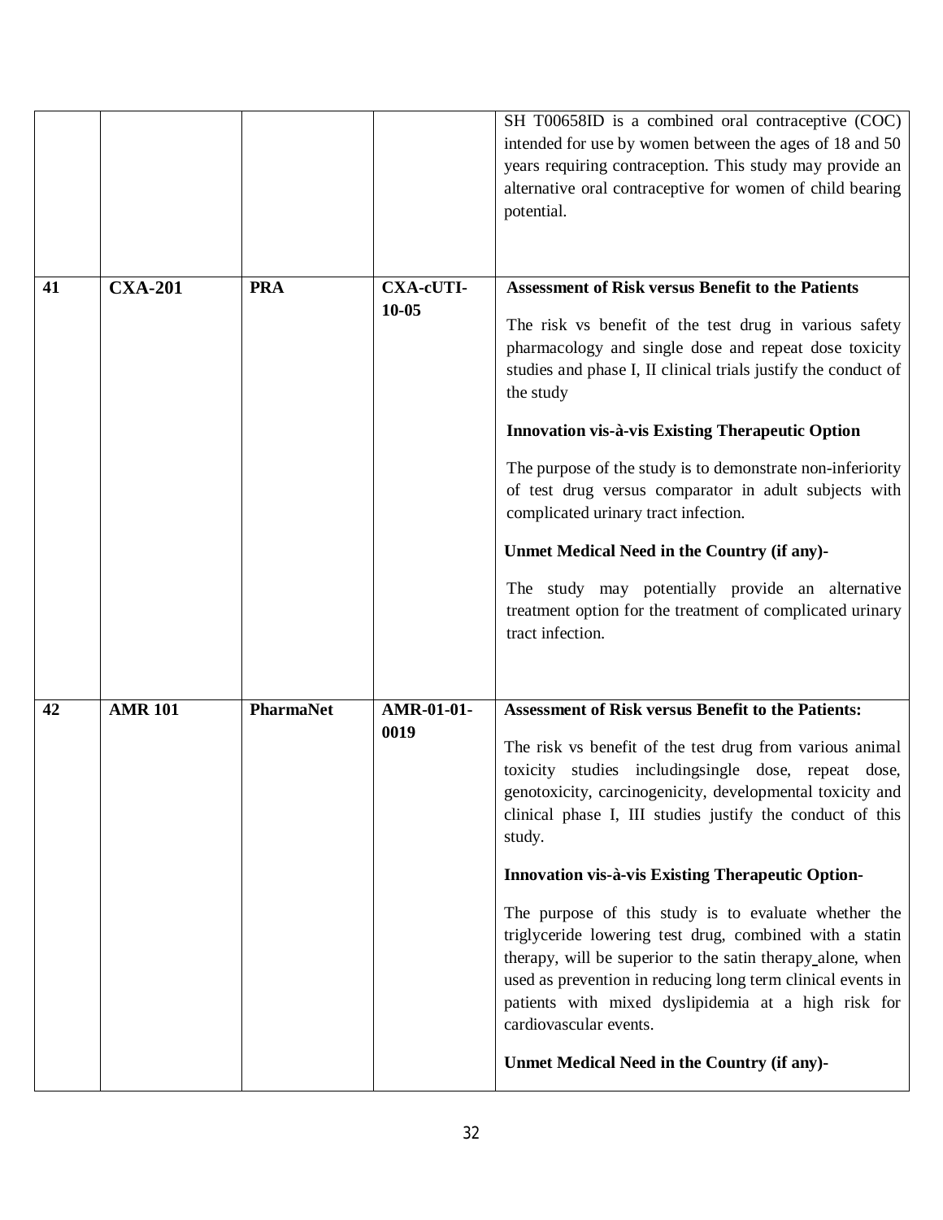| | | | | |
|---|---|---|---|---|
| | | | | SH T00658ID is a combined oral contraceptive (COC) intended for use by women between the ages of 18 and 50 years requiring contraception. This study may provide an alternative oral contraceptive for women of child bearing potential. |
| **41** | **CXA-201** | **PRA** | **CXA-cUTI-10-05** | **Assessment of Risk versus Benefit to the Patients**<br><br>The risk vs benefit of the test drug in various safety pharmacology and single dose and repeat dose toxicity studies and phase I, II clinical trials justify the conduct of the study<br><br>**Innovation vis-à-vis Existing Therapeutic Option**<br><br>The purpose of the study is to demonstrate non-inferiority of test drug versus comparator in adult subjects with complicated urinary tract infection.<br><br>**Unmet Medical Need in the Country (if any)-**<br><br>The study may potentially provide an alternative treatment option for the treatment of complicated urinary tract infection. |
| **42** | **AMR 101** | **PharmaNet** | **AMR-01-01-0019** | **Assessment of Risk versus Benefit to the Patients:**<br><br>The risk vs benefit of the test drug from various animal toxicity studies includingsingle dose, repeat dose, genotoxicity, carcinogenicity, developmental toxicity and clinical phase I, III studies justify the conduct of this study.<br><br>**Innovation vis-à-vis Existing Therapeutic Option-**<br><br>The purpose of this study is to evaluate whether the triglyceride lowering test drug, combined with a statin therapy, will be superior to the satin therapy alone, when used as prevention in reducing long term clinical events in patients with mixed dyslipidemia at a high risk for cardiovascular events.<br><br>**Unmet Medical Need in the Country (if any)-** |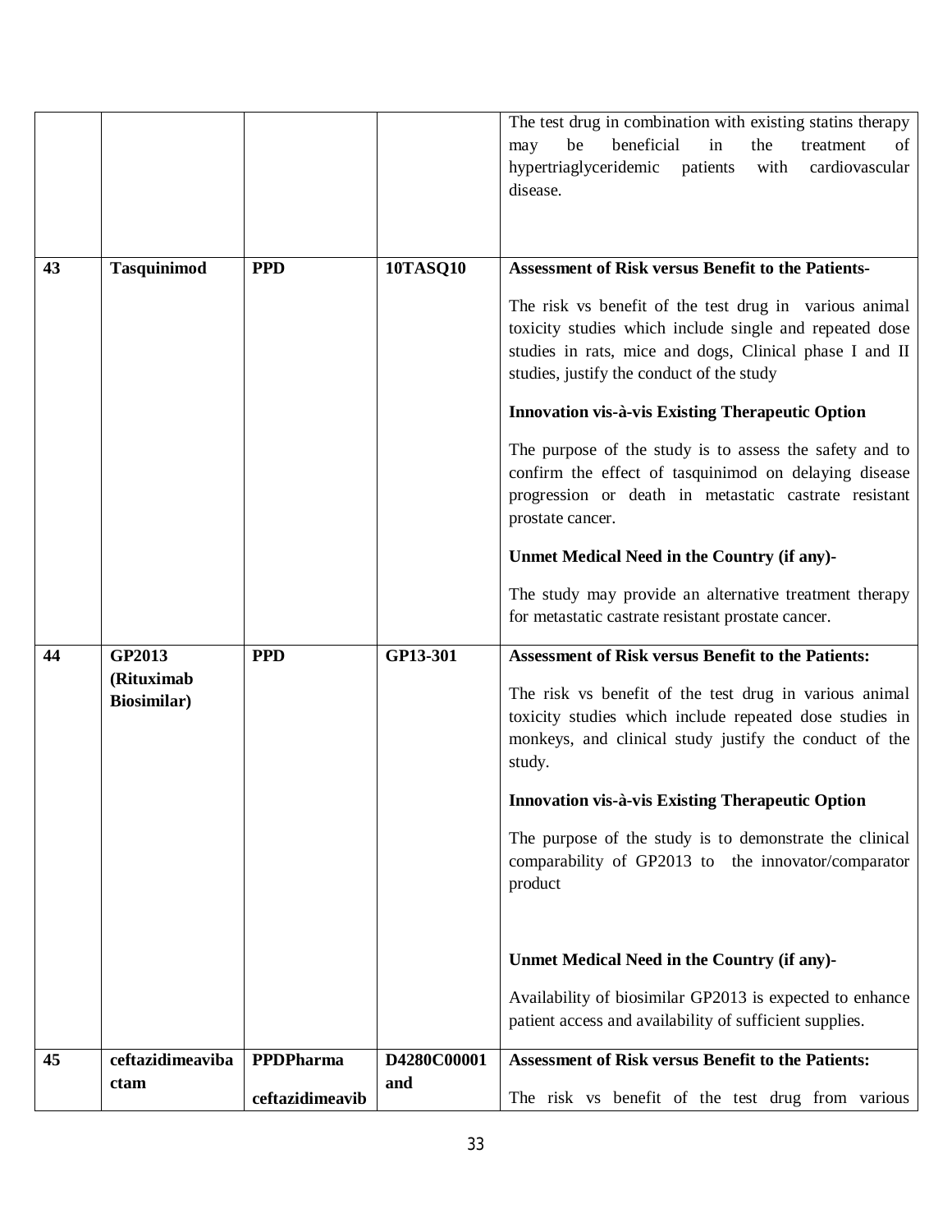| | | | | The test drug in combination with existing statins therapy may be beneficial in the treatment of hypertriaglyceridemic patients with cardiovascular disease. |
|---|---|---|---|---|
| **43** | **Tasquinimod** | **PPD** | **10TASQ10** | **Assessment of Risk versus Benefit to the Patients-**<br><br>The risk vs benefit of the test drug in various animal toxicity studies which include single and repeated dose studies in rats, mice and dogs, Clinical phase I and II studies, justify the conduct of the study<br><br>**Innovation vis-à-vis Existing Therapeutic Option**<br><br>The purpose of the study is to assess the safety and to confirm the effect of tasquinimod on delaying disease progression or death in metastatic castrate resistant prostate cancer.<br><br>**Unmet Medical Need in the Country (if any)-**<br><br>The study may provide an alternative treatment therapy for metastatic castrate resistant prostate cancer. |
| **44** | **GP2013 (Rituximab Biosimilar)** | **PPD** | **GP13-301** | **Assessment of Risk versus Benefit to the Patients:**<br><br>The risk vs benefit of the test drug in various animal toxicity studies which include repeated dose studies in monkeys, and clinical study justify the conduct of the study.<br><br>**Innovation vis-à-vis Existing Therapeutic Option**<br><br>The purpose of the study is to demonstrate the clinical comparability of GP2013 to the innovator/comparator product<br><br>**Unmet Medical Need in the Country (if any)-**<br><br>Availability of biosimilar GP2013 is expected to enhance patient access and availability of sufficient supplies. |
| **45** | **ceftazidimeavibactam** | **PPDPharma ceftazidimeavib** | **D4280C00001 and** | **Assessment of Risk versus Benefit to the Patients:**<br><br>The risk vs benefit of the test drug from various |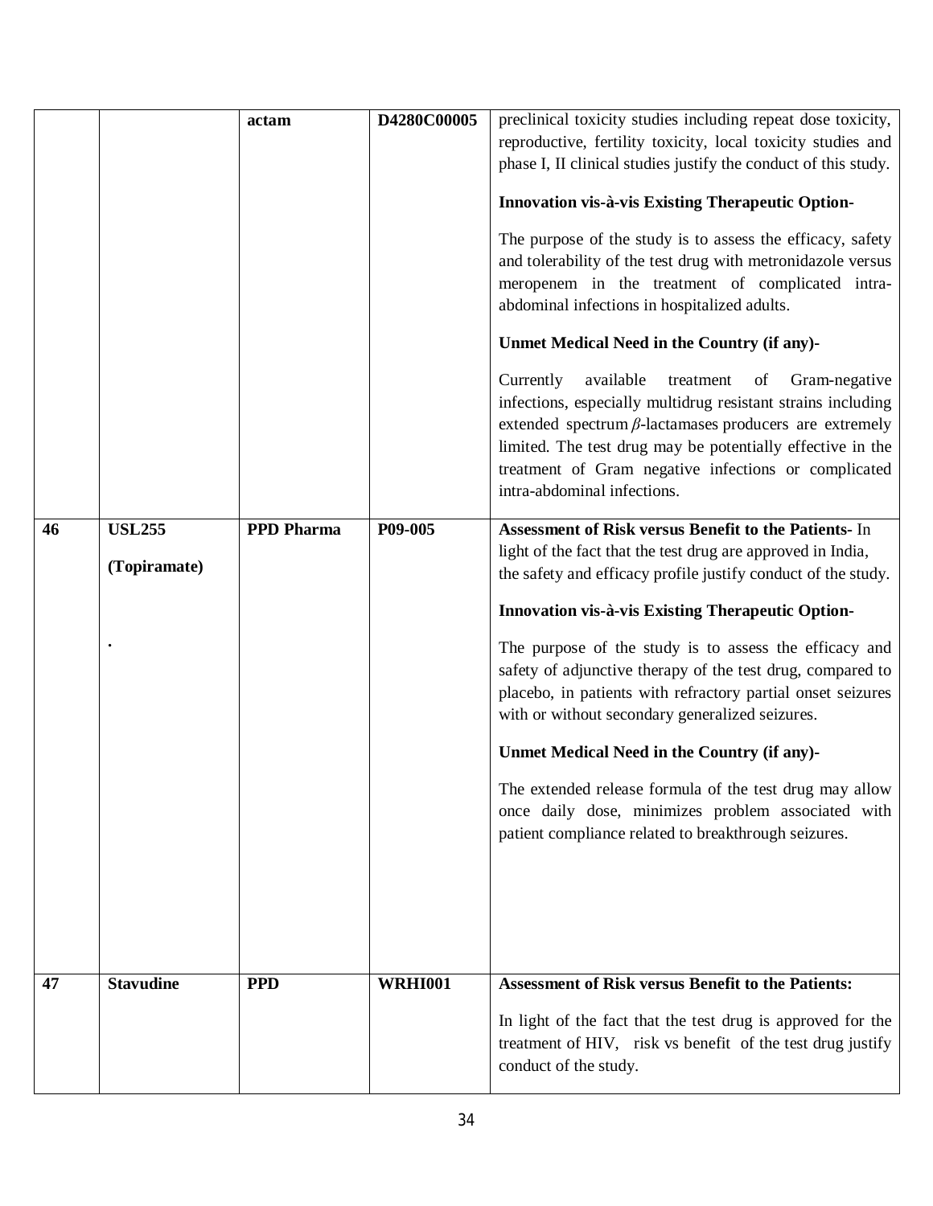| | | actam | D4280C00005 | preclinical toxicity studies including repeat dose toxicity, reproductive, fertility toxicity, local toxicity studies and phase I, II clinical studies justify the conduct of this study.<br><br>**Innovation vis-à-vis Existing Therapeutic Option-**<br><br>The purpose of the study is to assess the efficacy, safety and tolerability of the test drug with metronidazole versus meropenem in the treatment of complicated intra-abdominal infections in hospitalized adults.<br><br>**Unmet Medical Need in the Country (if any)-**<br><br>Currently available treatment of Gram-negative infections, especially multidrug resistant strains including extended spectrum *β*-lactamases producers are extremely limited. The test drug may be potentially effective in the treatment of Gram negative infections or complicated intra-abdominal infections. |
|---|---|---|---|---|
| **46** | **USL255**<br><br>**(Topiramate)**<br><br>**.** | **PPD Pharma** | **P09-005** | **Assessment of Risk versus Benefit to the Patients-** In light of the fact that the test drug are approved in India, the safety and efficacy profile justify conduct of the study.<br><br>**Innovation vis-à-vis Existing Therapeutic Option-**<br><br>The purpose of the study is to assess the efficacy and safety of adjunctive therapy of the test drug, compared to placebo, in patients with refractory partial onset seizures with or without secondary generalized seizures.<br><br>**Unmet Medical Need in the Country (if any)-**<br><br>The extended release formula of the test drug may allow once daily dose, minimizes problem associated with patient compliance related to breakthrough seizures. |
| **47** | **Stavudine** | **PPD** | **WRHI001** | **Assessment of Risk versus Benefit to the Patients:**<br><br>In light of the fact that the test drug is approved for the treatment of HIV, risk vs benefit of the test drug justify conduct of the study. |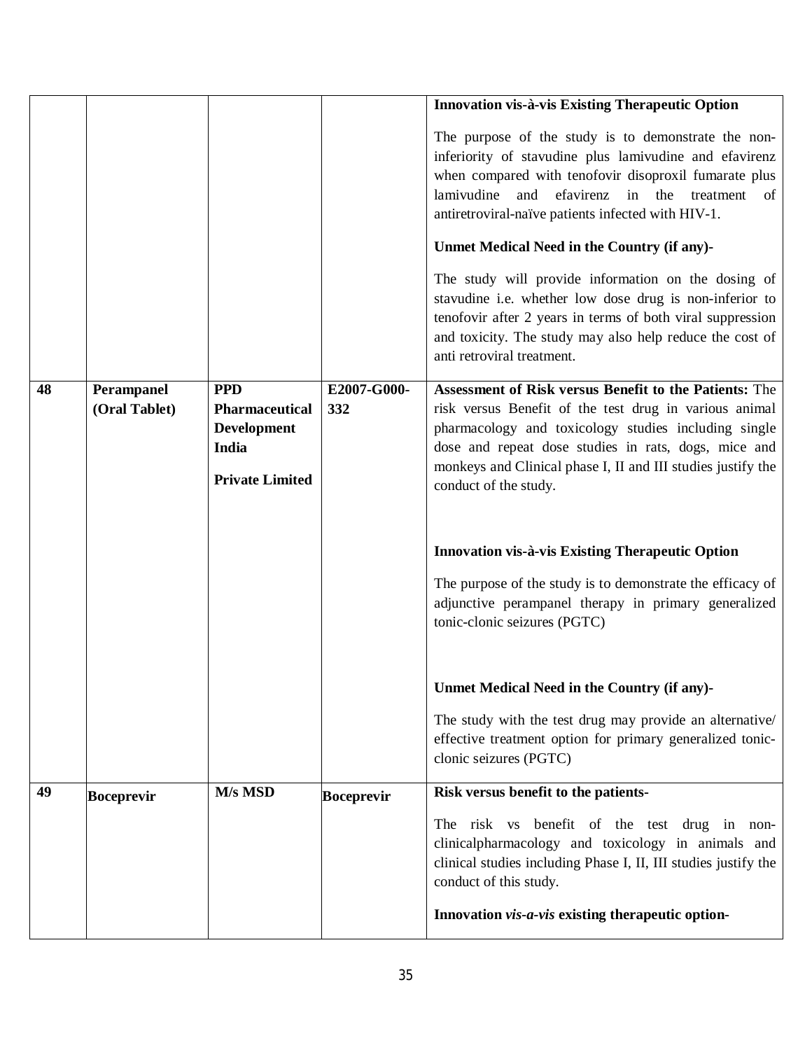| | | | | |
|---|---|---|---|---|
| | | | | **Innovation vis-à-vis Existing Therapeutic Option**<br><br>The purpose of the study is to demonstrate the non-inferiority of stavudine plus lamivudine and efavirenz when compared with tenofovir disoproxil fumarate plus lamivudine and efavirenz in the treatment of antiretroviral-naïve patients infected with HIV-1.<br><br>**Unmet Medical Need in the Country (if any)-**<br><br>The study will provide information on the dosing of stavudine i.e. whether low dose drug is non-inferior to tenofovir after 2 years in terms of both viral suppression and toxicity. The study may also help reduce the cost of anti retroviral treatment. |
| **48** | **Perampanel (Oral Tablet)** | **PPD Pharmaceutical Development India Private Limited** | **E2007-G000-332** | **Assessment of Risk versus Benefit to the Patients:** The risk versus Benefit of the test drug in various animal pharmacology and toxicology studies including single dose and repeat dose studies in rats, dogs, mice and monkeys and Clinical phase I, II and III studies justify the conduct of the study.<br><br>**Innovation vis-à-vis Existing Therapeutic Option**<br><br>The purpose of the study is to demonstrate the efficacy of adjunctive perampanel therapy in primary generalized tonic-clonic seizures (PGTC)<br><br>**Unmet Medical Need in the Country (if any)-**<br><br>The study with the test drug may provide an alternative/ effective treatment option for primary generalized tonic-clonic seizures (PGTC) |
| **49** | **Boceprevir** | **M/s MSD** | **Boceprevir** | **Risk versus benefit to the patients-**<br><br>The risk vs benefit of the test drug in non-clinicalpharmacology and toxicology in animals and clinical studies including Phase I, II, III studies justify the conduct of this study.<br><br>**Innovation *vis-a-vis* existing therapeutic option-** |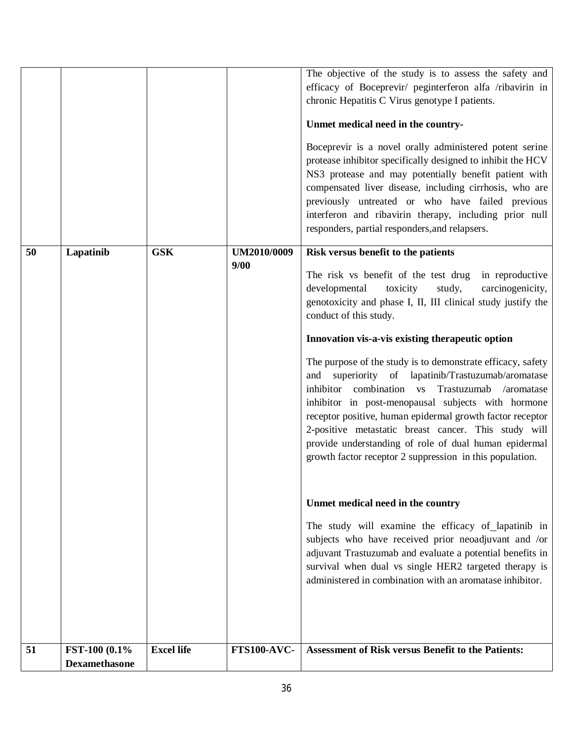|  |  |  |  | The objective of the study is to assess the safety and efficacy of Boceprevir/ peginterferon alfa /ribavirin in chronic Hepatitis C Virus genotype I patients.<br><br>**Unmet medical need in the country-**<br><br>Boceprevir is a novel orally administered potent serine protease inhibitor specifically designed to inhibit the HCV NS3 protease and may potentially benefit patient with compensated liver disease, including cirrhosis, who are previously untreated or who have failed previous interferon and ribavirin therapy, including prior null responders, partial responders,and relapsers. |
|---|---|---|---|---|
| **50** | **Lapatinib** | **GSK** | **UM2010/0009 9/00** | **Risk versus benefit to the patients**<br><br>The risk vs benefit of the test drug in reproductive developmental toxicity study, carcinogenicity, genotoxicity and phase I, II, III clinical study justify the conduct of this study.<br><br>**Innovation vis-a-vis existing therapeutic option**<br><br>The purpose of the study is to demonstrate efficacy, safety and superiority of lapatinib/Trastuzumab/aromatase inhibitor combination vs Trastuzumab /aromatase inhibitor in post-menopausal subjects with hormone receptor positive, human epidermal growth factor receptor 2-positive metastatic breast cancer. This study will provide understanding of role of dual human epidermal growth factor receptor 2 suppression in this population.<br><br>**Unmet medical need in the country**<br><br>The study will examine the efficacy of_lapatinib in subjects who have received prior neoadjuvant and /or adjuvant Trastuzumab and evaluate a potential benefits in survival when dual vs single HER2 targeted therapy is administered in combination with an aromatase inhibitor. |
| **51** | **FST-100 (0.1% Dexamethasone** | **Excel life** | **FTS100-AVC-** | **Assessment of Risk versus Benefit to the Patients:** |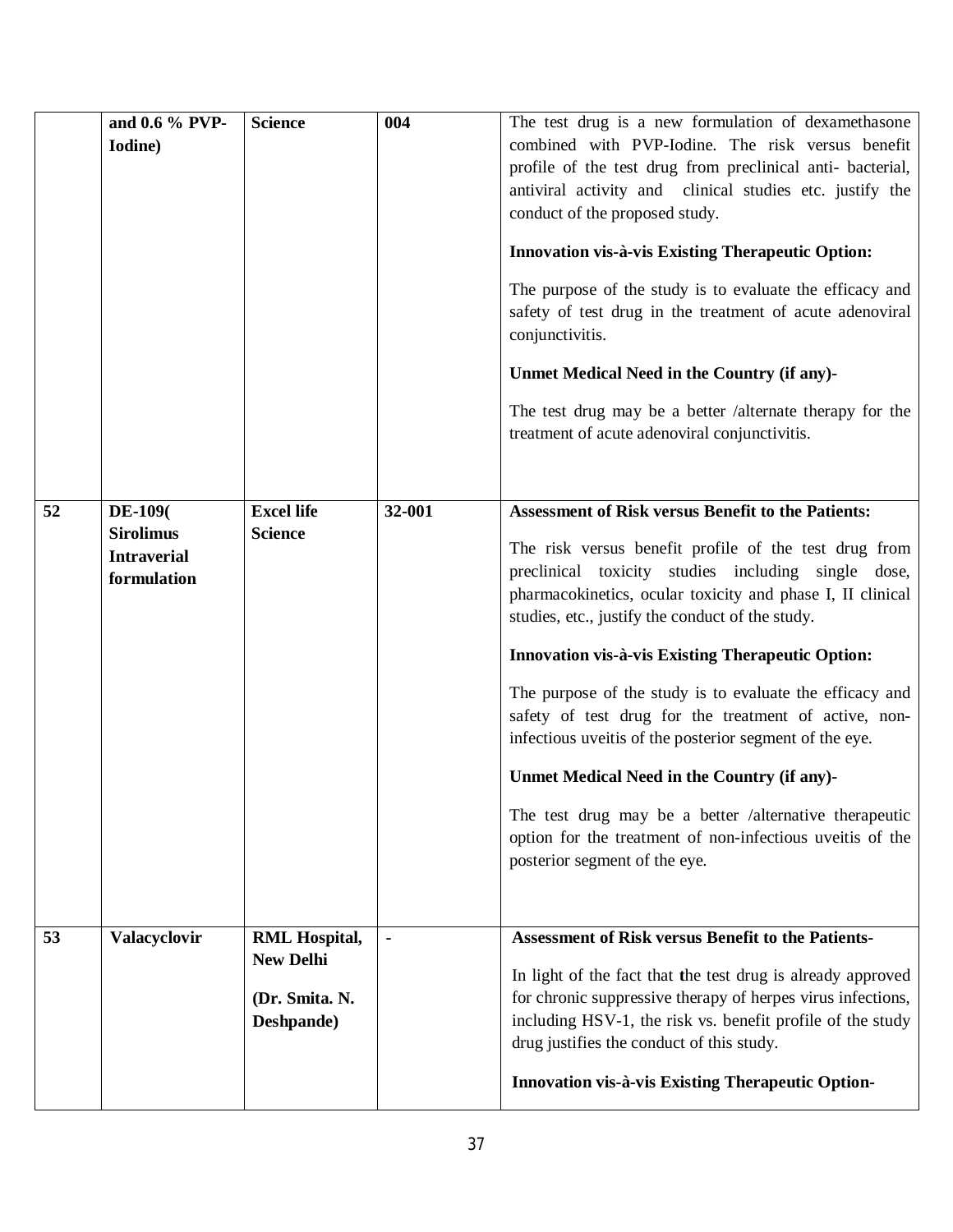| | | | | |
|---|---|---|---|---|
| | **and 0.6 % PVP-Iodine)** | **Science** | **004** | The test drug is a new formulation of dexamethasone combined with PVP-Iodine. The risk versus benefit profile of the test drug from preclinical anti- bacterial, antiviral activity and clinical studies etc. justify the conduct of the proposed study.<br><br>**Innovation vis-à-vis Existing Therapeutic Option:**<br><br>The purpose of the study is to evaluate the efficacy and safety of test drug in the treatment of acute adenoviral conjunctivitis.<br><br>**Unmet Medical Need in the Country (if any)-**<br><br>The test drug may be a better /alternate therapy for the treatment of acute adenoviral conjunctivitis. |
| **52** | **DE-109( Sirolimus Intraverial formulation** | **Excel life Science** | **32-001** | **Assessment of Risk versus Benefit to the Patients:**<br><br>The risk versus benefit profile of the test drug from preclinical toxicity studies including single dose, pharmacokinetics, ocular toxicity and phase I, II clinical studies, etc., justify the conduct of the study.<br><br>**Innovation vis-à-vis Existing Therapeutic Option:**<br><br>The purpose of the study is to evaluate the efficacy and safety of test drug for the treatment of active, non-infectious uveitis of the posterior segment of the eye.<br><br>**Unmet Medical Need in the Country (if any)-**<br><br>The test drug may be a better /alternative therapeutic option for the treatment of non-infectious uveitis of the posterior segment of the eye. |
| **53** | **Valacyclovir** | **RML Hospital, New Delhi**<br><br>**(Dr. Smita. N. Deshpande)** | - | **Assessment of Risk versus Benefit to the Patients-**<br><br>In light of the fact that the test drug is already approved for chronic suppressive therapy of herpes virus infections, including HSV-1, the risk vs. benefit profile of the study drug justifies the conduct of this study.<br><br>**Innovation vis-à-vis Existing Therapeutic Option-** |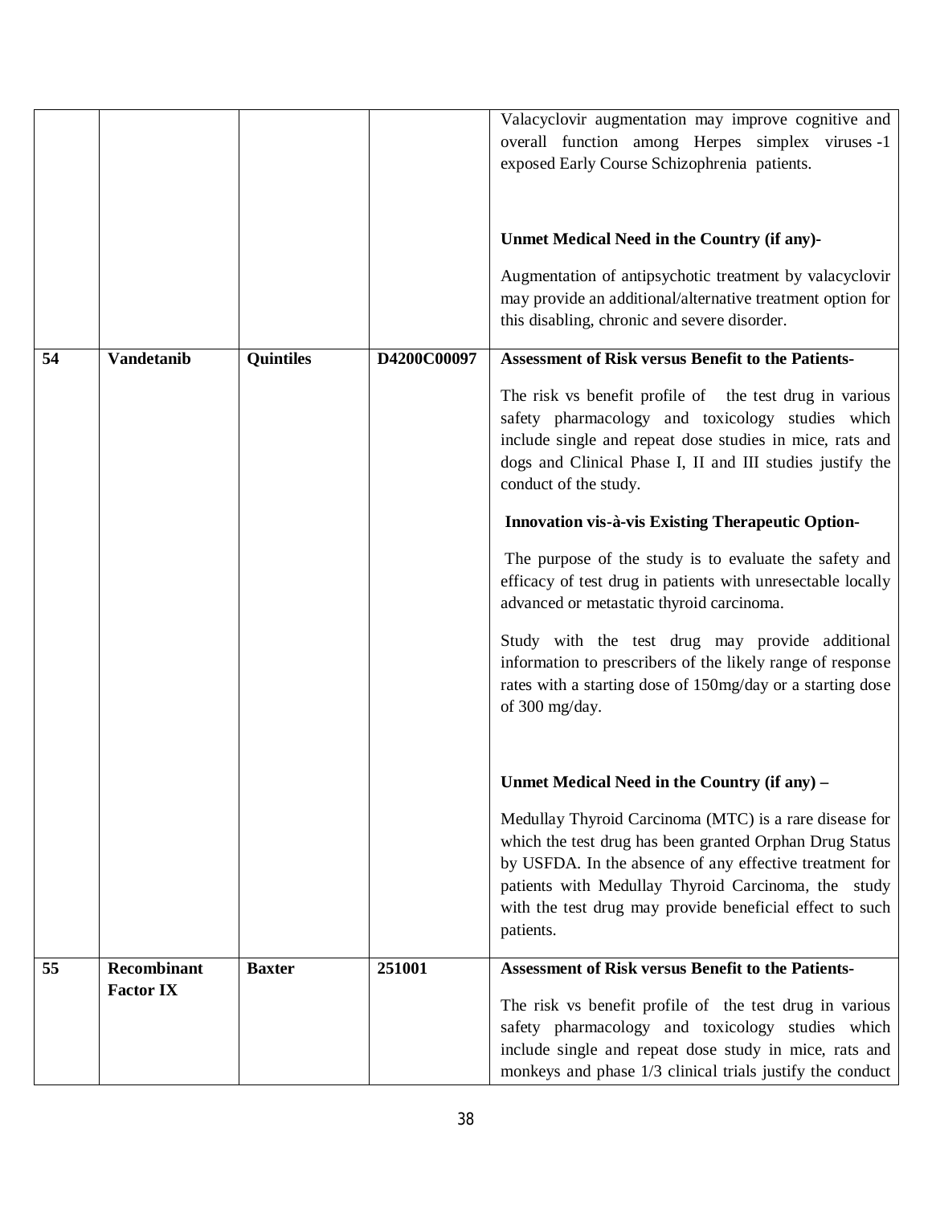| | | | | |
|---|---|---|---|---|
| | | | | Valacyclovir augmentation may improve cognitive and overall function among Herpes simplex viruses -1 exposed Early Course Schizophrenia patients.<br><br>**Unmet Medical Need in the Country (if any)-**<br><br>Augmentation of antipsychotic treatment by valacyclovir may provide an additional/alternative treatment option for this disabling, chronic and severe disorder. |
| **54** | **Vandetanib** | **Quintiles** | **D4200C00097** | **Assessment of Risk versus Benefit to the Patients-**<br><br>The risk vs benefit profile of the test drug in various safety pharmacology and toxicology studies which include single and repeat dose studies in mice, rats and dogs and Clinical Phase I, II and III studies justify the conduct of the study.<br><br>**Innovation vis-à-vis Existing Therapeutic Option-**<br><br>The purpose of the study is to evaluate the safety and efficacy of test drug in patients with unresectable locally advanced or metastatic thyroid carcinoma.<br><br>Study with the test drug may provide additional information to prescribers of the likely range of response rates with a starting dose of 150mg/day or a starting dose of 300 mg/day.<br><br>**Unmet Medical Need in the Country (if any) –**<br><br>Medullay Thyroid Carcinoma (MTC) is a rare disease for which the test drug has been granted Orphan Drug Status by USFDA. In the absence of any effective treatment for patients with Medullay Thyroid Carcinoma, the study with the test drug may provide beneficial effect to such patients. |
| **55** | **Recombinant Factor IX** | **Baxter** | **251001** | **Assessment of Risk versus Benefit to the Patients-**<br><br>The risk vs benefit profile of the test drug in various safety pharmacology and toxicology studies which include single and repeat dose study in mice, rats and monkeys and phase 1/3 clinical trials justify the conduct |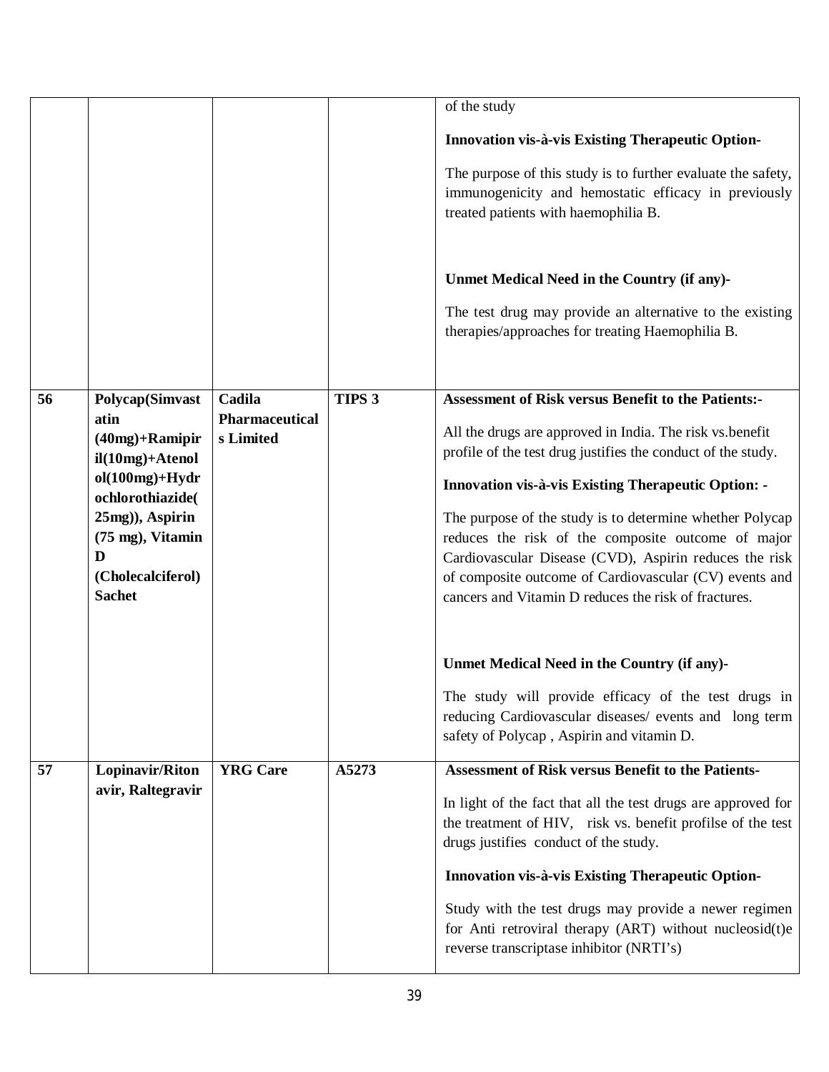| | | | | |
|---|---|---|---|---|
| | | | | of the study<br><br>**Innovation vis-à-vis Existing Therapeutic Option-**<br><br>The purpose of this study is to further evaluate the safety, immunogenicity and hemostatic efficacy in previously treated patients with haemophilia B.<br><br>**Unmet Medical Need in the Country (if any)-**<br><br>The test drug may provide an alternative to the existing therapies/approaches for treating Haemophilia B. |
| **56** | **Polycap(Simvastatin (40mg)+Ramipiril(10mg)+Atenolol(100mg)+Hydrochlorothiazide(25mg)), Aspirin (75 mg), Vitamin D (Cholecalciferol) Sachet** | **Cadila Pharmaceuticals Limited** | **TIPS 3** | **Assessment of Risk versus Benefit to the Patients:-**<br><br>All the drugs are approved in India. The risk vs.benefit profile of the test drug justifies the conduct of the study.<br><br>**Innovation vis-à-vis Existing Therapeutic Option: -**<br><br>The purpose of the study is to determine whether Polycap reduces the risk of the composite outcome of major Cardiovascular Disease (CVD), Aspirin reduces the risk of composite outcome of Cardiovascular (CV) events and cancers and Vitamin D reduces the risk of fractures.<br><br>**Unmet Medical Need in the Country (if any)-**<br><br>The study will provide efficacy of the test drugs in reducing Cardiovascular diseases/ events and long term safety of Polycap , Aspirin and vitamin D. |
| **57** | **Lopinavir/Ritonavir, Raltegravir** | **YRG Care** | **A5273** | **Assessment of Risk versus Benefit to the Patients-**<br><br>In light of the fact that all the test drugs are approved for the treatment of HIV, risk vs. benefit profilse of the test drugs justifies conduct of the study.<br><br>**Innovation vis-à-vis Existing Therapeutic Option-**<br><br>Study with the test drugs may provide a newer regimen for Anti retroviral therapy (ART) without nucleosid(t)e reverse transcriptase inhibitor (NRTI's) |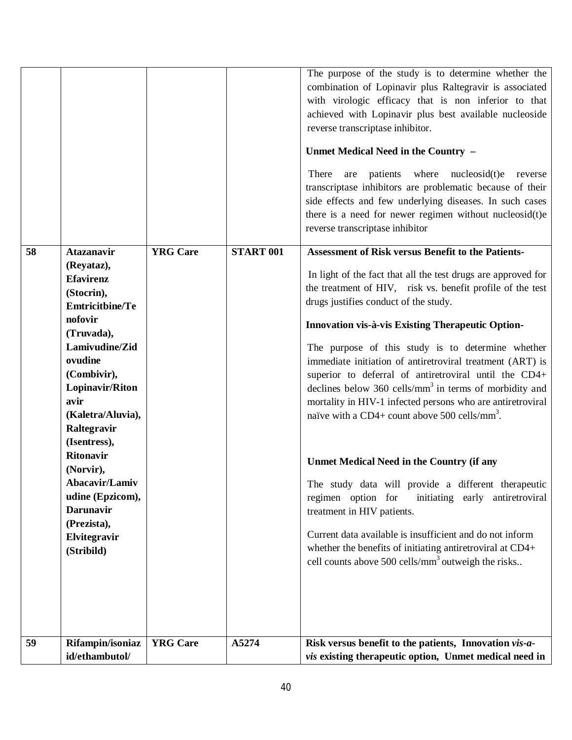| | | | | |
|---|---|---|---|---|
| | | | | The purpose of the study is to determine whether the combination of Lopinavir plus Raltegravir is associated with virologic efficacy that is non inferior to that achieved with Lopinavir plus best available nucleoside reverse transcriptase inhibitor.<br><br>**Unmet Medical Need in the Country –**<br><br>There are patients where nucleosid(t)e reverse transcriptase inhibitors are problematic because of their side effects and few underlying diseases. In such cases there is a need for newer regimen without nucleosid(t)e reverse transcriptase inhibitor |
| **58** | **Atazanavir (Reyataz), Efavirenz (Stocrin), Emtricitbine/Tenofovir (Truvada), Lamivudine/Zidovudine (Combivir), Lopinavir/Ritonavir (Kaletra/Aluvia), Raltegravir (Isentress), Ritonavir (Norvir), Abacavir/Lamivudine (Epzicom), Darunavir (Prezista), Elvitegravir (Stribild)** | **YRG Care** | **START 001** | **Assessment of Risk versus Benefit to the Patients-**<br><br>In light of the fact that all the test drugs are approved for the treatment of HIV, risk vs. benefit profile of the test drugs justifies conduct of the study.<br><br>**Innovation vis-à-vis Existing Therapeutic Option-**<br><br>The purpose of this study is to determine whether immediate initiation of antiretroviral treatment (ART) is superior to deferral of antiretroviral until the CD4+ declines below 360 cells/mm$^3$ in terms of morbidity and mortality in HIV-1 infected persons who are antiretroviral naïve with a CD4+ count above 500 cells/mm$^3$.<br><br>**Unmet Medical Need in the Country (if any**<br><br>The study data will provide a different therapeutic regimen option for initiating early antiretroviral treatment in HIV patients.<br><br>Current data available is insufficient and do not inform whether the benefits of initiating antiretroviral at CD4+ cell counts above 500 cells/mm$^3$ outweigh the risks.. |
| **59** | **Rifampin/isoniazid/ethambutol/** | **YRG Care** | **A5274** | **Risk versus benefit to the patients, Innovation *vis-a-vis* existing therapeutic option, Unmet medical need in** |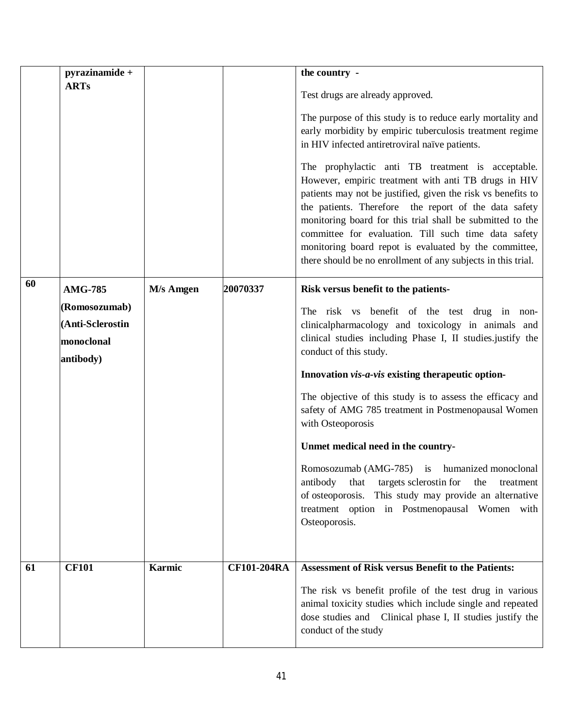| | | | | |
|---|---|---|---|---|
| | **pyrazinamide + ARTs** | | | **the country -**<br><br>Test drugs are already approved.<br><br>The purpose of this study is to reduce early mortality and early morbidity by empiric tuberculosis treatment regime in HIV infected antiretroviral naïve patients.<br><br>The prophylactic anti TB treatment is acceptable. However, empiric treatment with anti TB drugs in HIV patients may not be justified, given the risk vs benefits to the patients. Therefore the report of the data safety monitoring board for this trial shall be submitted to the committee for evaluation. Till such time data safety monitoring board repot is evaluated by the committee, there should be no enrollment of any subjects in this trial. |
| **60** | **AMG-785 (Romosozumab) (Anti-Sclerostin monoclonal antibody)** | **M/s Amgen** | **20070337** | **Risk versus benefit to the patients-**<br><br>The risk vs benefit of the test drug in non-clinicalpharmacology and toxicology in animals and clinical studies including Phase I, II studies.justify the conduct of this study.<br><br>**Innovation *vis-a-vis* existing therapeutic option-**<br><br>The objective of this study is to assess the efficacy and safety of AMG 785 treatment in Postmenopausal Women with Osteoporosis<br><br>**Unmet medical need in the country-**<br><br>Romosozumab (AMG-785) is humanized monoclonal antibody that targets sclerostin for the treatment of osteoporosis. This study may provide an alternative treatment option in Postmenopausal Women with Osteoporosis. |
| **61** | **CF101** | **Karmic** | **CF101-204RA** | **Assessment of Risk versus Benefit to the Patients:**<br><br>The risk vs benefit profile of the test drug in various animal toxicity studies which include single and repeated dose studies and Clinical phase I, II studies justify the conduct of the study |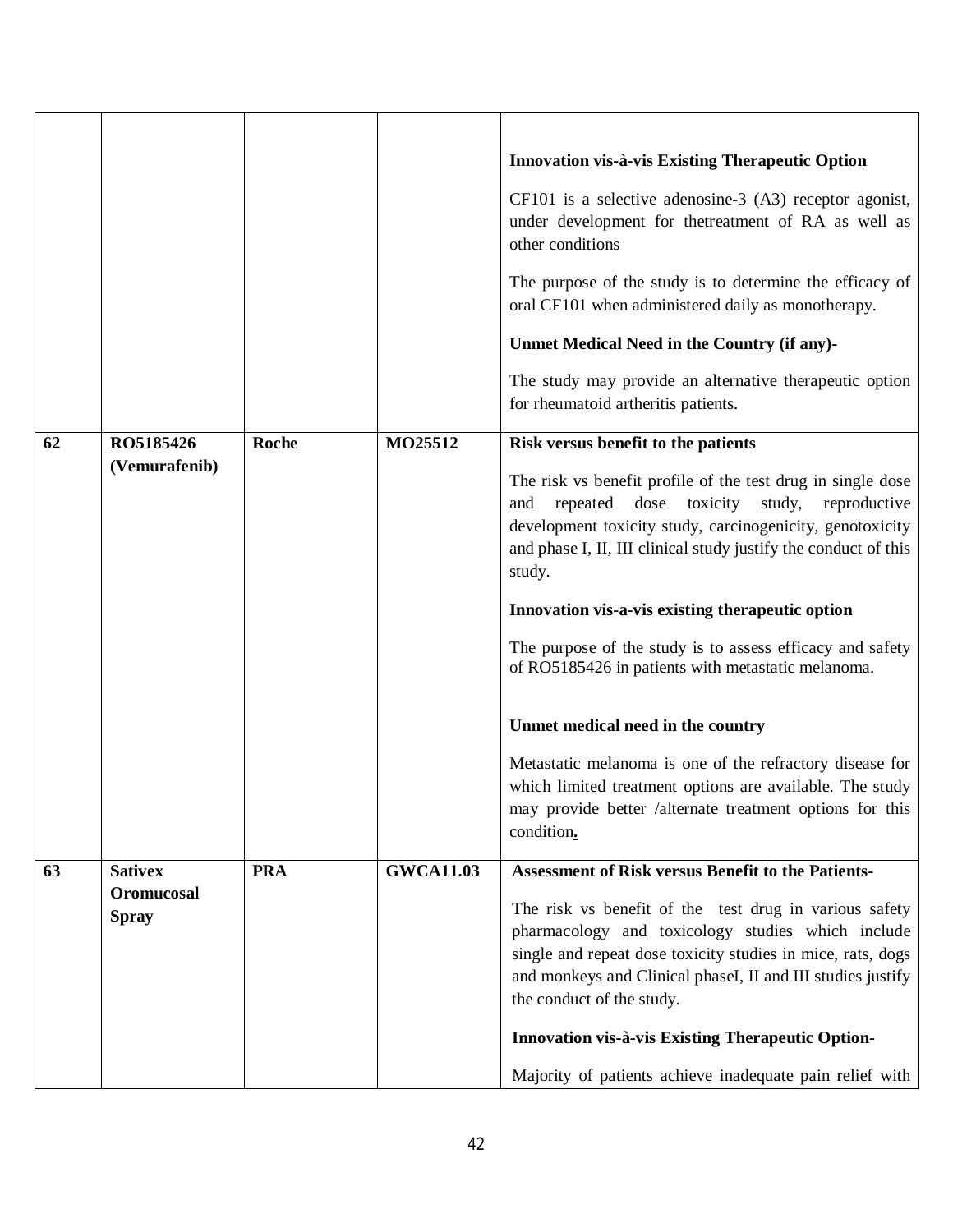| | | | | |
|---|---|---|---|---|
| | | | | **Innovation vis-à-vis Existing Therapeutic Option**<br><br>CF101 is a selective adenosine-3 (A3) receptor agonist, under development for thetreatment of RA as well as other conditions<br><br>The purpose of the study is to determine the efficacy of oral CF101 when administered daily as monotherapy.<br><br>**Unmet Medical Need in the Country (if any)-**<br><br>The study may provide an alternative therapeutic option for rheumatoid artheritis patients. |
| **62** | **RO5185426 (Vemurafenib)** | **Roche** | **MO25512** | **Risk versus benefit to the patients**<br><br>The risk vs benefit profile of the test drug in single dose and repeated dose toxicity study, reproductive development toxicity study, carcinogenicity, genotoxicity and phase I, II, III clinical study justify the conduct of this study.<br><br>**Innovation vis-a-vis existing therapeutic option**<br><br>The purpose of the study is to assess efficacy and safety of RO5185426 in patients with metastatic melanoma.<br><br>**Unmet medical need in the country**<br><br>Metastatic melanoma is one of the refractory disease for which limited treatment options are available. The study may provide better /alternate treatment options for this condition. |
| **63** | **Sativex Oromucosal Spray** | **PRA** | **GWCA11.03** | **Assessment of Risk versus Benefit to the Patients-**<br><br>The risk vs benefit of the test drug in various safety pharmacology and toxicology studies which include single and repeat dose toxicity studies in mice, rats, dogs and monkeys and Clinical phaseI, II and III studies justify the conduct of the study.<br><br>**Innovation vis-à-vis Existing Therapeutic Option-**<br><br>Majority of patients achieve inadequate pain relief with |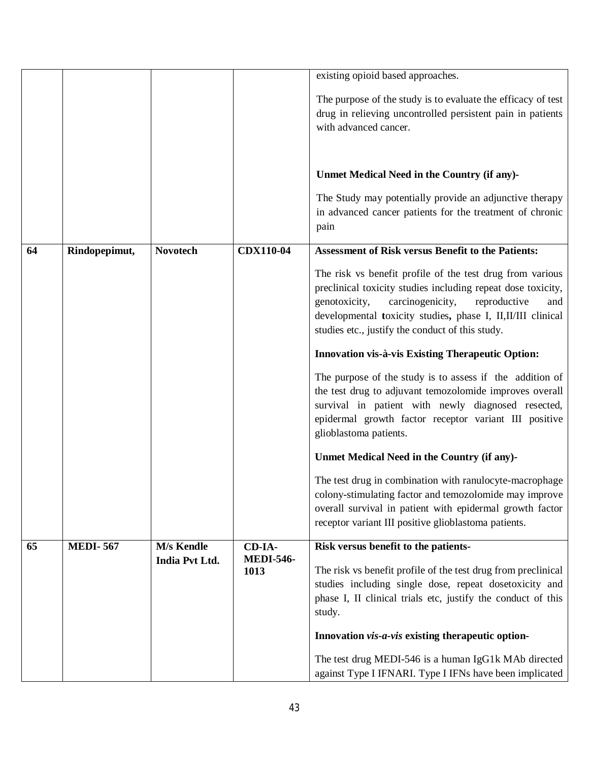| | | | | |
|---|---|---|---|---|
| | | | | existing opioid based approaches.<br><br>The purpose of the study is to evaluate the efficacy of test drug in relieving uncontrolled persistent pain in patients with advanced cancer.<br><br>**Unmet Medical Need in the Country (if any)-**<br><br>The Study may potentially provide an adjunctive therapy in advanced cancer patients for the treatment of chronic pain |
| **64** | **Rindopepimut,** | **Novotech** | **CDX110-04** | **Assessment of Risk versus Benefit to the Patients:**<br><br>The risk vs benefit profile of the test drug from various preclinical toxicity studies including repeat dose toxicity, genotoxicity, carcinogenicity, reproductive and developmental **t**oxicity studies**,** phase I, II,II/III clinical studies etc., justify the conduct of this study.<br><br>**Innovation vis-à-vis Existing Therapeutic Option:**<br><br>The purpose of the study is to assess if the addition of the test drug to adjuvant temozolomide improves overall survival in patient with newly diagnosed resected, epidermal growth factor receptor variant III positive glioblastoma patients.<br><br>**Unmet Medical Need in the Country (if any)-**<br><br>The test drug in combination with ranulocyte-macrophage colony-stimulating factor and temozolomide may improve overall survival in patient with epidermal growth factor receptor variant III positive glioblastoma patients. |
| **65** | **MEDI- 567** | **M/s Kendle India Pvt Ltd.** | **CD-IA-MEDI-546-1013** | **Risk versus benefit to the patients-**<br><br>The risk vs benefit profile of the test drug from preclinical studies including single dose, repeat dosetoxicity and phase I, II clinical trials etc, justify the conduct of this study.<br><br>**Innovation *vis-a-vis* existing therapeutic option-**<br><br>The test drug MEDI-546 is a human IgG1k MAb directed against Type I IFNARI. Type I IFNs have been implicated |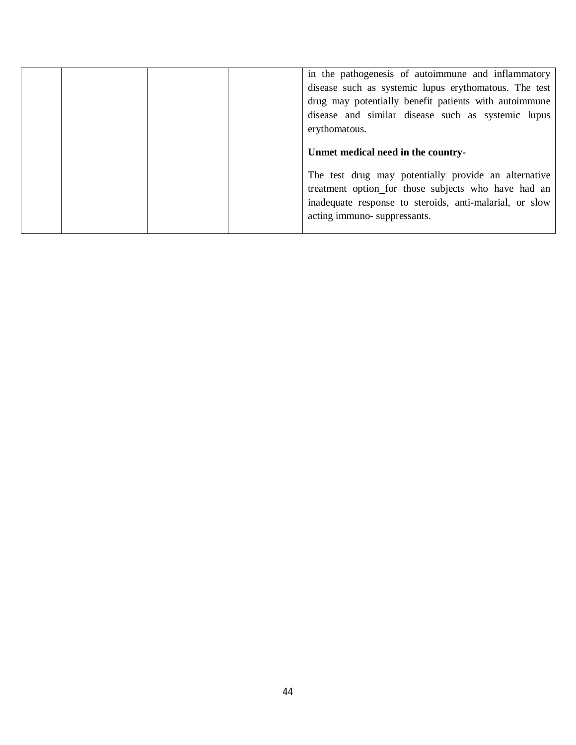| | | | | |
|---|---|---|---|---|
| | | | | in the pathogenesis of autoimmune and inflammatory disease such as systemic lupus erythomatous. The test drug may potentially benefit patients with autoimmune disease and similar disease such as systemic lupus erythomatous.<br><br>**Unmet medical need in the country-**<br><br>The test drug may potentially provide an alternative treatment option_for those subjects who have had an inadequate response to steroids, anti-malarial, or slow acting immuno- suppressants. |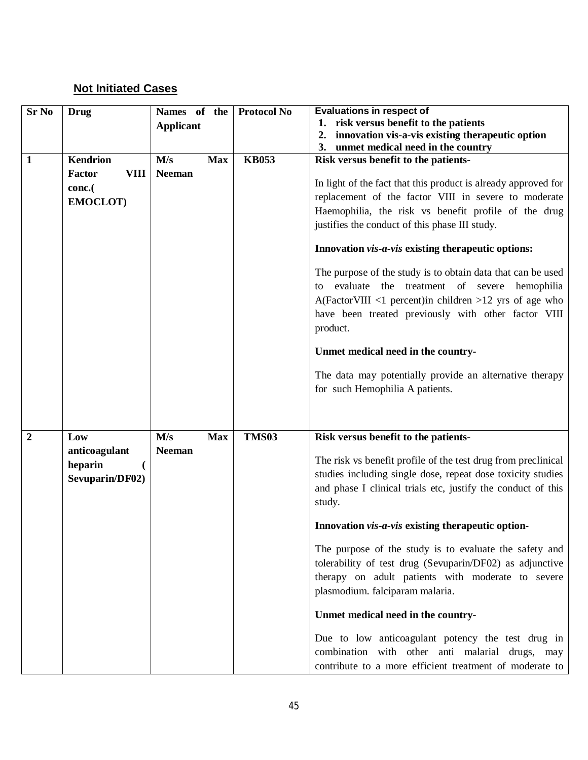**Not Initiated Cases**

| Sr No | Drug | Names of the Applicant | Protocol No | Evaluations in respect of<br>1. risk versus benefit to the patients<br>2. innovation vis-a-vis existing therapeutic option<br>3. unmet medical need in the country |
|---|---|---|---|---|
| **1** | **Kendrion Factor VIII conc.( EMOCLOT)** | **M/s Max Neeman** | **KB053** | **Risk versus benefit to the patients-**<br><br>In light of the fact that this product is already approved for replacement of the factor VIII in severe to moderate Haemophilia, the risk vs benefit profile of the drug justifies the conduct of this phase III study.<br><br>**Innovation *vis-a-vis* existing therapeutic options:**<br><br>The purpose of the study is to obtain data that can be used to evaluate the treatment of severe hemophilia A(FactorVIII <1 percent)in children >12 yrs of age who have been treated previously with other factor VIII product.<br><br>**Unmet medical need in the country-**<br><br>The data may potentially provide an alternative therapy for such Hemophilia A patients. |
| **2** | **Low anticoagulant heparin ( Sevuparin/DF02)** | **M/s Max Neeman** | **TMS03** | **Risk versus benefit to the patients-**<br><br>The risk vs benefit profile of the test drug from preclinical studies including single dose, repeat dose toxicity studies and phase I clinical trials etc, justify the conduct of this study.<br><br>**Innovation *vis-a-vis* existing therapeutic option-**<br><br>The purpose of the study is to evaluate the safety and tolerability of test drug (Sevuparin/DF02) as adjunctive therapy on adult patients with moderate to severe plasmodium. falciparam malaria.<br><br>**Unmet medical need in the country-**<br><br>Due to low anticoagulant potency the test drug in combination with other anti malarial drugs, may contribute to a more efficient treatment of moderate to |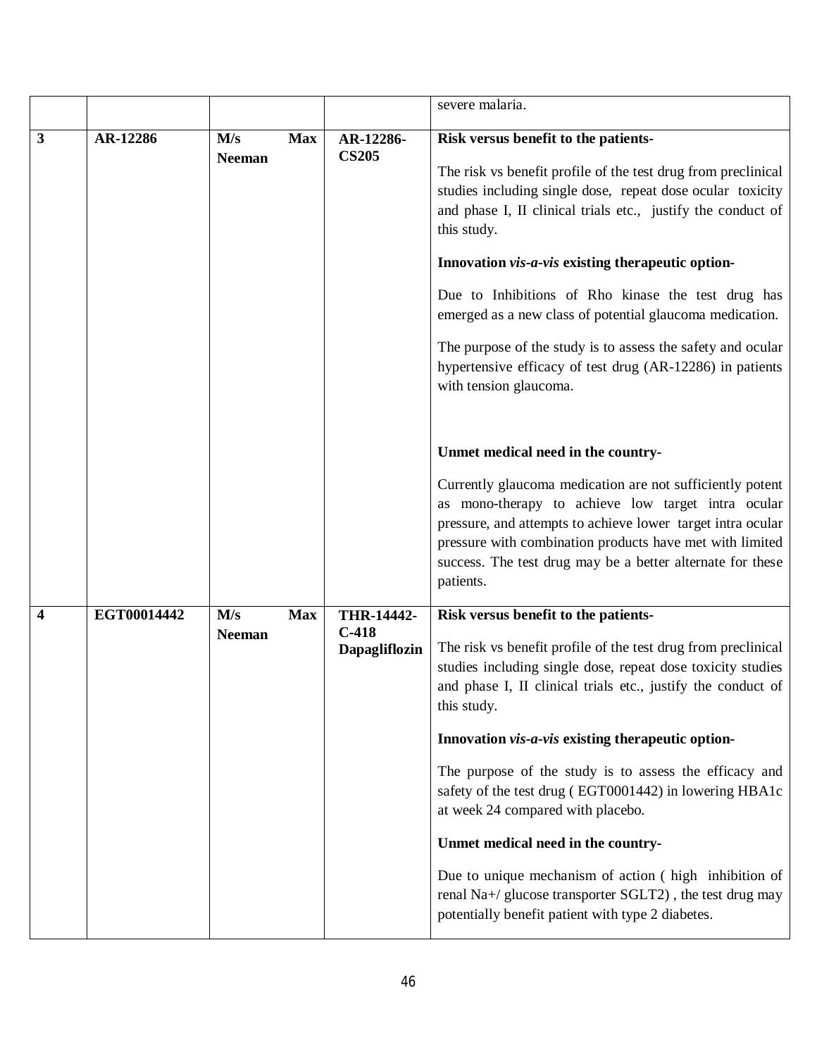| | | | | |
|---|---|---|---|---|
| | | | | severe malaria. |
| **3** | **AR-12286** | **M/s Max Neeman** | **AR-12286-CS205** | **Risk versus benefit to the patients-**<br><br>The risk vs benefit profile of the test drug from preclinical studies including single dose, repeat dose ocular toxicity and phase I, II clinical trials etc., justify the conduct of this study.<br><br>**Innovation *vis-a-vis* existing therapeutic option-**<br><br>Due to Inhibitions of Rho kinase the test drug has emerged as a new class of potential glaucoma medication.<br><br>The purpose of the study is to assess the safety and ocular hypertensive efficacy of test drug (AR-12286) in patients with tension glaucoma.<br><br>**Unmet medical need in the country-**<br><br>Currently glaucoma medication are not sufficiently potent as mono-therapy to achieve low target intra ocular pressure, and attempts to achieve lower target intra ocular pressure with combination products have met with limited success. The test drug may be a better alternate for these patients. |
| **4** | **EGT00014442** | **M/s Max Neeman** | **THR-14442-C-418 Dapagliflozin** | **Risk versus benefit to the patients-**<br><br>The risk vs benefit profile of the test drug from preclinical studies including single dose, repeat dose toxicity studies and phase I, II clinical trials etc., justify the conduct of this study.<br><br>**Innovation *vis-a-vis* existing therapeutic option-**<br><br>The purpose of the study is to assess the efficacy and safety of the test drug ( EGT0001442) in lowering HBA1c at week 24 compared with placebo.<br><br>**Unmet medical need in the country-**<br><br>Due to unique mechanism of action ( high inhibition of renal Na+/ glucose transporter SGLT2) , the test drug may potentially benefit patient with type 2 diabetes. |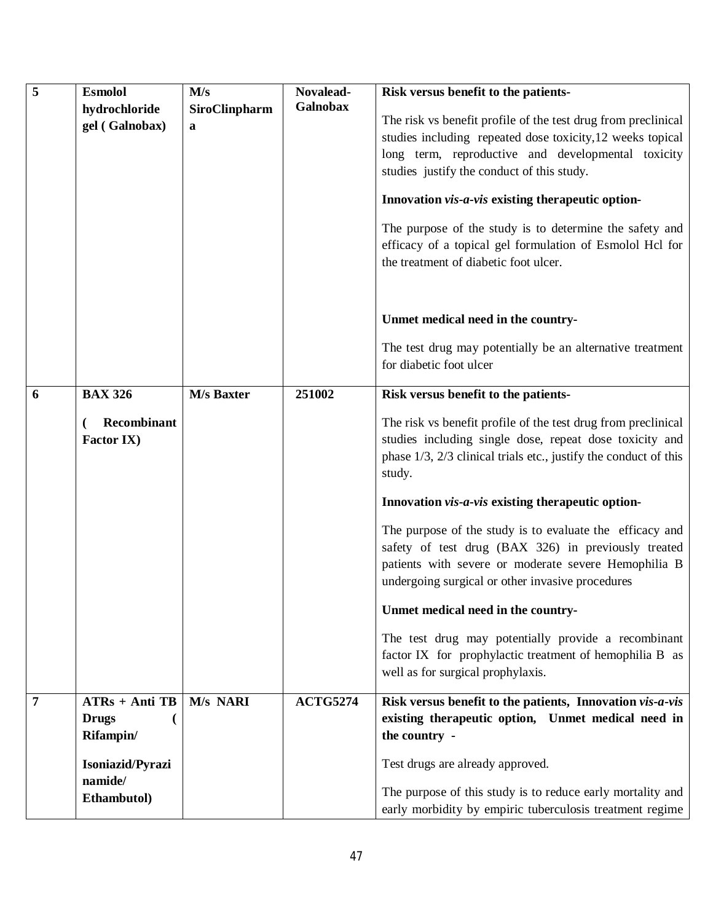| 5 | **Esmolol hydrochloride gel ( Galnobax)** | **M/s SiroClinpharma** | **Novalead-Galnobax** | **Risk versus benefit to the patients-**<br><br>The risk vs benefit profile of the test drug from preclinical studies including repeated dose toxicity,12 weeks topical long term, reproductive and developmental toxicity studies justify the conduct of this study.<br><br>**Innovation *vis-a-vis* existing therapeutic option-**<br><br>The purpose of the study is to determine the safety and efficacy of a topical gel formulation of Esmolol Hcl for the treatment of diabetic foot ulcer.<br><br>**Unmet medical need in the country-**<br><br>The test drug may potentially be an alternative treatment for diabetic foot ulcer |
|---|---|---|---|---|
| 6 | **BAX 326**<br><br>**( Recombinant Factor IX)** | **M/s Baxter** | **251002** | **Risk versus benefit to the patients-**<br><br>The risk vs benefit profile of the test drug from preclinical studies including single dose, repeat dose toxicity and phase 1/3, 2/3 clinical trials etc., justify the conduct of this study.<br><br>**Innovation *vis-a-vis* existing therapeutic option-**<br><br>The purpose of the study is to evaluate the efficacy and safety of test drug (BAX 326) in previously treated patients with severe or moderate severe Hemophilia B undergoing surgical or other invasive procedures<br><br>**Unmet medical need in the country-**<br><br>The test drug may potentially provide a recombinant factor IX for prophylactic treatment of hemophilia B as well as for surgical prophylaxis. |
| 7 | **ATRs + Anti TB Drugs ( Rifampin/**<br><br>**Isoniazid/Pyrazinamide/ Ethambutol)** | **M/s NARI** | **ACTG5274** | **Risk versus benefit to the patients, Innovation *vis-a-vis* existing therapeutic option, Unmet medical need in the country -**<br><br>Test drugs are already approved.<br><br>The purpose of this study is to reduce early mortality and early morbidity by empiric tuberculosis treatment regime |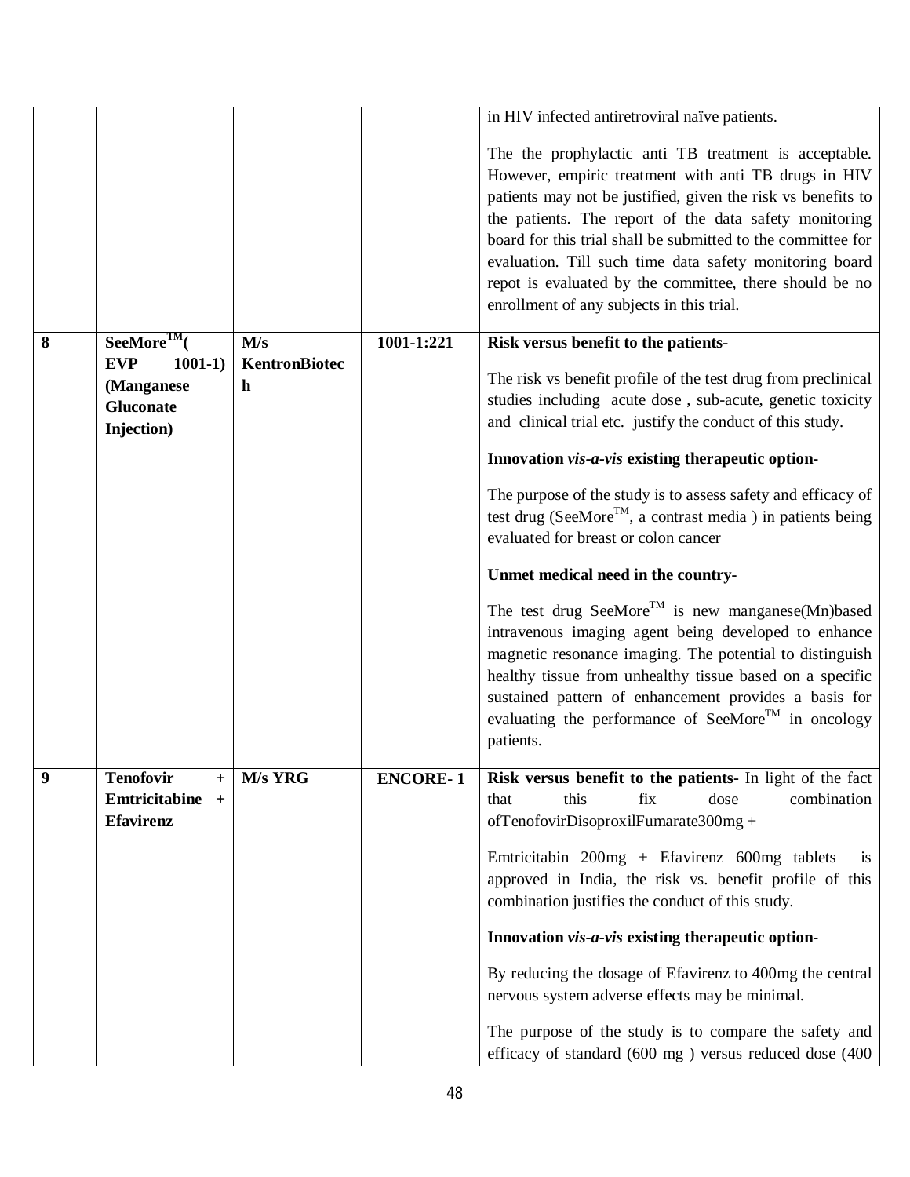| | | | | |
|---|---|---|---|---|
| | | | | in HIV infected antiretroviral naïve patients.<br><br>The the prophylactic anti TB treatment is acceptable. However, empiric treatment with anti TB drugs in HIV patients may not be justified, given the risk vs benefits to the patients. The report of the data safety monitoring board for this trial shall be submitted to the committee for evaluation. Till such time data safety monitoring board repot is evaluated by the committee, there should be no enrollment of any subjects in this trial. |
| **8** | **SeeMore™( EVP 1001-1) (Manganese Gluconate Injection)** | **M/s KentronBiotech** | **1001-1:221** | **Risk versus benefit to the patients-**<br><br>The risk vs benefit profile of the test drug from preclinical studies including acute dose , sub-acute, genetic toxicity and clinical trial etc. justify the conduct of this study.<br><br>**Innovation *vis-a-vis* existing therapeutic option-**<br><br>The purpose of the study is to assess safety and efficacy of test drug (SeeMore™, a contrast media ) in patients being evaluated for breast or colon cancer<br><br>**Unmet medical need in the country-**<br><br>The test drug SeeMore™ is new manganese(Mn)based intravenous imaging agent being developed to enhance magnetic resonance imaging. The potential to distinguish healthy tissue from unhealthy tissue based on a specific sustained pattern of enhancement provides a basis for evaluating the performance of SeeMore™ in oncology patients. |
| **9** | **Tenofovir + Emtricitabine + Efavirenz** | **M/s YRG** | **ENCORE- 1** | **Risk versus benefit to the patients-** In light of the fact that this fix dose combination ofTenofovirDisoproxilFumarate300mg +<br><br>Emtricitabin 200mg + Efavirenz 600mg tablets is approved in India, the risk vs. benefit profile of this combination justifies the conduct of this study.<br><br>**Innovation *vis-a-vis* existing therapeutic option-**<br><br>By reducing the dosage of Efavirenz to 400mg the central nervous system adverse effects may be minimal.<br><br>The purpose of the study is to compare the safety and efficacy of standard (600 mg ) versus reduced dose (400 |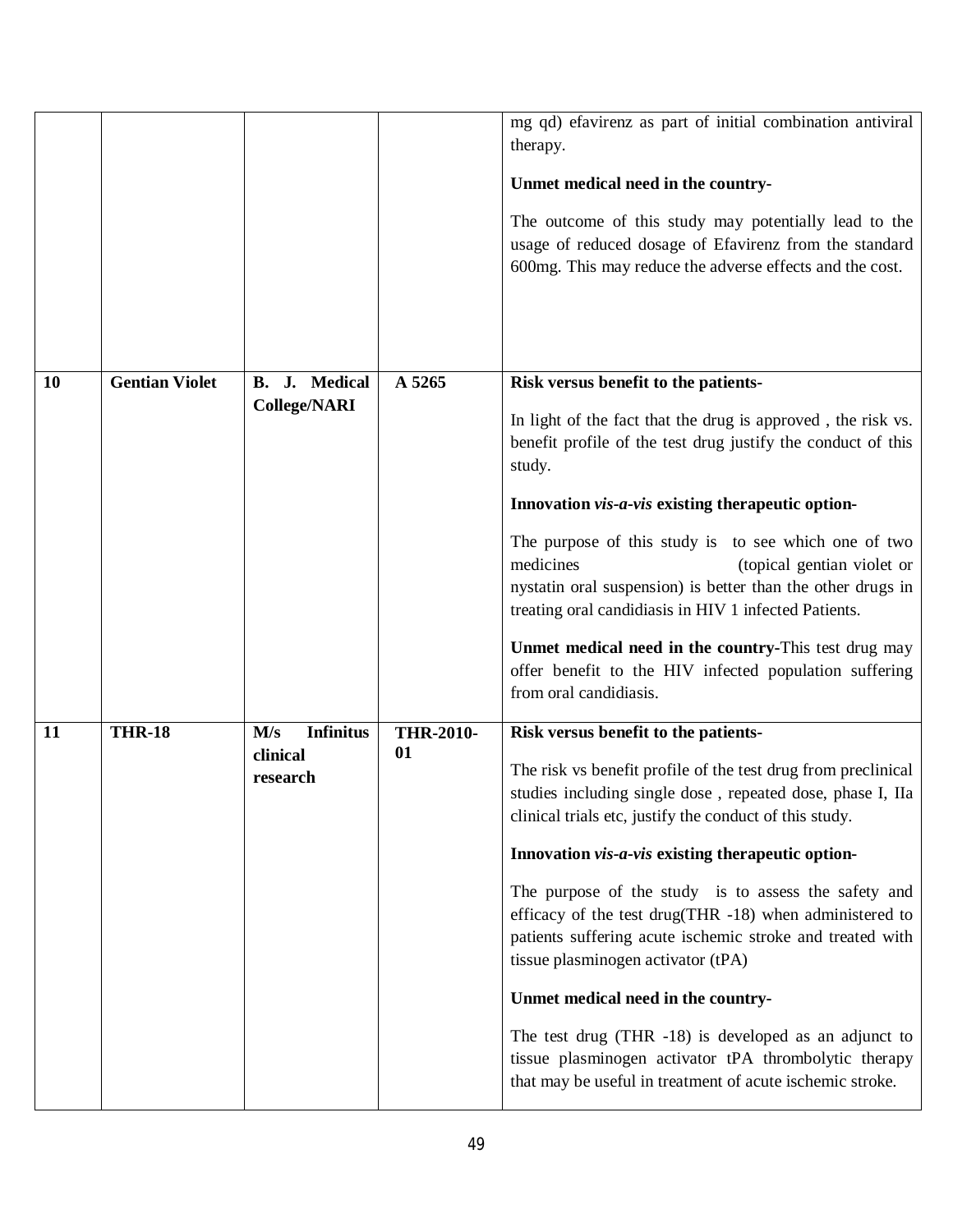| | | | | |
|---|---|---|---|---|
| | | | | mg qd) efavirenz as part of initial combination antiviral therapy.<br><br>**Unmet medical need in the country-**<br><br>The outcome of this study may potentially lead to the usage of reduced dosage of Efavirenz from the standard 600mg. This may reduce the adverse effects and the cost. |
| **10** | **Gentian Violet** | **B. J. Medical College/NARI** | **A 5265** | **Risk versus benefit to the patients-**<br><br>In light of the fact that the drug is approved , the risk vs. benefit profile of the test drug justify the conduct of this study.<br><br>**Innovation *vis-a-vis* existing therapeutic option-**<br><br>The purpose of this study is to see which one of two medicines (topical gentian violet or nystatin oral suspension) is better than the other drugs in treating oral candidiasis in HIV 1 infected Patients.<br><br>**Unmet medical need in the country-**This test drug may offer benefit to the HIV infected population suffering from oral candidiasis. |
| **11** | **THR-18** | **M/s Infinitus clinical research** | **THR-2010-01** | **Risk versus benefit to the patients-**<br><br>The risk vs benefit profile of the test drug from preclinical studies including single dose , repeated dose, phase I, IIa clinical trials etc, justify the conduct of this study.<br><br>**Innovation *vis-a-vis* existing therapeutic option-**<br><br>The purpose of the study is to assess the safety and efficacy of the test drug(THR -18) when administered to patients suffering acute ischemic stroke and treated with tissue plasminogen activator (tPA)<br><br>**Unmet medical need in the country-**<br><br>The test drug (THR -18) is developed as an adjunct to tissue plasminogen activator tPA thrombolytic therapy that may be useful in treatment of acute ischemic stroke. |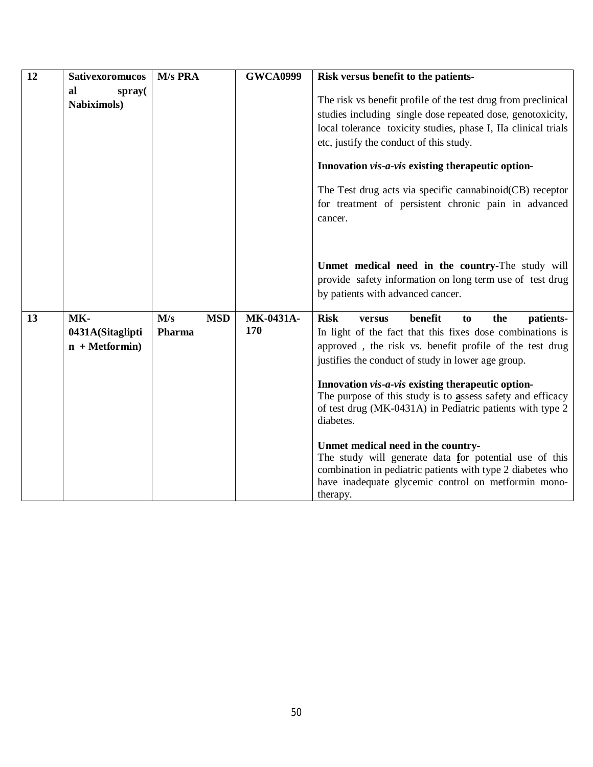| 12 | **Sativexoromucosal spray( Nabiximols)** | **M/s PRA** | **GWCA0999** | **Risk versus benefit to the patients-**<br><br>The risk vs benefit profile of the test drug from preclinical studies including single dose repeated dose, genotoxicity, local tolerance toxicity studies, phase I, IIa clinical trials etc, justify the conduct of this study.<br><br>**Innovation *vis-a-vis* existing therapeutic option-**<br><br>The Test drug acts via specific cannabinoid(CB) receptor for treatment of persistent chronic pain in advanced cancer.<br><br>**Unmet medical need in the country-**The study will provide safety information on long term use of test drug by patients with advanced cancer. |
|---|---|---|---|---|
| 13 | **MK-0431A(Sitagliptin + Metformin)** | **M/s MSD Pharma** | **MK-0431A-170** | **Risk versus benefit to the patients-** In light of the fact that this fixes dose combinations is approved , the risk vs. benefit profile of the test drug justifies the conduct of study in lower age group.<br><br>**Innovation *vis-a-vis* existing therapeutic option-**<br>The purpose of this study is to assess safety and efficacy of test drug (MK-0431A) in Pediatric patients with type 2 diabetes.<br><br>**Unmet medical need in the country-**<br>The study will generate data for potential use of this combination in pediatric patients with type 2 diabetes who have inadequate glycemic control on metformin mono-therapy. |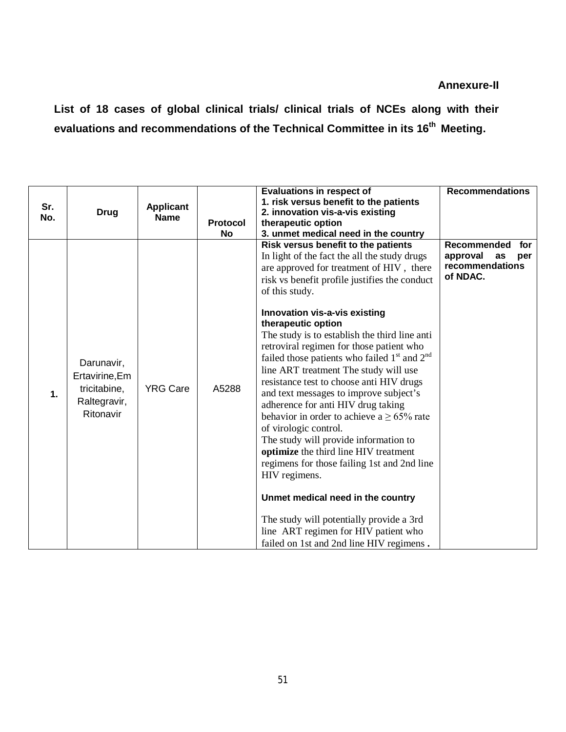**Annexure-II**

**List of 18 cases of global clinical trials/ clinical trials of NCEs along with their evaluations and recommendations of the Technical Committee in its 16th Meeting.**

| Sr. No. | Drug | Applicant Name | Protocol No | Evaluations in respect of<br>1. risk versus benefit to the patients<br>2. innovation vis-a-vis existing therapeutic option<br>3. unmet medical need in the country | Recommendations |
|---|---|---|---|---|---|
| 1. | Darunavir, Ertavirine,Emtricitabine, Raltegravir, Ritonavir | YRG Care | A5288 | **Risk versus benefit to the patients**<br>In light of the fact the all the study drugs are approved for treatment of HIV , there risk vs benefit profile justifies the conduct of this study.<br><br>**Innovation vis-a-vis existing therapeutic option**<br>The study is to establish the third line anti retroviral regimen for those patient who failed those patients who failed 1st and 2nd line ART treatment The study will use resistance test to choose anti HIV drugs and text messages to improve subject's adherence for anti HIV drug taking behavior in order to achieve a $\geq 65\%$ rate of virologic control.<br>The study will provide information to **optimize** the third line HIV treatment regimens for those failing 1st and 2nd line HIV regimens.<br><br>**Unmet medical need in the country**<br><br>The study will potentially provide a 3rd line ART regimen for HIV patient who failed on 1st and 2nd line HIV regimens **.** | **Recommended for approval as per recommendations of NDAC.** |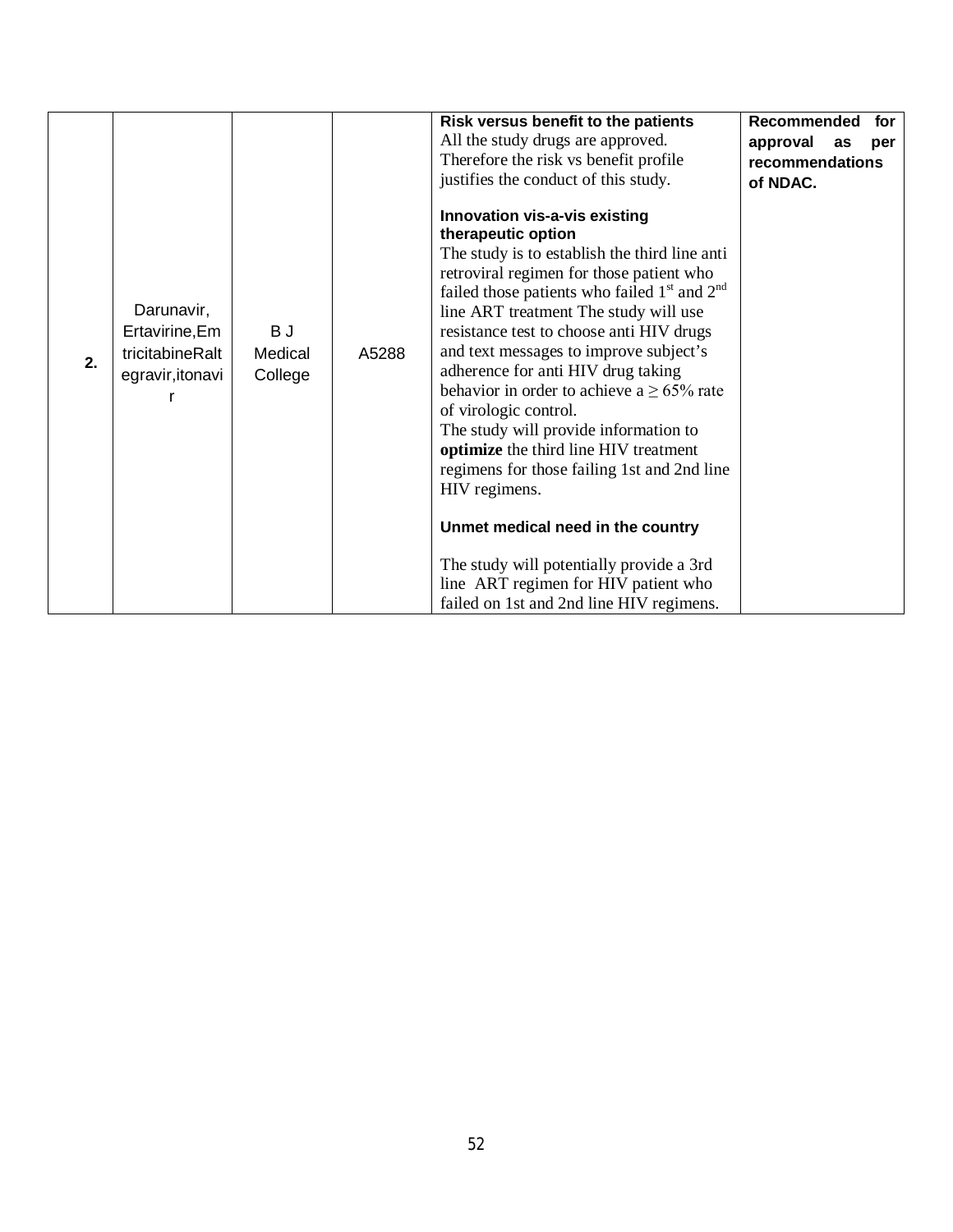| | | | | | |
|---|---|---|---|---|---|
| **2.** | Darunavir, Ertavirine,Emtricitabine Raltegravir,itonavir | B J Medical College | A5288 | **Risk versus benefit to the patients**<br>All the study drugs are approved. Therefore the risk vs benefit profile justifies the conduct of this study.<br><br>**Innovation vis-a-vis existing therapeutic option**<br>The study is to establish the third line anti retroviral regimen for those patient who failed those patients who failed 1st and 2nd line ART treatment The study will use resistance test to choose anti HIV drugs and text messages to improve subject's adherence for anti HIV drug taking behavior in order to achieve a ≥ 65% rate of virologic control.<br>The study will provide information to **optimize** the third line HIV treatment regimens for those failing 1st and 2nd line HIV regimens.<br><br>**Unmet medical need in the country**<br><br>The study will potentially provide a 3rd line ART regimen for HIV patient who failed on 1st and 2nd line HIV regimens. | **Recommended for approval as per recommendations of NDAC.** |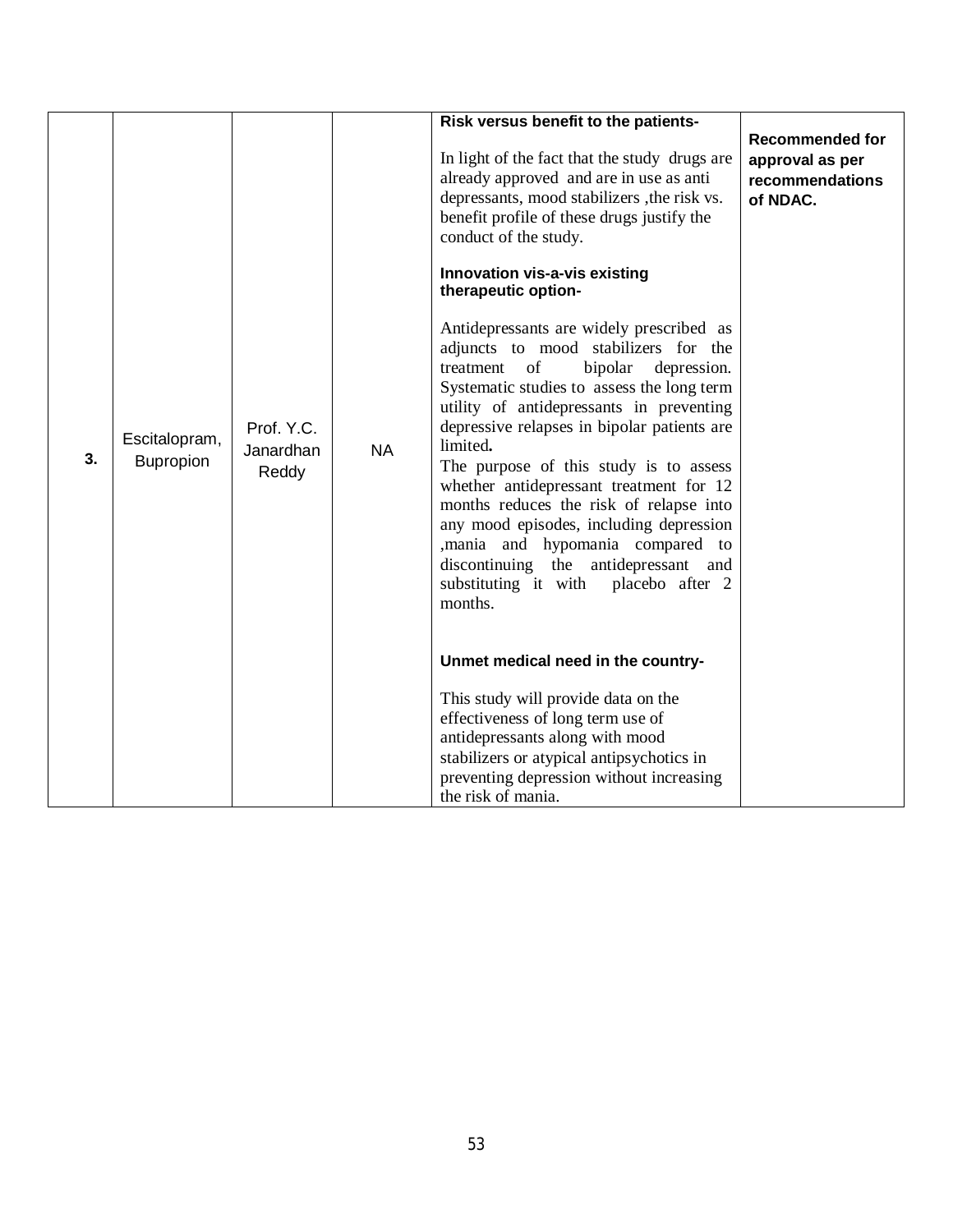| | | | | | |
|---|---|---|---|---|---|
| **3.** | Escitalopram, Bupropion | Prof. Y.C. Janardhan Reddy | NA | **Risk versus benefit to the patients-**<br><br>In light of the fact that the study drugs are already approved and are in use as anti depressants, mood stabilizers ,the risk vs. benefit profile of these drugs justify the conduct of the study.<br><br>**Innovation vis-a-vis existing therapeutic option-**<br><br>Antidepressants are widely prescribed as adjuncts to mood stabilizers for the treatment of bipolar depression. Systematic studies to assess the long term utility of antidepressants in preventing depressive relapses in bipolar patients are limited**.**<br>The purpose of this study is to assess whether antidepressant treatment for 12 months reduces the risk of relapse into any mood episodes, including depression ,mania and hypomania compared to discontinuing the antidepressant and substituting it with placebo after 2 months.<br><br>**Unmet medical need in the country-**<br><br>This study will provide data on the effectiveness of long term use of antidepressants along with mood stabilizers or atypical antipsychotics in preventing depression without increasing the risk of mania. | **Recommended for approval as per recommendations of NDAC.** |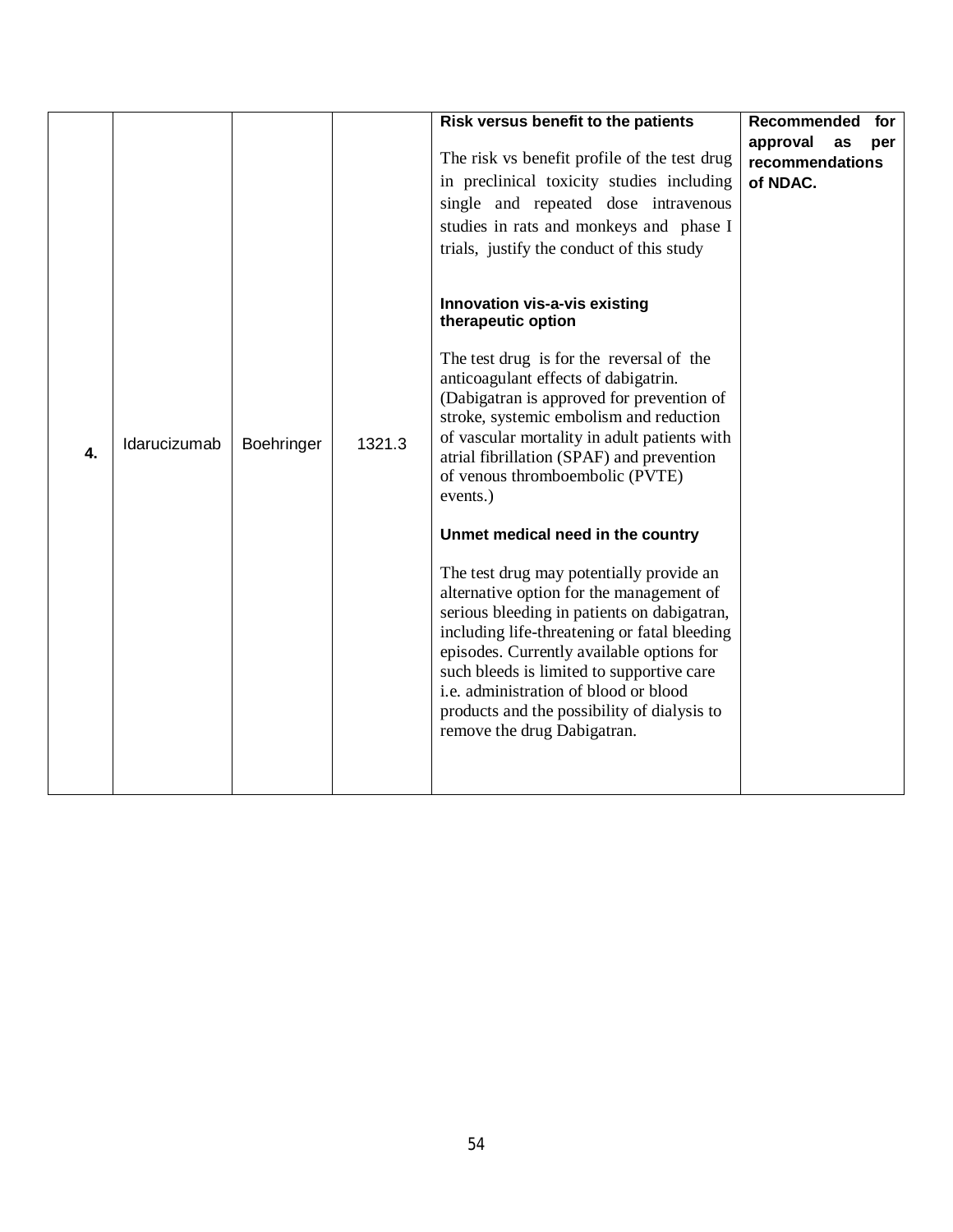| | | | | | |
|---|---|---|---|---|---|
| **4.** | Idarucizumab | Boehringer | 1321.3 | **Risk versus benefit to the patients**<br><br>The risk vs benefit profile of the test drug in preclinical toxicity studies including single and repeated dose intravenous studies in rats and monkeys and phase I trials, justify the conduct of this study<br><br>**Innovation vis-a-vis existing therapeutic option**<br><br>The test drug is for the reversal of the anticoagulant effects of dabigatrin. (Dabigatran is approved for prevention of stroke, systemic embolism and reduction of vascular mortality in adult patients with atrial fibrillation (SPAF) and prevention of venous thromboembolic (PVTE) events.)<br><br>**Unmet medical need in the country**<br><br>The test drug may potentially provide an alternative option for the management of serious bleeding in patients on dabigatran, including life-threatening or fatal bleeding episodes. Currently available options for such bleeds is limited to supportive care i.e. administration of blood or blood products and the possibility of dialysis to remove the drug Dabigatran. | **Recommended for approval as per recommendations of NDAC.** |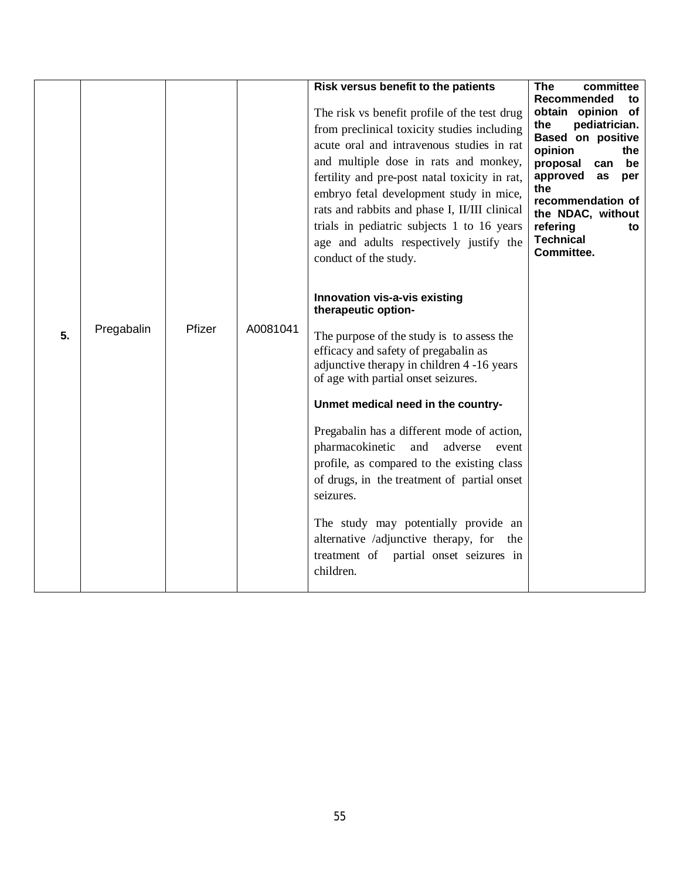| | | | | | |
|---|---|---|---|---|---|
| **5.** | Pregabalin | Pfizer | A0081041 | **Risk versus benefit to the patients**<br><br>The risk vs benefit profile of the test drug from preclinical toxicity studies including acute oral and intravenous studies in rat and multiple dose in rats and monkey, fertility and pre-post natal toxicity in rat, embryo fetal development study in mice, rats and rabbits and phase I, II/III clinical trials in pediatric subjects 1 to 16 years age and adults respectively justify the conduct of the study.<br><br>**Innovation vis-a-vis existing therapeutic option-**<br><br>The purpose of the study is to assess the efficacy and safety of pregabalin as adjunctive therapy in children 4 -16 years of age with partial onset seizures.<br><br>**Unmet medical need in the country-**<br><br>Pregabalin has a different mode of action, pharmacokinetic and adverse event profile, as compared to the existing class of drugs, in the treatment of partial onset seizures.<br><br>The study may potentially provide an alternative /adjunctive therapy, for the treatment of partial onset seizures in children. | **The committee Recommended to obtain opinion of the pediatrician. Based on positive opinion the proposal can be approved as per the recommendation of the NDAC, without refering to Technical Committee.** |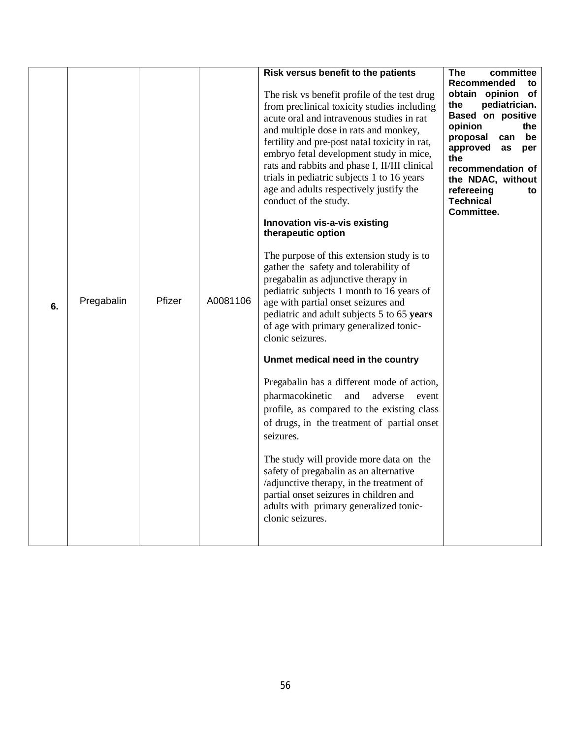| 6. | Pregabalin | Pfizer | A0081106 | **Risk versus benefit to the patients**<br><br>The risk vs benefit profile of the test drug from preclinical toxicity studies including acute oral and intravenous studies in rat and multiple dose in rats and monkey, fertility and pre-post natal toxicity in rat, embryo fetal development study in mice, rats and rabbits and phase I, II/III clinical trials in pediatric subjects 1 to 16 years age and adults respectively justify the conduct of the study.<br><br>**Innovation vis-a-vis existing therapeutic option**<br><br>The purpose of this extension study is to gather the safety and tolerability of pregabalin as adjunctive therapy in pediatric subjects 1 month to 16 years of age with partial onset seizures and pediatric and adult subjects 5 to 65 **years** of age with primary generalized tonic-clonic seizures.<br><br>**Unmet medical need in the country**<br><br>Pregabalin has a different mode of action, pharmacokinetic and adverse event profile, as compared to the existing class of drugs, in the treatment of partial onset seizures.<br><br>The study will provide more data on the safety of pregabalin as an alternative /adjunctive therapy, in the treatment of partial onset seizures in children and adults with primary generalized tonic-clonic seizures. | **The committee Recommended to obtain opinion of the pediatrician. Based on positive opinion the proposal can be approved as per the recommendation of the NDAC, without refereeing to Technical Committee.** |
|---|---|---|---|---|---|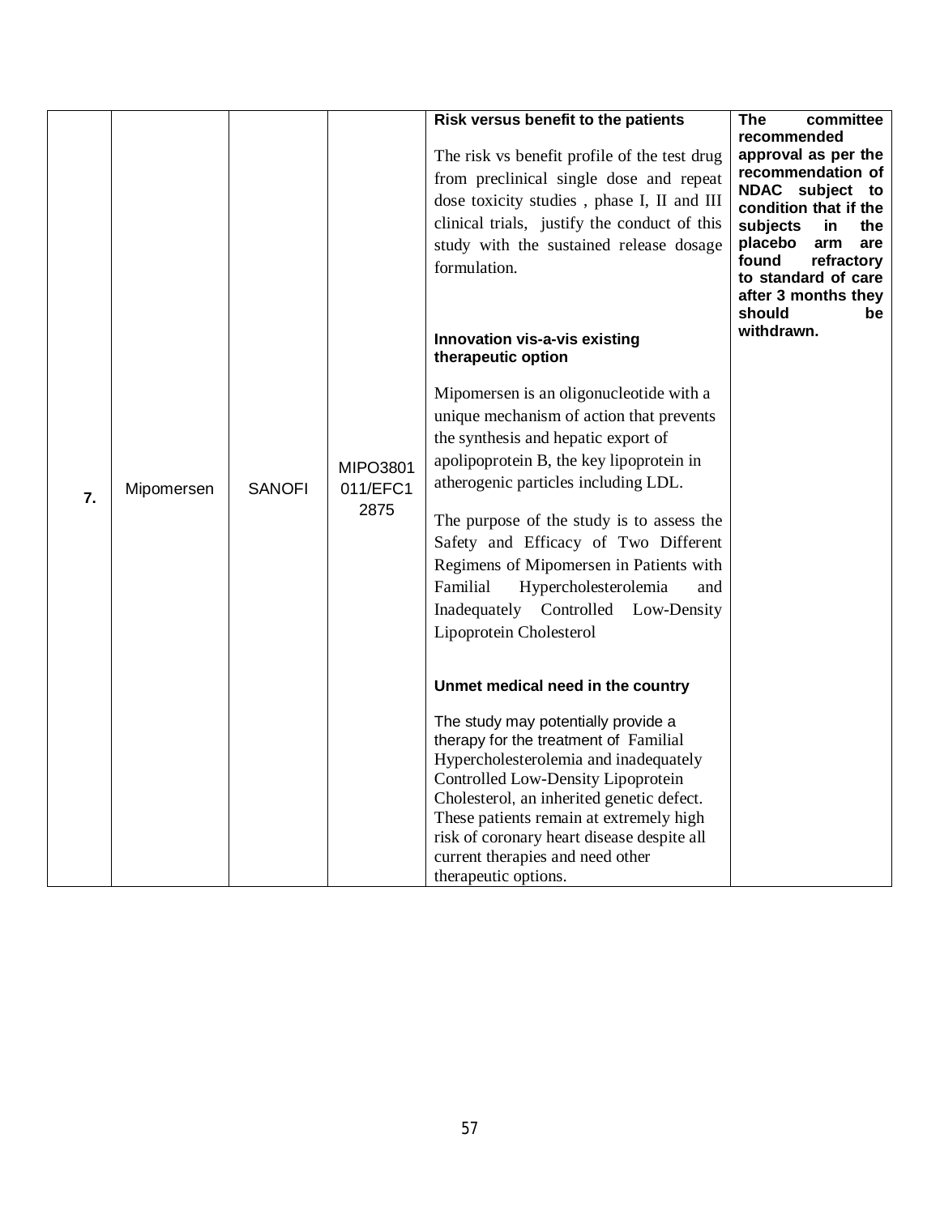| | | | | | |
|---|---|---|---|---|---|
| **7.** | Mipomersen | SANOFI | MIPO3801 011/EFC1 2875 | **Risk versus benefit to the patients**<br><br>The risk vs benefit profile of the test drug from preclinical single dose and repeat dose toxicity studies , phase I, II and III clinical trials, justify the conduct of this study with the sustained release dosage formulation.<br><br>**Innovation vis-a-vis existing therapeutic option**<br><br>Mipomersen is an oligonucleotide with a unique mechanism of action that prevents the synthesis and hepatic export of apolipoprotein B, the key lipoprotein in atherogenic particles including LDL.<br><br>The purpose of the study is to assess the Safety and Efficacy of Two Different Regimens of Mipomersen in Patients with Familial Hypercholesterolemia and Inadequately Controlled Low-Density Lipoprotein Cholesterol<br><br>**Unmet medical need in the country**<br><br>The study may potentially provide a therapy for the treatment of Familial Hypercholesterolemia and inadequately Controlled Low-Density Lipoprotein Cholesterol, an inherited genetic defect. These patients remain at extremely high risk of coronary heart disease despite all current therapies and need other therapeutic options. | **The committee recommended approval as per the recommendation of NDAC subject to condition that if the subjects in the placebo arm are found refractory to standard of care after 3 months they should be withdrawn.** |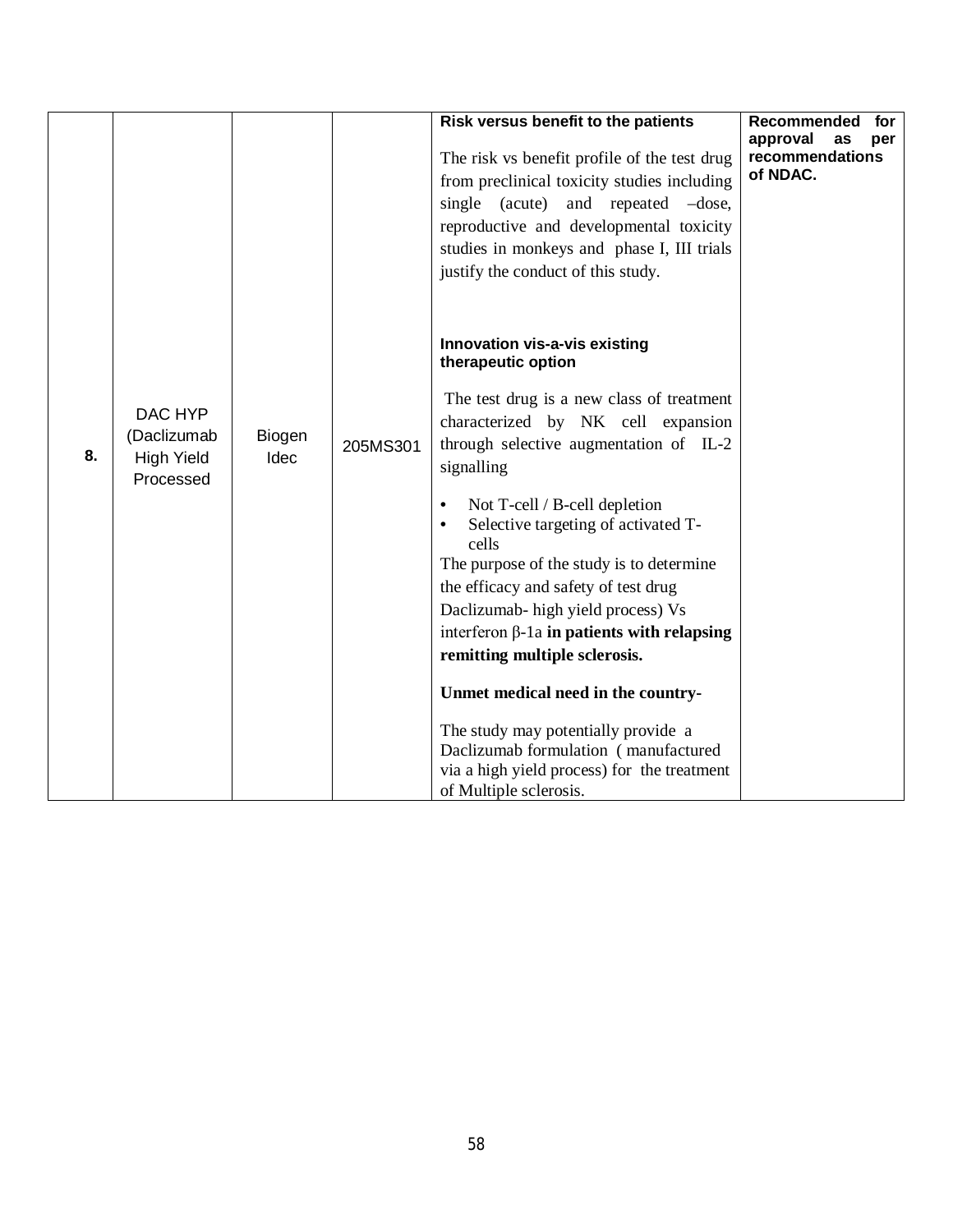| | | | | | |
|---|---|---|---|---|---|
| **8.** | DAC HYP (Daclizumab High Yield Processed | Biogen Idec | 205MS301 | **Risk versus benefit to the patients**<br><br>The risk vs benefit profile of the test drug from preclinical toxicity studies including single (acute) and repeated –dose, reproductive and developmental toxicity studies in monkeys and phase I, III trials justify the conduct of this study.<br><br>**Innovation vis-a-vis existing therapeutic option**<br><br>The test drug is a new class of treatment characterized by NK cell expansion through selective augmentation of IL-2 signalling<br><br>• Not T-cell / B-cell depletion<br>• Selective targeting of activated T-cells<br><br>The purpose of the study is to determine the efficacy and safety of test drug Daclizumab- high yield process) Vs interferon β-1a **in patients with relapsing remitting multiple sclerosis.**<br><br>**Unmet medical need in the country-**<br><br>The study may potentially provide a Daclizumab formulation ( manufactured via a high yield process) for the treatment of Multiple sclerosis. | **Recommended for approval as per recommendations of NDAC.** |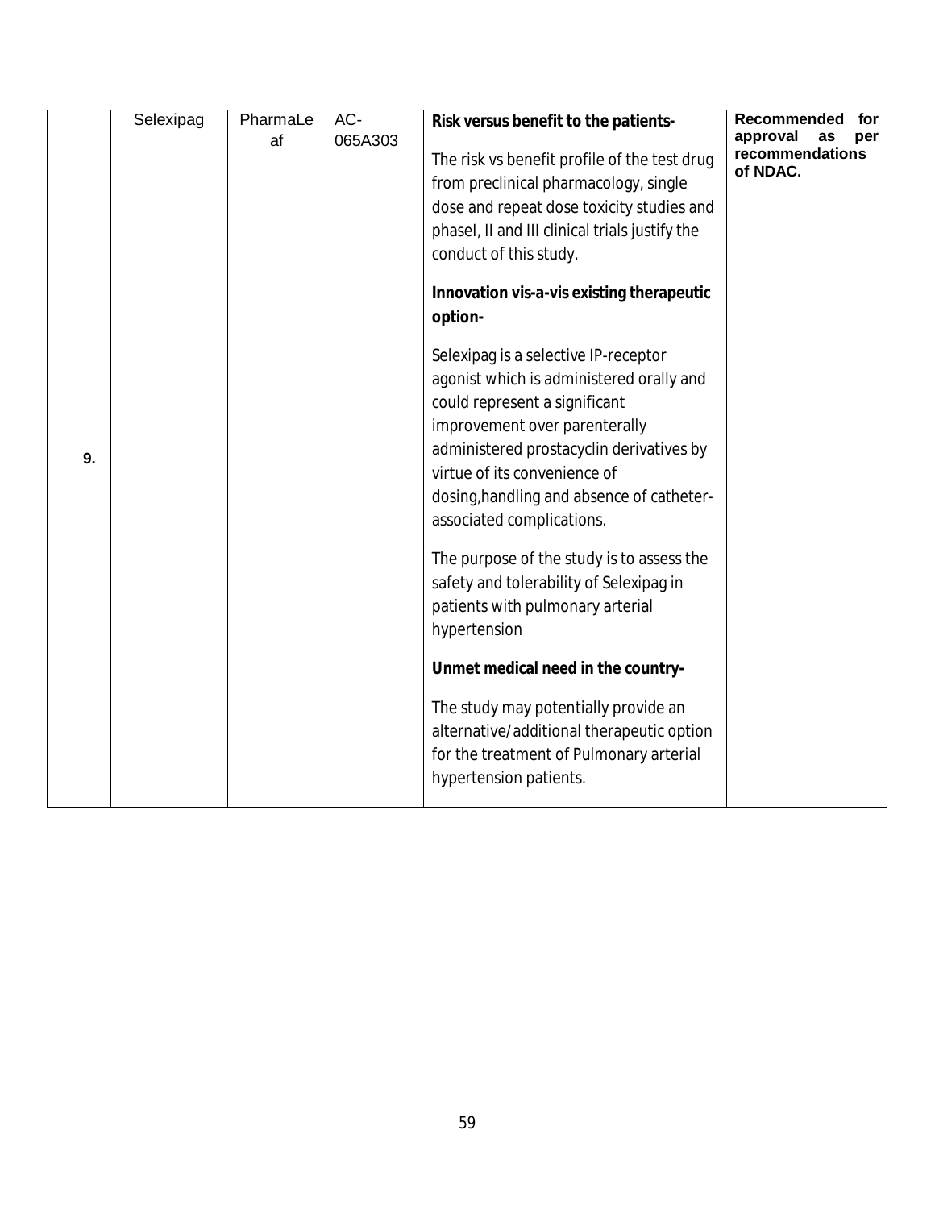| 9. | Selexipag | PharmaLeaf | AC-065A303 | **Risk versus benefit to the patients-**<br><br>The risk vs benefit profile of the test drug from preclinical pharmacology, single dose and repeat dose toxicity studies and phaseI, II and III clinical trials justify the conduct of this study.<br><br>**Innovation vis-a-vis existing therapeutic option-**<br><br>Selexipag is a selective IP-receptor agonist which is administered orally and could represent a significant improvement over parenterally administered prostacyclin derivatives by virtue of its convenience of dosing,handling and absence of catheter-associated complications.<br><br>The purpose of the study is to assess the safety and tolerability of Selexipag in patients with pulmonary arterial hypertension<br><br>**Unmet medical need in the country-**<br><br>The study may potentially provide an alternative/additional therapeutic option for the treatment of Pulmonary arterial hypertension patients. | **Recommended for approval as per recommendations of NDAC.** |
|---|---|---|---|---|---|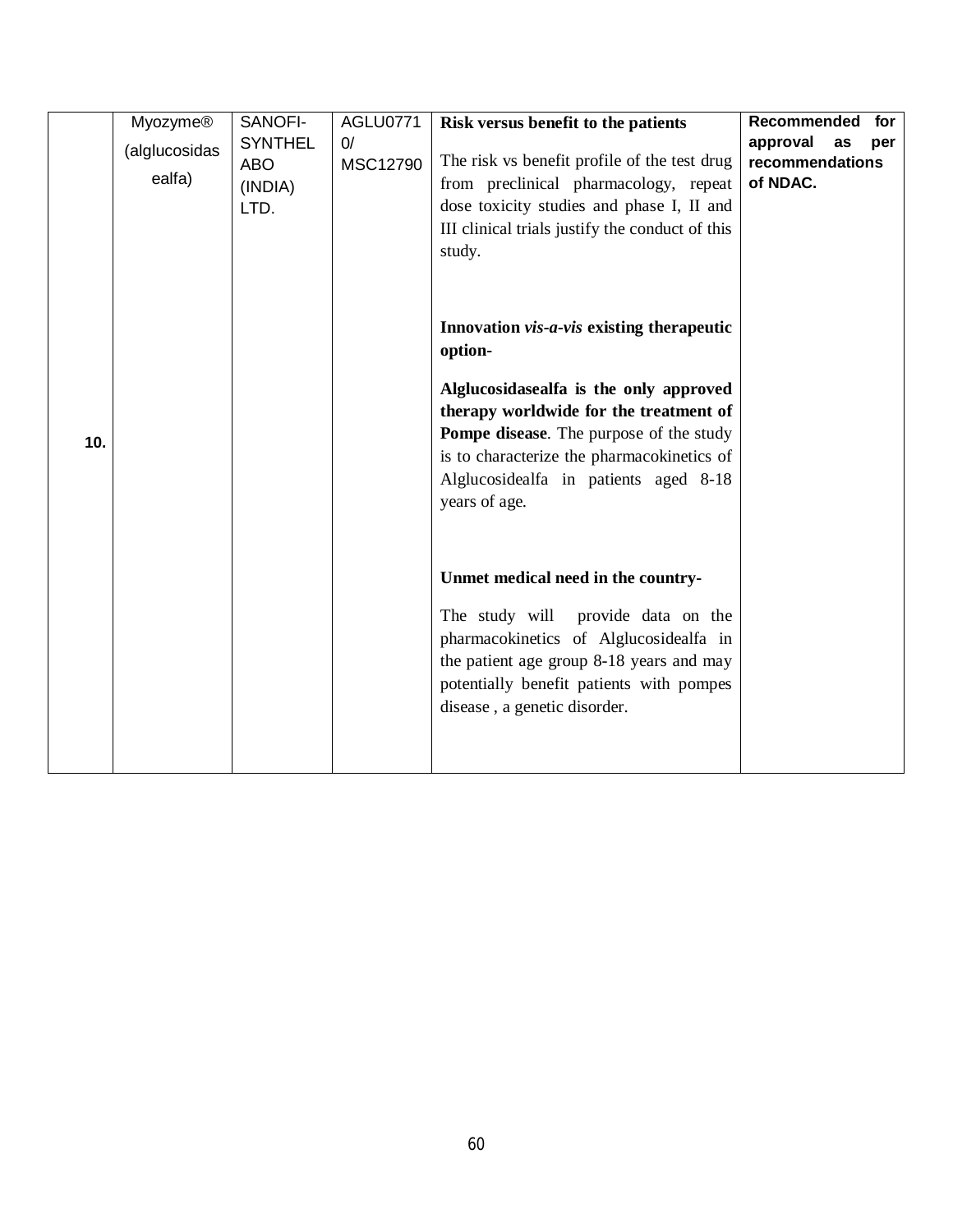| 10. | Myozyme® (alglucosidasealfa) | SANOFI-SYNTHELABO (INDIA) LTD. | AGLU07710/ MSC12790 | **Risk versus benefit to the patients**<br><br>The risk vs benefit profile of the test drug from preclinical pharmacology, repeat dose toxicity studies and phase I, II and III clinical trials justify the conduct of this study.<br><br>**Innovation *vis-a-vis* existing therapeutic option-**<br><br>**Alglucosidasealfa is the only approved therapy worldwide for the treatment of Pompe disease**. The purpose of the study is to characterize the pharmacokinetics of Alglucosidealfa in patients aged 8-18 years of age.<br><br>**Unmet medical need in the country-**<br><br>The study will provide data on the pharmacokinetics of Alglucosidealfa in the patient age group 8-18 years and may potentially benefit patients with pompes disease , a genetic disorder. | **Recommended for approval as per recommendations of NDAC.** |
|---|---|---|---|---|---|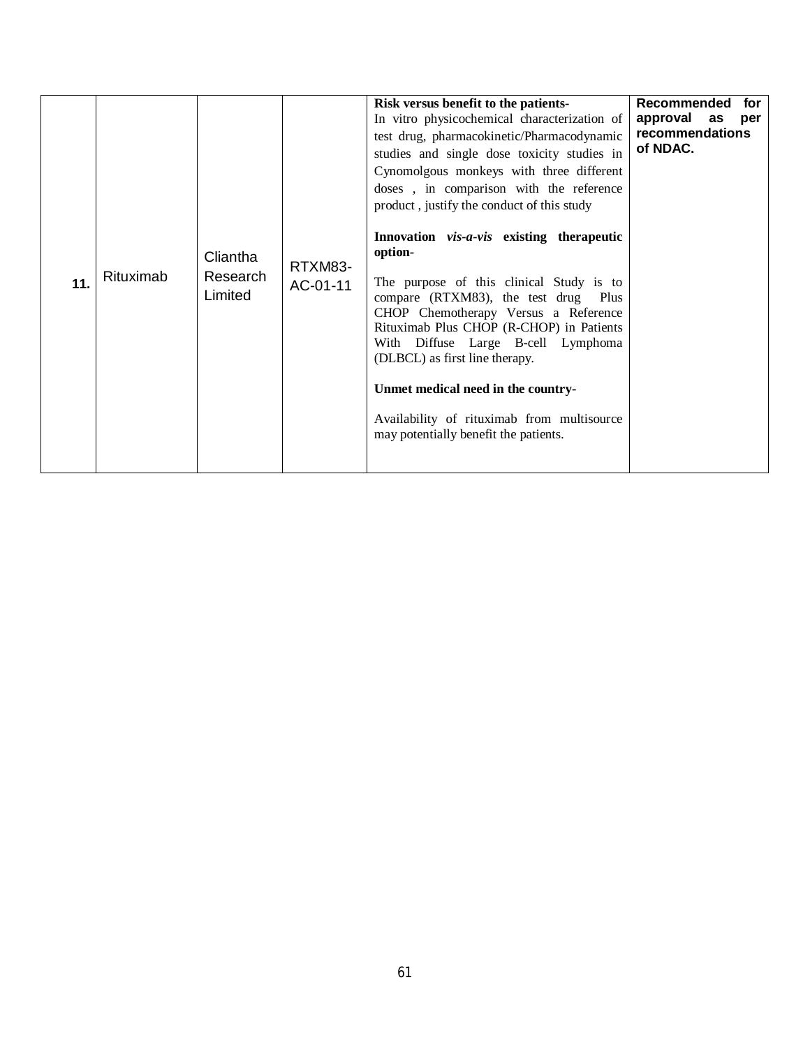| 11. | Rituximab | Cliantha Research Limited | RTXM83-AC-01-11 | **Risk versus benefit to the patients-**<br>In vitro physicochemical characterization of test drug, pharmacokinetic/Pharmacodynamic studies and single dose toxicity studies in Cynomolgous monkeys with three different doses , in comparison with the reference product , justify the conduct of this study<br><br>**Innovation *vis-a-vis* existing therapeutic option-**<br><br>The purpose of this clinical Study is to compare (RTXM83), the test drug Plus CHOP Chemotherapy Versus a Reference Rituximab Plus CHOP (R-CHOP) in Patients With Diffuse Large B-cell Lymphoma (DLBCL) as first line therapy.<br><br>**Unmet medical need in the country-**<br><br>Availability of rituximab from multisource may potentially benefit the patients. | **Recommended for approval as per recommendations of NDAC.** |
|---|---|---|---|---|---|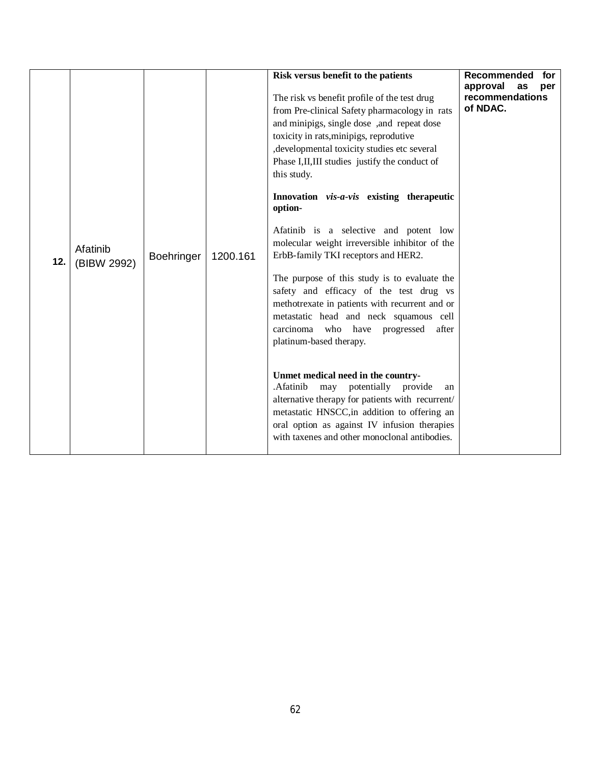| | | | | | |
|---|---|---|---|---|---|
| **12.** | Afatinib (BIBW 2992) | Boehringer | 1200.161 | **Risk versus benefit to the patients**<br><br>The risk vs benefit profile of the test drug from Pre-clinical Safety pharmacology in rats and minipigs, single dose ,and repeat dose toxicity in rats,minipigs, reprodutive ,developmental toxicity studies etc several Phase I,II,III studies justify the conduct of this study.<br><br>**Innovation *vis-a-vis* existing therapeutic option-**<br><br>Afatinib is a selective and potent low molecular weight irreversible inhibitor of the ErbB-family TKI receptors and HER2.<br><br>The purpose of this study is to evaluate the safety and efficacy of the test drug vs methotrexate in patients with recurrent and or metastatic head and neck squamous cell carcinoma who have progressed after platinum-based therapy.<br><br>**Unmet medical need in the country-**<br>.Afatinib may potentially provide an alternative therapy for patients with recurrent/ metastatic HNSCC,in addition to offering an oral option as against IV infusion therapies with taxenes and other monoclonal antibodies. | **Recommended for approval as per recommendations of NDAC.** |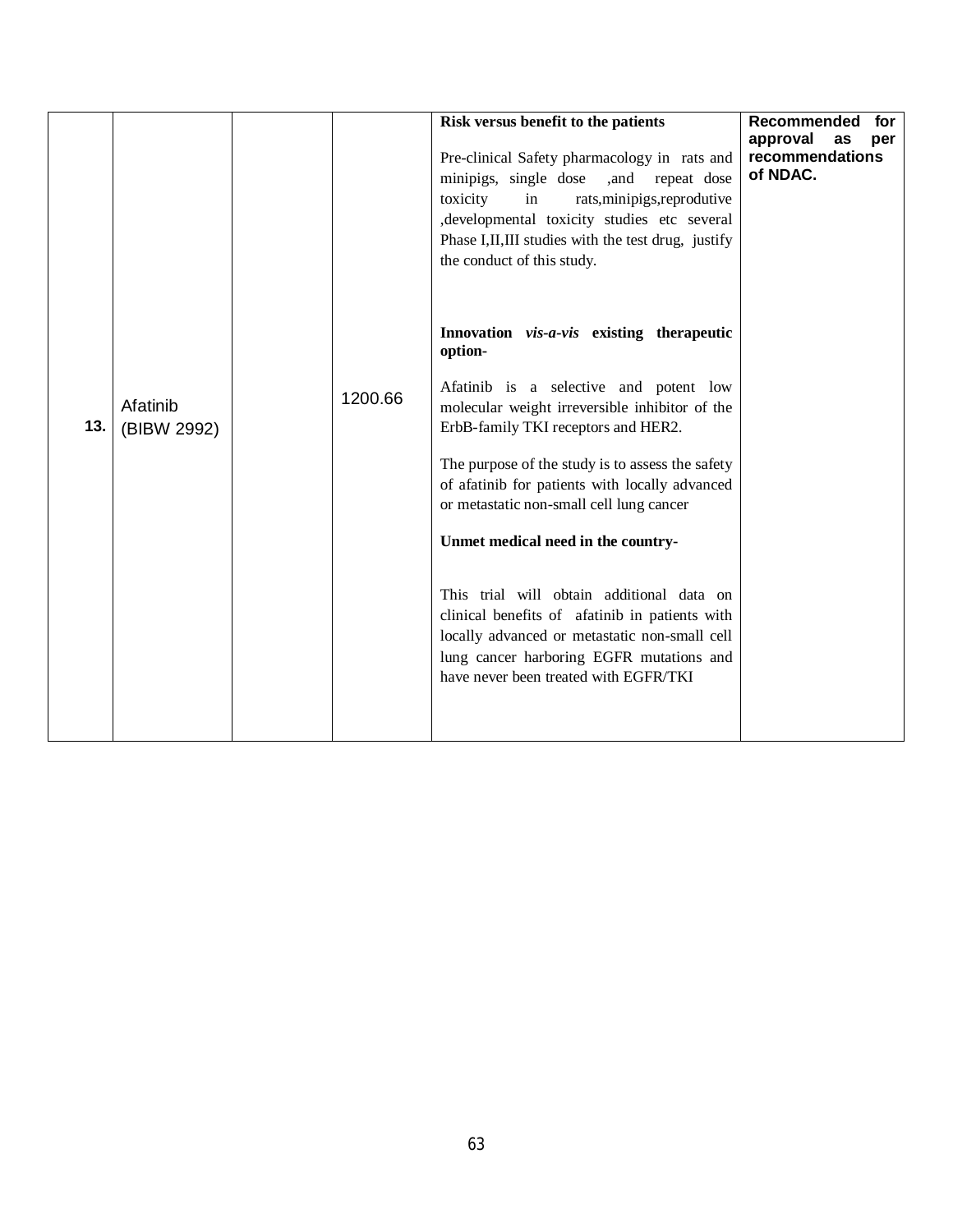| | | | | | |
|---|---|---|---|---|---|
| **13.** | Afatinib (BIBW 2992) | | 1200.66 | **Risk versus benefit to the patients**<br><br>Pre-clinical Safety pharmacology in rats and minipigs, single dose ,and repeat dose toxicity in rats,minipigs,reprodutive ,developmental toxicity studies etc several Phase I,II,III studies with the test drug, justify the conduct of this study.<br><br>**Innovation *vis-a-vis* existing therapeutic option-**<br><br>Afatinib is a selective and potent low molecular weight irreversible inhibitor of the ErbB-family TKI receptors and HER2.<br><br>The purpose of the study is to assess the safety of afatinib for patients with locally advanced or metastatic non-small cell lung cancer<br><br>**Unmet medical need in the country-**<br><br>This trial will obtain additional data on clinical benefits of afatinib in patients with locally advanced or metastatic non-small cell lung cancer harboring EGFR mutations and have never been treated with EGFR/TKI | **Recommended for approval as per recommendations of NDAC.** |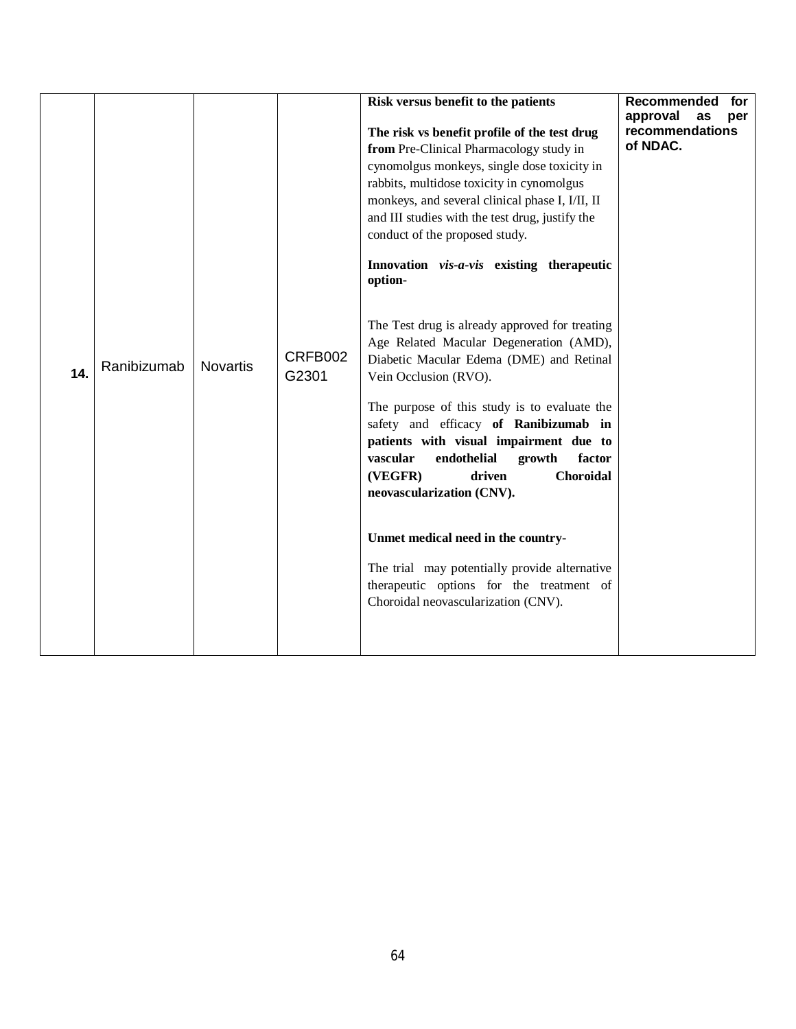| 14. | Ranibizumab | Novartis | CRFB002 G2301 | **Risk versus benefit to the patients**<br><br>**The risk vs benefit profile of the test drug from** Pre-Clinical Pharmacology study in cynomolgus monkeys, single dose toxicity in rabbits, multidose toxicity in cynomolgus monkeys, and several clinical phase I, I/II, II and III studies with the test drug, justify the conduct of the proposed study.<br><br>**Innovation *vis-a-vis* existing therapeutic option-**<br><br>The Test drug is already approved for treating Age Related Macular Degeneration (AMD), Diabetic Macular Edema (DME) and Retinal Vein Occlusion (RVO).<br><br>The purpose of this study is to evaluate the safety and efficacy **of Ranibizumab in patients with visual impairment due to vascular endothelial growth factor (VEGFR) driven Choroidal neovascularization (CNV).**<br><br>**Unmet medical need in the country-**<br><br>The trial may potentially provide alternative therapeutic options for the treatment of Choroidal neovascularization (CNV). | **Recommended for approval as per recommendations of NDAC.** |
|---|---|---|---|---|---|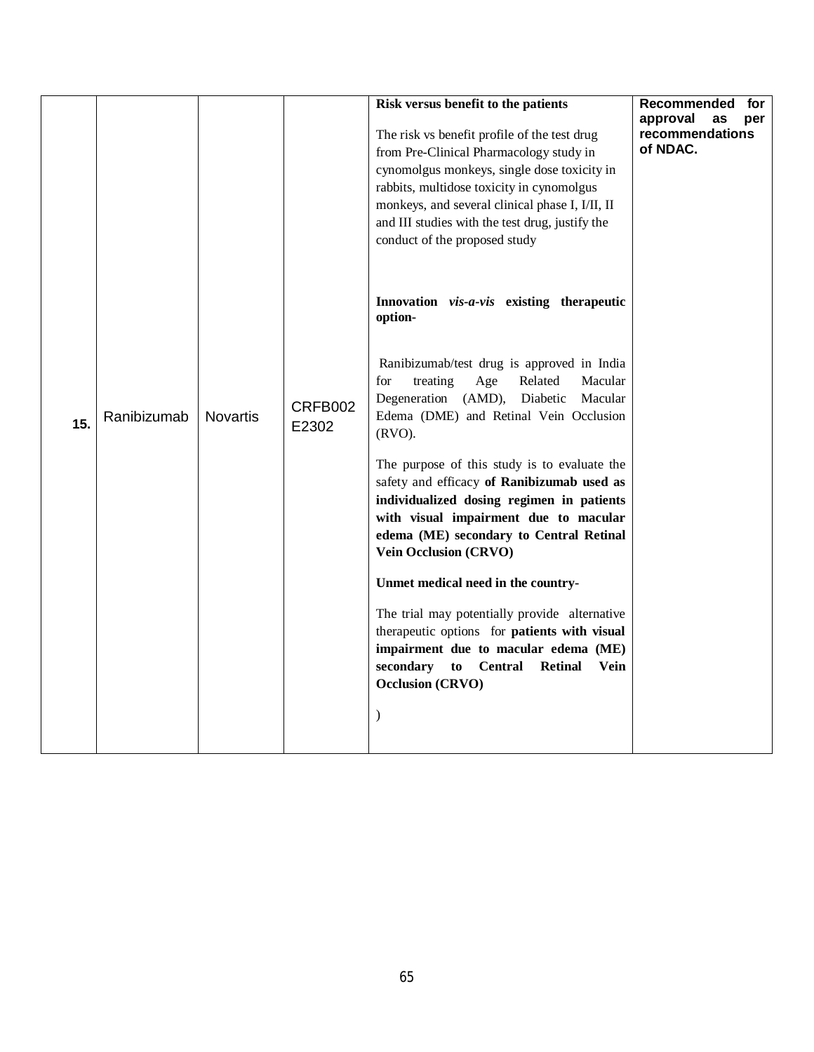| 15. | Ranibizumab | Novartis | CRFB002 E2302 | **Risk versus benefit to the patients**<br><br>The risk vs benefit profile of the test drug from Pre-Clinical Pharmacology study in cynomolgus monkeys, single dose toxicity in rabbits, multidose toxicity in cynomolgus monkeys, and several clinical phase I, I/II, II and III studies with the test drug, justify the conduct of the proposed study<br><br>**Innovation *vis-a-vis* existing therapeutic option-**<br><br>Ranibizumab/test drug is approved in India for treating Age Related Macular Degeneration (AMD), Diabetic Macular Edema (DME) and Retinal Vein Occlusion (RVO).<br><br>The purpose of this study is to evaluate the safety and efficacy **of Ranibizumab used as individualized dosing regimen in patients with visual impairment due to macular edema (ME) secondary to Central Retinal Vein Occlusion (CRVO)**<br><br>**Unmet medical need in the country-**<br><br>The trial may potentially provide alternative therapeutic options for **patients with visual impairment due to macular edema (ME) secondary to Central Retinal Vein Occlusion (CRVO)**<br><br>) | **Recommended for approval as per recommendations of NDAC.** |
|---|---|---|---|---|---|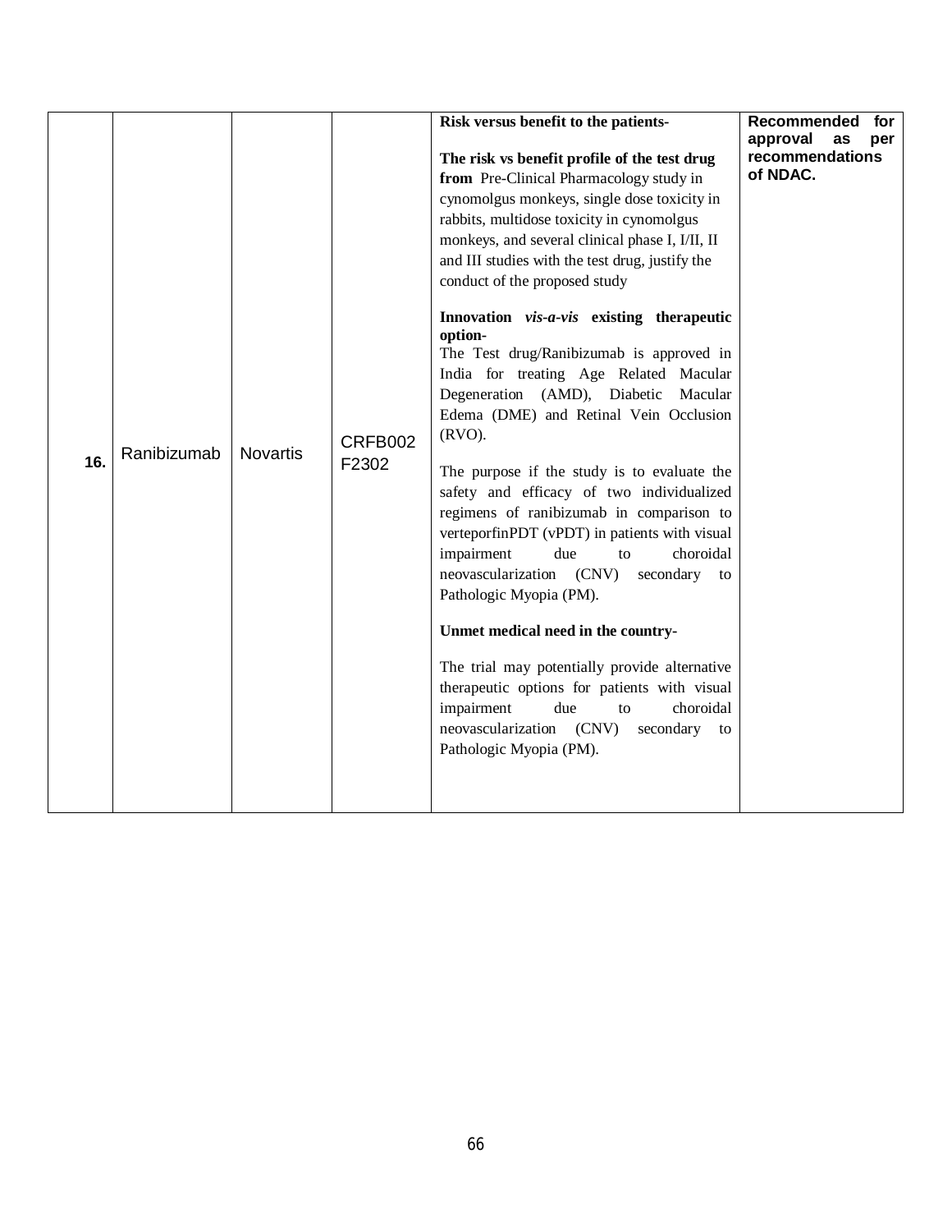| 16. | Ranibizumab | Novartis | CRFB002 F2302 | **Risk versus benefit to the patients-**<br><br>**The risk vs benefit profile of the test drug from** Pre-Clinical Pharmacology study in cynomolgus monkeys, single dose toxicity in rabbits, multidose toxicity in cynomolgus monkeys, and several clinical phase I, I/II, II and III studies with the test drug, justify the conduct of the proposed study<br><br>**Innovation *vis-a-vis* existing therapeutic option-**<br>The Test drug/Ranibizumab is approved in India for treating Age Related Macular Degeneration (AMD), Diabetic Macular Edema (DME) and Retinal Vein Occlusion (RVO).<br><br>The purpose if the study is to evaluate the safety and efficacy of two individualized regimens of ranibizumab in comparison to verteporfinPDT (vPDT) in patients with visual impairment due to choroidal neovascularization (CNV) secondary to Pathologic Myopia (PM).<br><br>**Unmet medical need in the country-**<br><br>The trial may potentially provide alternative therapeutic options for patients with visual impairment due to choroidal neovascularization (CNV) secondary to Pathologic Myopia (PM). | **Recommended for approval as per recommendations of NDAC.** |
|---|---|---|---|---|---|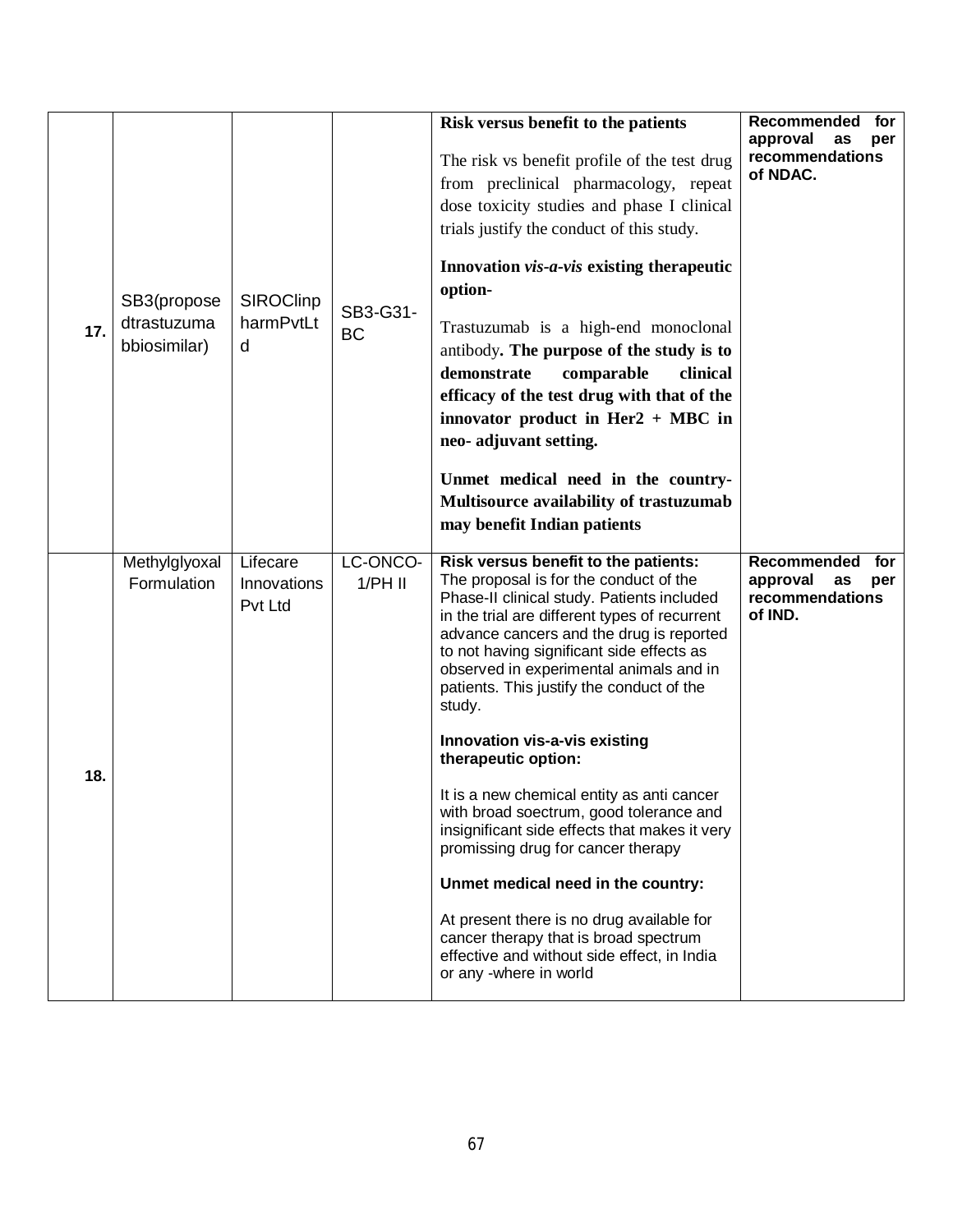| | | | | | |
|---|---|---|---|---|---|
| **17.** | SB3(proposedtrastuzumabbiosimilar) | SIROClinpharmPvtLtd | SB3-G31-BC | **Risk versus benefit to the patients**<br><br>The risk vs benefit profile of the test drug from preclinical pharmacology, repeat dose toxicity studies and phase I clinical trials justify the conduct of this study.<br><br>**Innovation *vis-a-vis* existing therapeutic option-**<br><br>Trastuzumab is a high-end monoclonal antibody**. The purpose of the study is to demonstrate comparable clinical efficacy of the test drug with that of the innovator product in Her2 + MBC in neo- adjuvant setting.**<br><br>**Unmet medical need in the country- Multisource availability of trastuzumab may benefit Indian patients** | **Recommended for approval as per recommendations of NDAC.** |
| **18.** | Methylglyoxal Formulation | Lifecare Innovations Pvt Ltd | LC-ONCO-1/PH II | **Risk versus benefit to the patients:**<br>The proposal is for the conduct of the Phase-II clinical study. Patients included in the trial are different types of recurrent advance cancers and the drug is reported to not having significant side effects as observed in experimental animals and in patients. This justify the conduct of the study.<br><br>**Innovation vis-a-vis existing therapeutic option:**<br><br>It is a new chemical entity as anti cancer with broad soectrum, good tolerance and insignificant side effects that makes it very promissing drug for cancer therapy<br><br>**Unmet medical need in the country:**<br><br>At present there is no drug available for cancer therapy that is broad spectrum effective and without side effect, in India or any -where in world | **Recommended for approval as per recommendations of IND.** |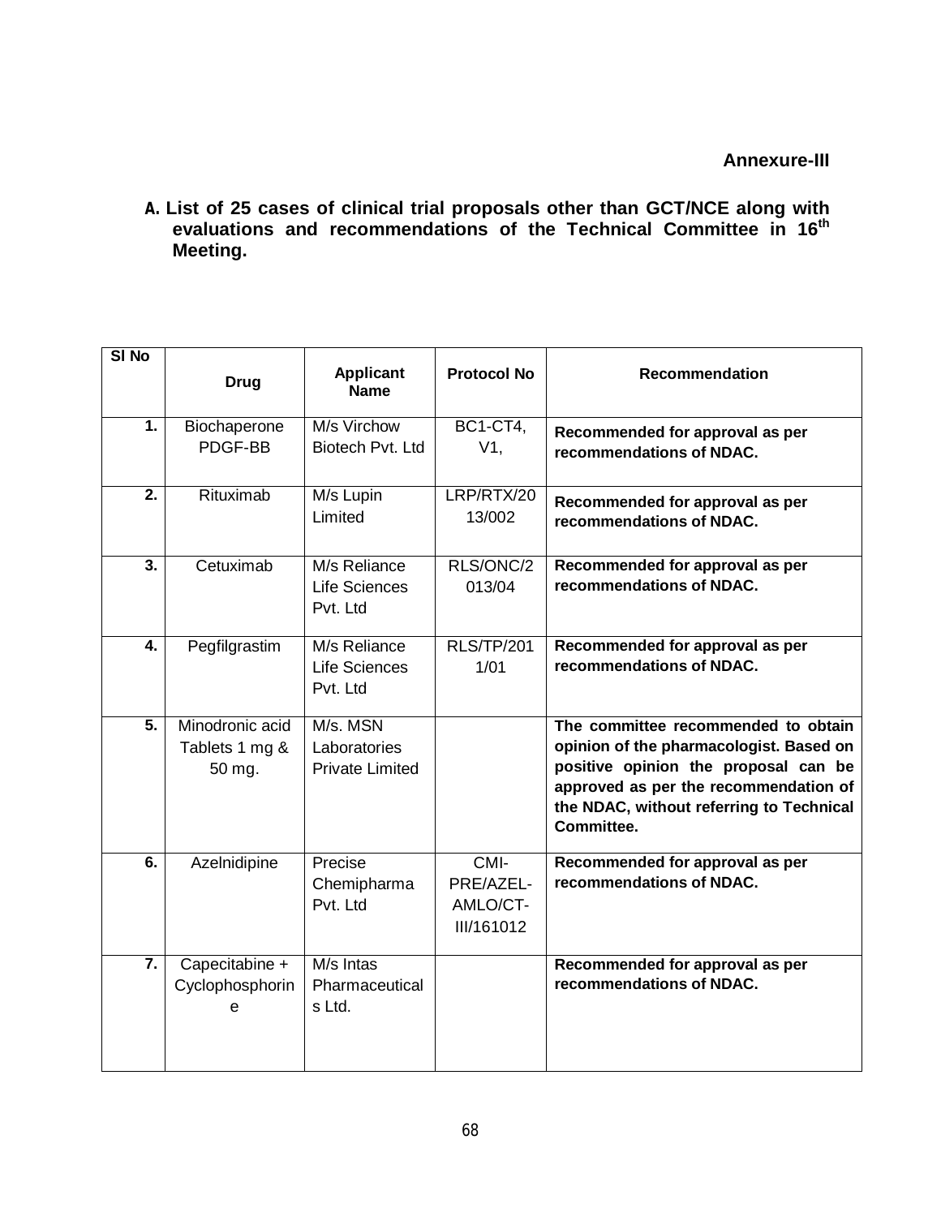**Annexure-III**

**A. List of 25 cases of clinical trial proposals other than GCT/NCE along with evaluations and recommendations of the Technical Committee in 16th Meeting.**

| Sl No | Drug | Applicant Name | Protocol No | Recommendation |
|---|---|---|---|---|
| 1. | Biochaperone PDGF-BB | M/s Virchow Biotech Pvt. Ltd | BC1-CT4, V1, | **Recommended for approval as per recommendations of NDAC.** |
| 2. | Rituximab | M/s Lupin Limited | LRP/RTX/2013/002 | **Recommended for approval as per recommendations of NDAC.** |
| 3. | Cetuximab | M/s Reliance Life Sciences Pvt. Ltd | RLS/ONC/2013/04 | **Recommended for approval as per recommendations of NDAC.** |
| 4. | Pegfilgrastim | M/s Reliance Life Sciences Pvt. Ltd | RLS/TP/2011/01 | **Recommended for approval as per recommendations of NDAC.** |
| 5. | Minodronic acid Tablets 1 mg & 50 mg. | M/s. MSN Laboratories Private Limited | | **The committee recommended to obtain opinion of the pharmacologist. Based on positive opinion the proposal can be approved as per the recommendation of the NDAC, without referring to Technical Committee.** |
| 6. | Azelnidipine | Precise Chemipharma Pvt. Ltd | CMI-PRE/AZEL-AMLO/CT-III/161012 | **Recommended for approval as per recommendations of NDAC.** |
| 7. | Capecitabine + Cyclophosphorine | M/s Intas Pharmaceuticals Ltd. | | **Recommended for approval as per recommendations of NDAC.** |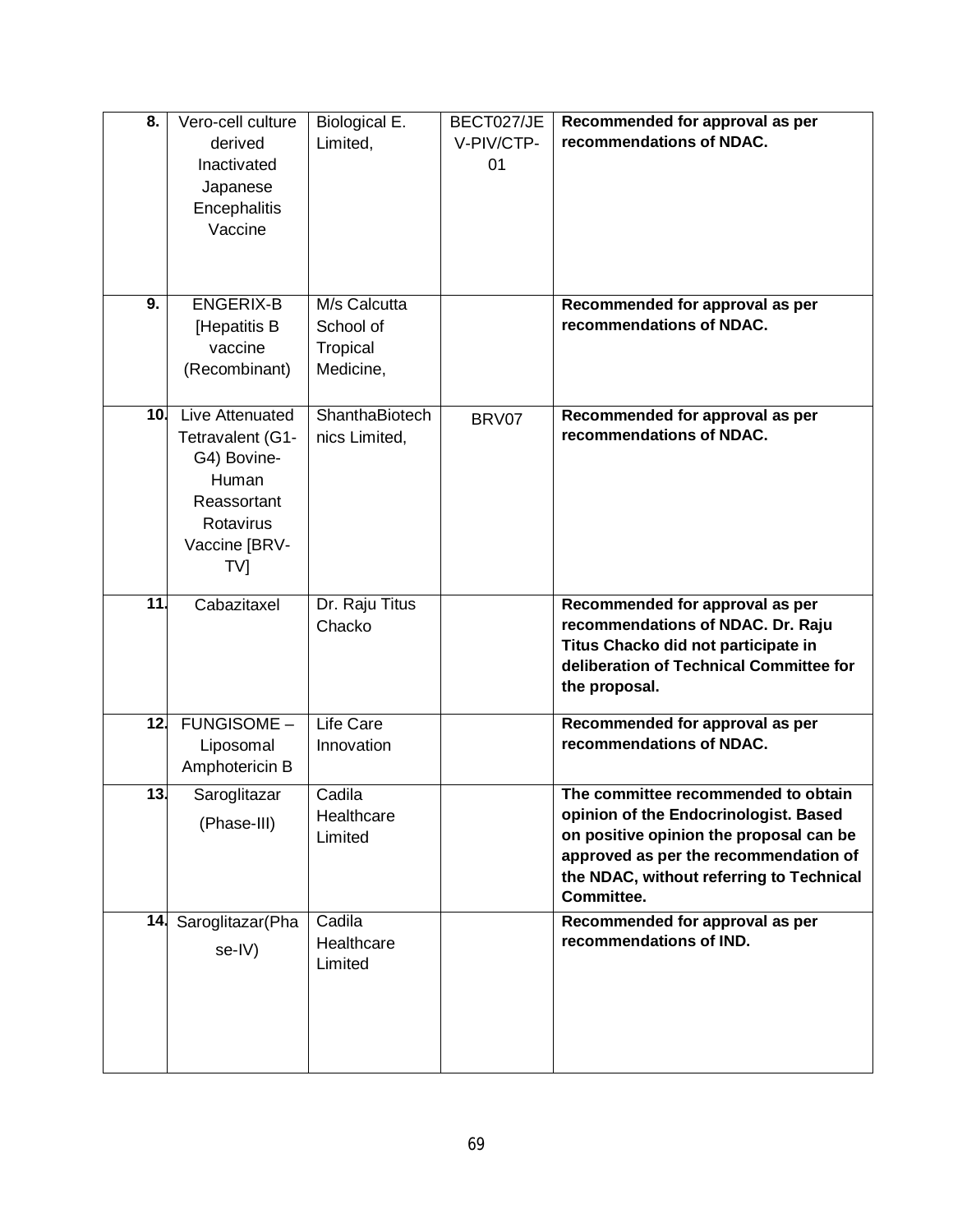| 8. | Vero-cell culture derived Inactivated Japanese Encephalitis Vaccine | Biological E. Limited, | BECT027/JEV-PIV/CTP-01 | **Recommended for approval as per recommendations of NDAC.** |
|---|---|---|---|---|
| 9. | ENGERIX-B [Hepatitis B vaccine (Recombinant) | M/s Calcutta School of Tropical Medicine, | | **Recommended for approval as per recommendations of NDAC.** |
| 10. | Live Attenuated Tetravalent (G1-G4) Bovine-Human Reassortant Rotavirus Vaccine [BRV-TV] | ShanthaBiotechnics Limited, | BRV07 | **Recommended for approval as per recommendations of NDAC.** |
| 11. | Cabazitaxel | Dr. Raju Titus Chacko | | **Recommended for approval as per recommendations of NDAC. Dr. Raju Titus Chacko did not participate in deliberation of Technical Committee for the proposal.** |
| 12. | FUNGISOME – Liposomal Amphotericin B | Life Care Innovation | | **Recommended for approval as per recommendations of NDAC.** |
| 13. | Saroglitazar (Phase-III) | Cadila Healthcare Limited | | **The committee recommended to obtain opinion of the Endocrinologist. Based on positive opinion the proposal can be approved as per the recommendation of the NDAC, without referring to Technical Committee.** |
| 14. | Saroglitazar(Phase-IV) | Cadila Healthcare Limited | | **Recommended for approval as per recommendations of IND.** |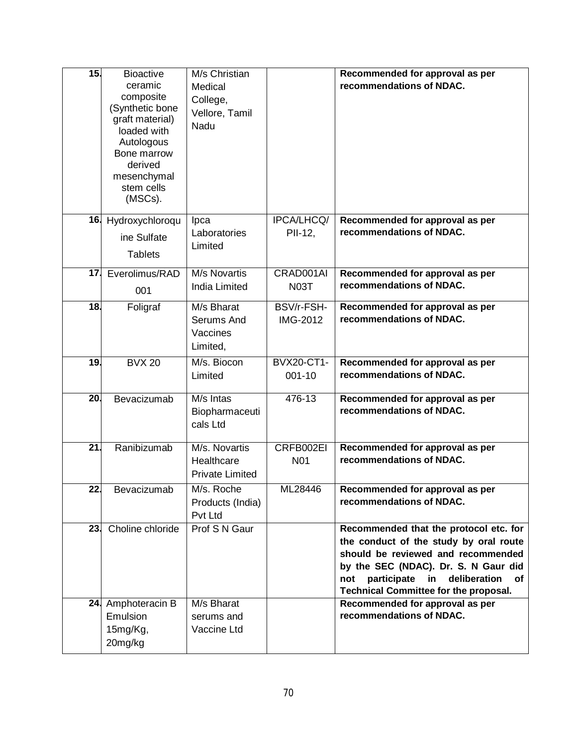| 15. | Bioactive ceramic composite (Synthetic bone graft material) loaded with Autologous Bone marrow derived mesenchymal stem cells (MSCs). | M/s Christian Medical College, Vellore, Tamil Nadu | | **Recommended for approval as per recommendations of NDAC.** |
|---|---|---|---|---|
| 16. | Hydroxychloroquine Sulfate Tablets | Ipca Laboratories Limited | IPCA/LHCQ/ PII-12, | **Recommended for approval as per recommendations of NDAC.** |
| 17. | Everolimus/RAD 001 | M/s Novartis India Limited | CRAD001AI N03T | **Recommended for approval as per recommendations of NDAC.** |
| 18. | Foligraf | M/s Bharat Serums And Vaccines Limited, | BSV/r-FSH-IMG-2012 | **Recommended for approval as per recommendations of NDAC.** |
| 19. | BVX 20 | M/s. Biocon Limited | BVX20-CT1-001-10 | **Recommended for approval as per recommendations of NDAC.** |
| 20. | Bevacizumab | M/s Intas Biopharmaceuticals Ltd | 476-13 | **Recommended for approval as per recommendations of NDAC.** |
| 21. | Ranibizumab | M/s. Novartis Healthcare Private Limited | CRFB002EI N01 | **Recommended for approval as per recommendations of NDAC.** |
| 22. | Bevacizumab | M/s. Roche Products (India) Pvt Ltd | ML28446 | **Recommended for approval as per recommendations of NDAC.** |
| 23. | Choline chloride | Prof S N Gaur | | **Recommended that the protocol etc. for the conduct of the study by oral route should be reviewed and recommended by the SEC (NDAC). Dr. S. N Gaur did not participate in deliberation of Technical Committee for the proposal.** |
| 24. | Amphoteracin B Emulsion 15mg/Kg, 20mg/kg | M/s Bharat serums and Vaccine Ltd | | **Recommended for approval as per recommendations of NDAC.** |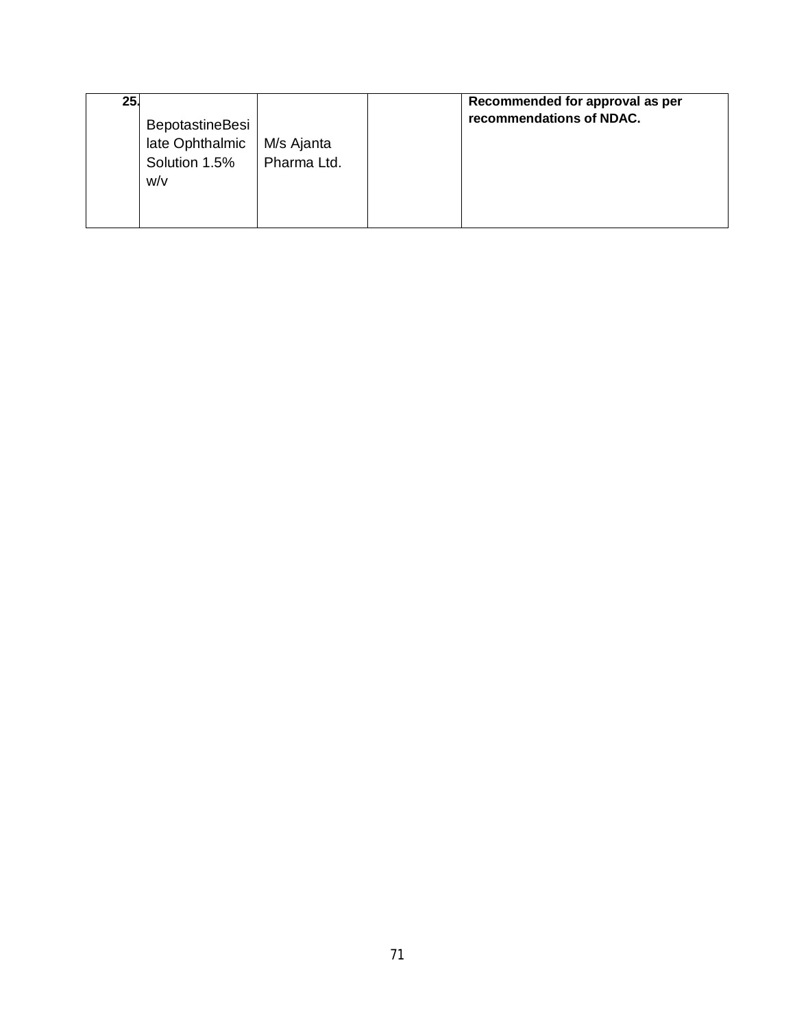| | | | | |
|---|---|---|---|---|
| **25.** | BepotastineBesilate Ophthalmic Solution 1.5% w/v | M/s Ajanta Pharma Ltd. | | **Recommended for approval as per recommendations of NDAC.** |